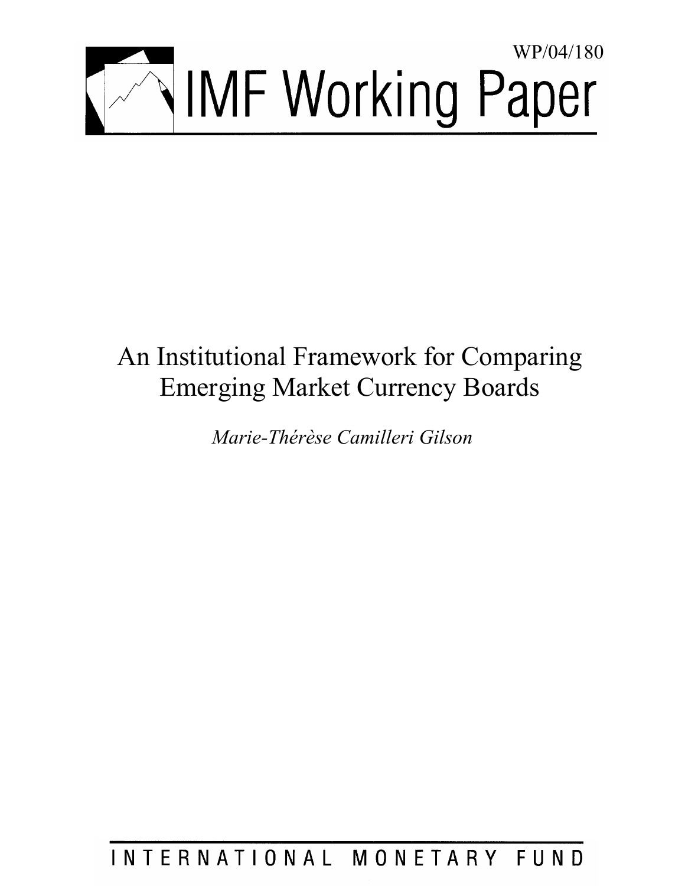WP/04/180

# IMF Working Paper

# An Institutional Framework for Comparing Emerging Market Currency Boards

*Marie-Thérèse Camilleri Gilson*

INTERNATIONAL MONETARY FUND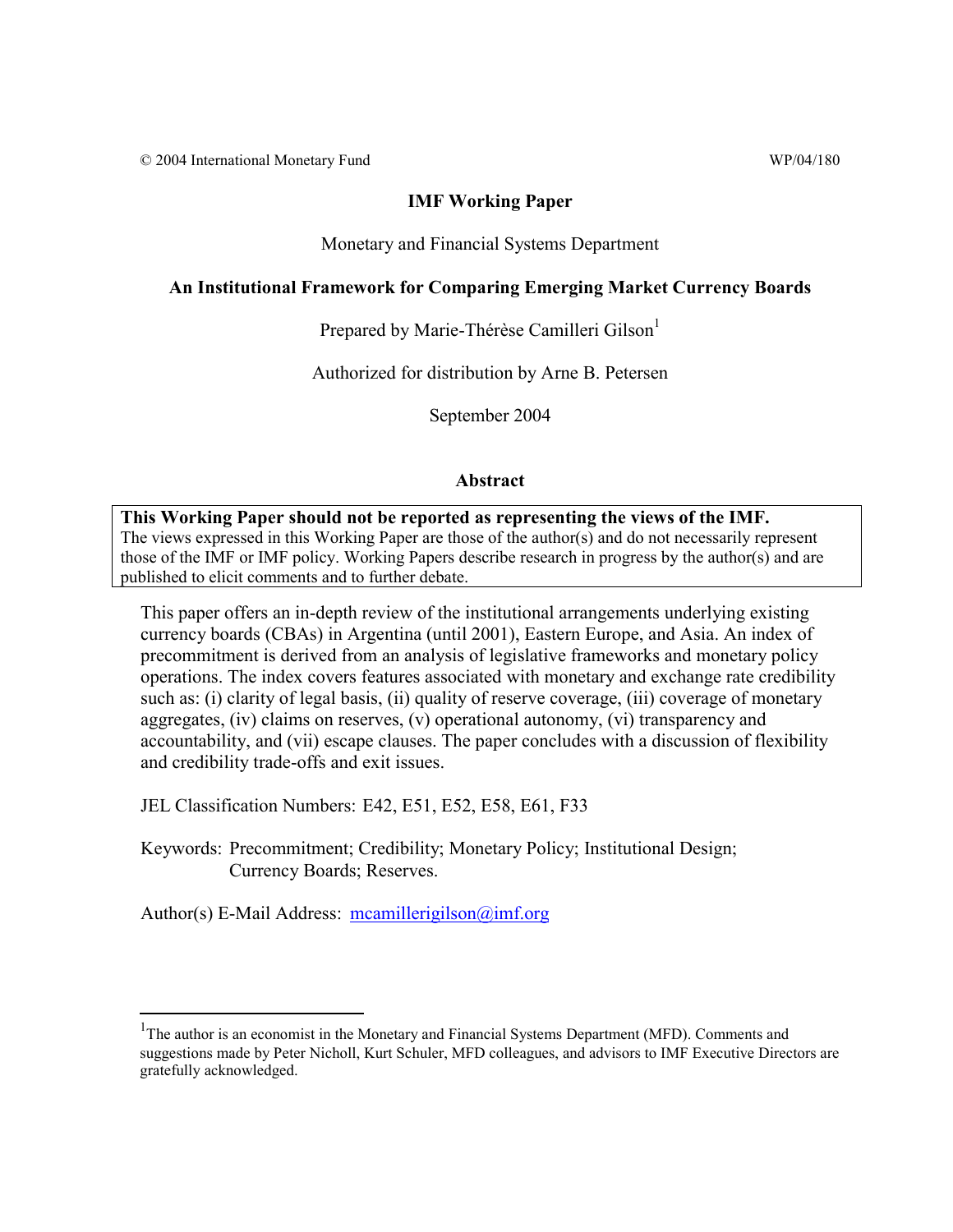© 2004 International Monetary Fund WP/04/180

**IMF Working Paper**

Monetary and Financial Systems Department

**An Institutional Framework for Comparing Emerging Market Currency Boards**

Prepared by Marie-Thérèse Camilleri Gilson[1]

Authorized for distribution by Arne B. Petersen

September 2004

## Abstract

**This Working Paper should not be reported as representing the views of the IMF.**
The views expressed in this Working Paper are those of the author(s) and do not necessarily represent those of the IMF or IMF policy. Working Papers describe research in progress by the author(s) and are published to elicit comments and to further debate.

This paper offers an in-depth review of the institutional arrangements underlying existing currency boards (CBAs) in Argentina (until 2001), Eastern Europe, and Asia. An index of precommitment is derived from an analysis of legislative frameworks and monetary policy operations. The index covers features associated with monetary and exchange rate credibility such as: (i) clarity of legal basis, (ii) quality of reserve coverage, (iii) coverage of monetary aggregates, (iv) claims on reserves, (v) operational autonomy, (vi) transparency and accountability, and (vii) escape clauses. The paper concludes with a discussion of flexibility and credibility trade-offs and exit issues.

JEL Classification Numbers: E42, E51, E52, E58, E61, F33

Keywords: Precommitment; Credibility; Monetary Policy; Institutional Design; Currency Boards; Reserves.

Author(s) E-Mail Address: mcamillerigilson@imf.org

[1] The author is an economist in the Monetary and Financial Systems Department (MFD). Comments and suggestions made by Peter Nicholl, Kurt Schuler, MFD colleagues, and advisors to IMF Executive Directors are gratefully acknowledged.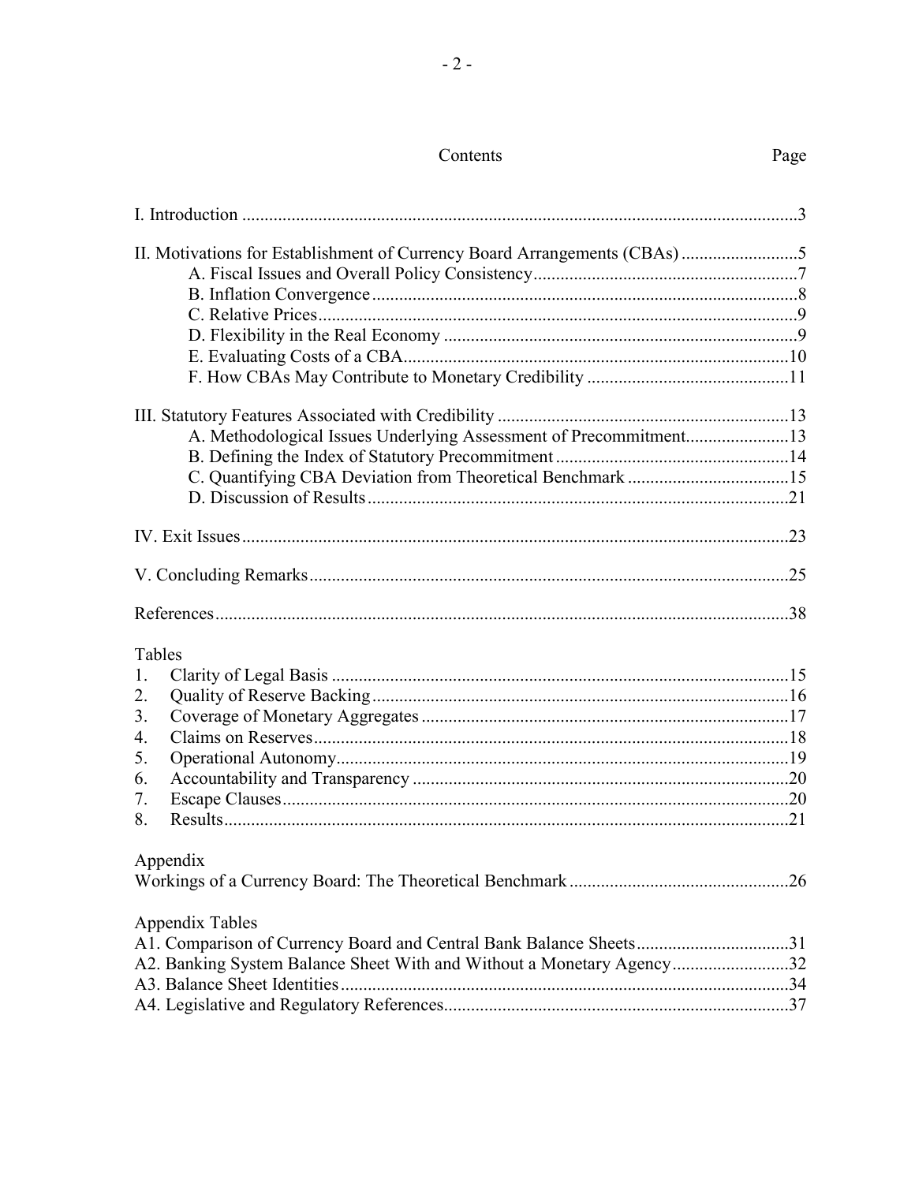## Contents

| | Page |
|---|---|
| I. Introduction | 3 |
| II. Motivations for Establishment of Currency Board Arrangements (CBAs) | 5 |
| A. Fiscal Issues and Overall Policy Consistency | 7 |
| B. Inflation Convergence | 8 |
| C. Relative Prices | 9 |
| D. Flexibility in the Real Economy | 9 |
| E. Evaluating Costs of a CBA | 10 |
| F. How CBAs May Contribute to Monetary Credibility | 11 |
| III. Statutory Features Associated with Credibility | 13 |
| A. Methodological Issues Underlying Assessment of Precommitment | 13 |
| B. Defining the Index of Statutory Precommitment | 14 |
| C. Quantifying CBA Deviation from Theoretical Benchmark | 15 |
| D. Discussion of Results | 21 |
| IV. Exit Issues | 23 |
| V. Concluding Remarks | 25 |
| References | 38 |

Tables

| | Page |
|---|---|
| 1. Clarity of Legal Basis | 15 |
| 2. Quality of Reserve Backing | 16 |
| 3. Coverage of Monetary Aggregates | 17 |
| 4. Claims on Reserves | 18 |
| 5. Operational Autonomy | 19 |
| 6. Accountability and Transparency | 20 |
| 7. Escape Clauses | 20 |
| 8. Results | 21 |

Appendix

| | Page |
|---|---|
| Workings of a Currency Board: The Theoretical Benchmark | 26 |

Appendix Tables

| | Page |
|---|---|
| A1. Comparison of Currency Board and Central Bank Balance Sheets | 31 |
| A2. Banking System Balance Sheet With and Without a Monetary Agency | 32 |
| A3. Balance Sheet Identities | 34 |
| A4. Legislative and Regulatory References | 37 |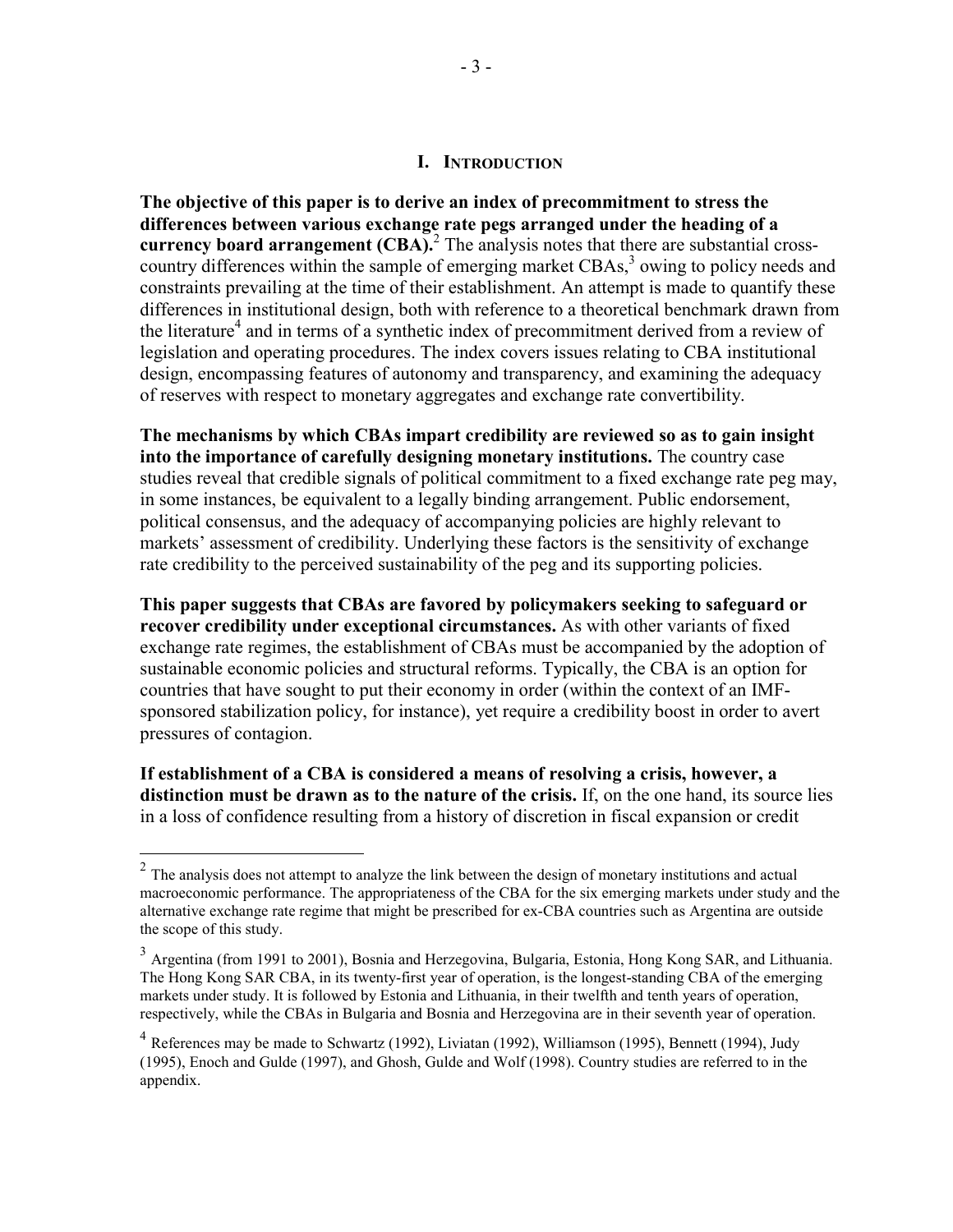# I. INTRODUCTION

**The objective of this paper is to derive an index of precommitment to stress the differences between various exchange rate pegs arranged under the heading of a currency board arrangement (CBA).**[2] The analysis notes that there are substantial cross-country differences within the sample of emerging market CBAs,[3] owing to policy needs and constraints prevailing at the time of their establishment. An attempt is made to quantify these differences in institutional design, both with reference to a theoretical benchmark drawn from the literature[4] and in terms of a synthetic index of precommitment derived from a review of legislation and operating procedures. The index covers issues relating to CBA institutional design, encompassing features of autonomy and transparency, and examining the adequacy of reserves with respect to monetary aggregates and exchange rate convertibility.

**The mechanisms by which CBAs impart credibility are reviewed so as to gain insight into the importance of carefully designing monetary institutions.** The country case studies reveal that credible signals of political commitment to a fixed exchange rate peg may, in some instances, be equivalent to a legally binding arrangement. Public endorsement, political consensus, and the adequacy of accompanying policies are highly relevant to markets' assessment of credibility. Underlying these factors is the sensitivity of exchange rate credibility to the perceived sustainability of the peg and its supporting policies.

**This paper suggests that CBAs are favored by policymakers seeking to safeguard or recover credibility under exceptional circumstances.** As with other variants of fixed exchange rate regimes, the establishment of CBAs must be accompanied by the adoption of sustainable economic policies and structural reforms. Typically, the CBA is an option for countries that have sought to put their economy in order (within the context of an IMF-sponsored stabilization policy, for instance), yet require a credibility boost in order to avert pressures of contagion.

**If establishment of a CBA is considered a means of resolving a crisis, however, a distinction must be drawn as to the nature of the crisis.** If, on the one hand, its source lies in a loss of confidence resulting from a history of discretion in fiscal expansion or credit

---

[2] The analysis does not attempt to analyze the link between the design of monetary institutions and actual macroeconomic performance. The appropriateness of the CBA for the six emerging markets under study and the alternative exchange rate regime that might be prescribed for ex-CBA countries such as Argentina are outside the scope of this study.

[3] Argentina (from 1991 to 2001), Bosnia and Herzegovina, Bulgaria, Estonia, Hong Kong SAR, and Lithuania. The Hong Kong SAR CBA, in its twenty-first year of operation, is the longest-standing CBA of the emerging markets under study. It is followed by Estonia and Lithuania, in their twelfth and tenth years of operation, respectively, while the CBAs in Bulgaria and Bosnia and Herzegovina are in their seventh year of operation.

[4] References may be made to Schwartz (1992), Liviatan (1992), Williamson (1995), Bennett (1994), Judy (1995), Enoch and Gulde (1997), and Ghosh, Gulde and Wolf (1998). Country studies are referred to in the appendix.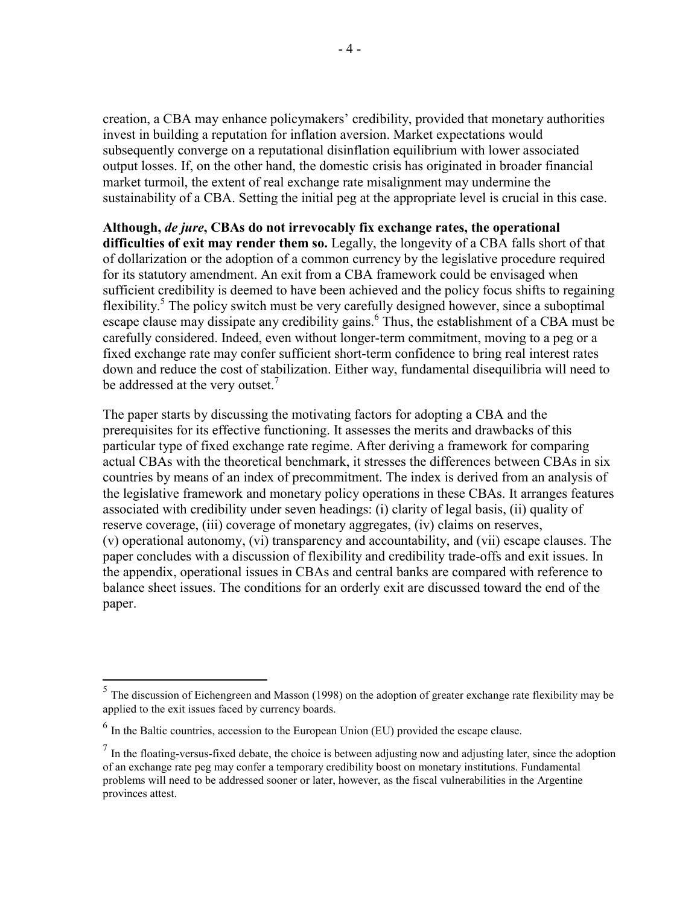creation, a CBA may enhance policymakers' credibility, provided that monetary authorities invest in building a reputation for inflation aversion. Market expectations would subsequently converge on a reputational disinflation equilibrium with lower associated output losses. If, on the other hand, the domestic crisis has originated in broader financial market turmoil, the extent of real exchange rate misalignment may undermine the sustainability of a CBA. Setting the initial peg at the appropriate level is crucial in this case.

**Although, *de jure*, CBAs do not irrevocably fix exchange rates, the operational difficulties of exit may render them so.** Legally, the longevity of a CBA falls short of that of dollarization or the adoption of a common currency by the legislative procedure required for its statutory amendment. An exit from a CBA framework could be envisaged when sufficient credibility is deemed to have been achieved and the policy focus shifts to regaining flexibility.[5] The policy switch must be very carefully designed however, since a suboptimal escape clause may dissipate any credibility gains.[6] Thus, the establishment of a CBA must be carefully considered. Indeed, even without longer-term commitment, moving to a peg or a fixed exchange rate may confer sufficient short-term confidence to bring real interest rates down and reduce the cost of stabilization. Either way, fundamental disequilibria will need to be addressed at the very outset.[7]

The paper starts by discussing the motivating factors for adopting a CBA and the prerequisites for its effective functioning. It assesses the merits and drawbacks of this particular type of fixed exchange rate regime. After deriving a framework for comparing actual CBAs with the theoretical benchmark, it stresses the differences between CBAs in six countries by means of an index of precommitment. The index is derived from an analysis of the legislative framework and monetary policy operations in these CBAs. It arranges features associated with credibility under seven headings: (i) clarity of legal basis, (ii) quality of reserve coverage, (iii) coverage of monetary aggregates, (iv) claims on reserves, (v) operational autonomy, (vi) transparency and accountability, and (vii) escape clauses. The paper concludes with a discussion of flexibility and credibility trade-offs and exit issues. In the appendix, operational issues in CBAs and central banks are compared with reference to balance sheet issues. The conditions for an orderly exit are discussed toward the end of the paper.

---

[5] The discussion of Eichengreen and Masson (1998) on the adoption of greater exchange rate flexibility may be applied to the exit issues faced by currency boards.

[6] In the Baltic countries, accession to the European Union (EU) provided the escape clause.

[7] In the floating-versus-fixed debate, the choice is between adjusting now and adjusting later, since the adoption of an exchange rate peg may confer a temporary credibility boost on monetary institutions. Fundamental problems will need to be addressed sooner or later, however, as the fiscal vulnerabilities in the Argentine provinces attest.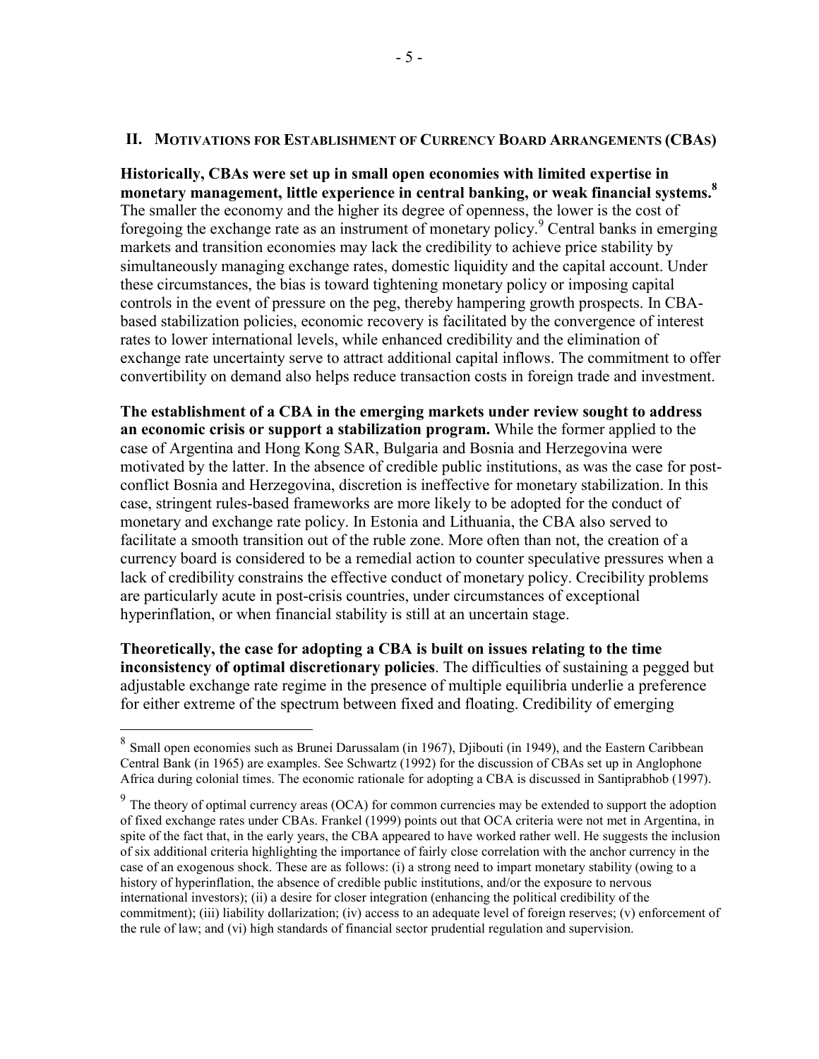## II. Motivations for Establishment of Currency Board Arrangements (CBAs)

**Historically, CBAs were set up in small open economies with limited expertise in monetary management, little experience in central banking, or weak financial systems.**[8] The smaller the economy and the higher its degree of openness, the lower is the cost of foregoing the exchange rate as an instrument of monetary policy.[9] Central banks in emerging markets and transition economies may lack the credibility to achieve price stability by simultaneously managing exchange rates, domestic liquidity and the capital account. Under these circumstances, the bias is toward tightening monetary policy or imposing capital controls in the event of pressure on the peg, thereby hampering growth prospects. In CBA-based stabilization policies, economic recovery is facilitated by the convergence of interest rates to lower international levels, while enhanced credibility and the elimination of exchange rate uncertainty serve to attract additional capital inflows. The commitment to offer convertibility on demand also helps reduce transaction costs in foreign trade and investment.

**The establishment of a CBA in the emerging markets under review sought to address an economic crisis or support a stabilization program.** While the former applied to the case of Argentina and Hong Kong SAR, Bulgaria and Bosnia and Herzegovina were motivated by the latter. In the absence of credible public institutions, as was the case for post-conflict Bosnia and Herzegovina, discretion is ineffective for monetary stabilization. In this case, stringent rules-based frameworks are more likely to be adopted for the conduct of monetary and exchange rate policy. In Estonia and Lithuania, the CBA also served to facilitate a smooth transition out of the ruble zone. More often than not, the creation of a currency board is considered to be a remedial action to counter speculative pressures when a lack of credibility constrains the effective conduct of monetary policy. Crecibility problems are particularly acute in post-crisis countries, under circumstances of exceptional hyperinflation, or when financial stability is still at an uncertain stage.

**Theoretically, the case for adopting a CBA is built on issues relating to the time inconsistency of optimal discretionary policies**. The difficulties of sustaining a pegged but adjustable exchange rate regime in the presence of multiple equilibria underlie a preference for either extreme of the spectrum between fixed and floating. Credibility of emerging

---

[8] Small open economies such as Brunei Darussalam (in 1967), Djibouti (in 1949), and the Eastern Caribbean Central Bank (in 1965) are examples. See Schwartz (1992) for the discussion of CBAs set up in Anglophone Africa during colonial times. The economic rationale for adopting a CBA is discussed in Santiprabhob (1997).

[9] The theory of optimal currency areas (OCA) for common currencies may be extended to support the adoption of fixed exchange rates under CBAs. Frankel (1999) points out that OCA criteria were not met in Argentina, in spite of the fact that, in the early years, the CBA appeared to have worked rather well. He suggests the inclusion of six additional criteria highlighting the importance of fairly close correlation with the anchor currency in the case of an exogenous shock. These are as follows: (i) a strong need to impart monetary stability (owing to a history of hyperinflation, the absence of credible public institutions, and/or the exposure to nervous international investors); (ii) a desire for closer integration (enhancing the political credibility of the commitment); (iii) liability dollarization; (iv) access to an adequate level of foreign reserves; (v) enforcement of the rule of law; and (vi) high standards of financial sector prudential regulation and supervision.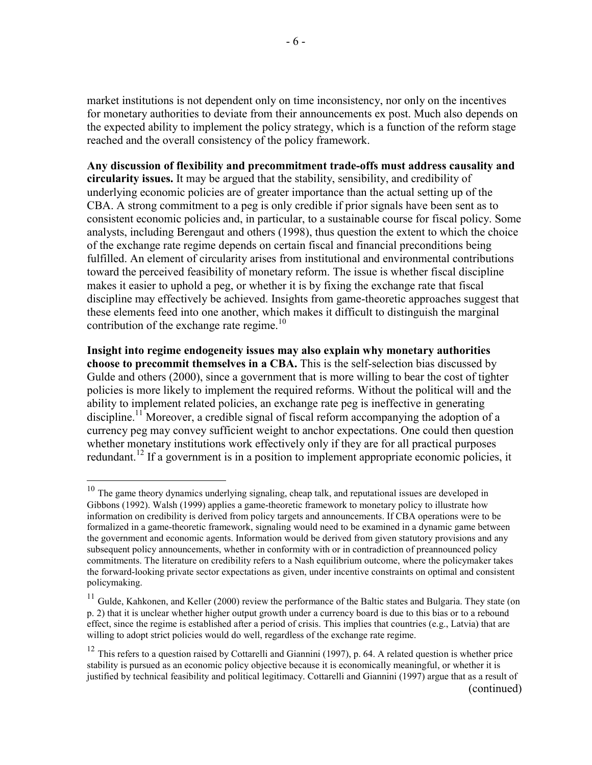market institutions is not dependent only on time inconsistency, nor only on the incentives for monetary authorities to deviate from their announcements ex post. Much also depends on the expected ability to implement the policy strategy, which is a function of the reform stage reached and the overall consistency of the policy framework.

**Any discussion of flexibility and precommitment trade-offs must address causality and circularity issues.** It may be argued that the stability, sensibility, and credibility of underlying economic policies are of greater importance than the actual setting up of the CBA. A strong commitment to a peg is only credible if prior signals have been sent as to consistent economic policies and, in particular, to a sustainable course for fiscal policy. Some analysts, including Berengaut and others (1998), thus question the extent to which the choice of the exchange rate regime depends on certain fiscal and financial preconditions being fulfilled. An element of circularity arises from institutional and environmental contributions toward the perceived feasibility of monetary reform. The issue is whether fiscal discipline makes it easier to uphold a peg, or whether it is by fixing the exchange rate that fiscal discipline may effectively be achieved. Insights from game-theoretic approaches suggest that these elements feed into one another, which makes it difficult to distinguish the marginal contribution of the exchange rate regime.[10]

**Insight into regime endogeneity issues may also explain why monetary authorities choose to precommit themselves in a CBA.** This is the self-selection bias discussed by Gulde and others (2000), since a government that is more willing to bear the cost of tighter policies is more likely to implement the required reforms. Without the political will and the ability to implement related policies, an exchange rate peg is ineffective in generating discipline.[11] Moreover, a credible signal of fiscal reform accompanying the adoption of a currency peg may convey sufficient weight to anchor expectations. One could then question whether monetary institutions work effectively only if they are for all practical purposes redundant.[12] If a government is in a position to implement appropriate economic policies, it

---

[10] The game theory dynamics underlying signaling, cheap talk, and reputational issues are developed in Gibbons (1992). Walsh (1999) applies a game-theoretic framework to monetary policy to illustrate how information on credibility is derived from policy targets and announcements. If CBA operations were to be formalized in a game-theoretic framework, signaling would need to be examined in a dynamic game between the government and economic agents. Information would be derived from given statutory provisions and any subsequent policy announcements, whether in conformity with or in contradiction of preannounced policy commitments. The literature on credibility refers to a Nash equilibrium outcome, where the policymaker takes the forward-looking private sector expectations as given, under incentive constraints on optimal and consistent policymaking.

[11] Gulde, Kahkonen, and Keller (2000) review the performance of the Baltic states and Bulgaria. They state (on p. 2) that it is unclear whether higher output growth under a currency board is due to this bias or to a rebound effect, since the regime is established after a period of crisis. This implies that countries (e.g., Latvia) that are willing to adopt strict policies would do well, regardless of the exchange rate regime.

[12] This refers to a question raised by Cottarelli and Giannini (1997), p. 64. A related question is whether price stability is pursued as an economic policy objective because it is economically meaningful, or whether it is justified by technical feasibility and political legitimacy. Cottarelli and Giannini (1997) argue that as a result of (continued)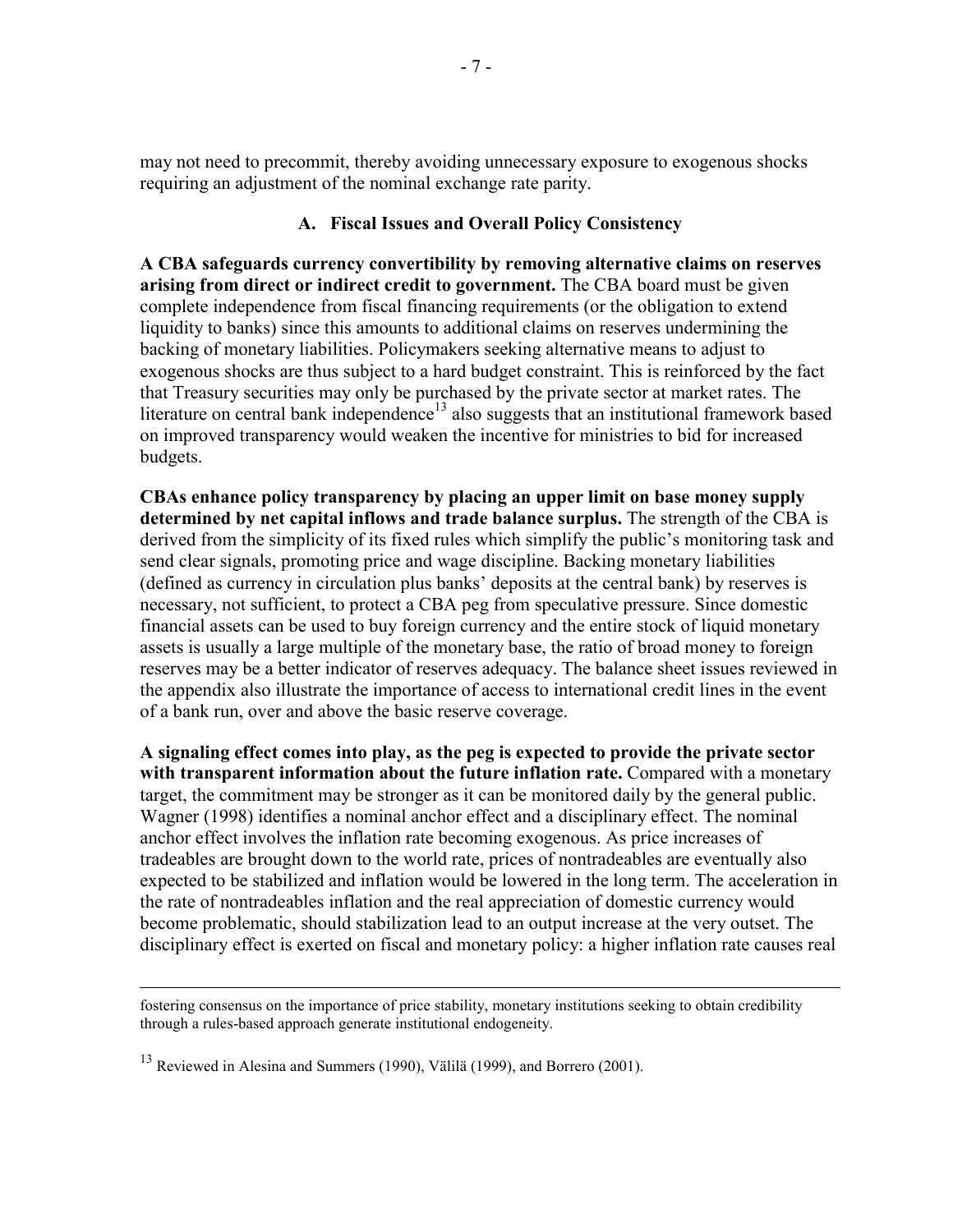may not need to precommit, thereby avoiding unnecessary exposure to exogenous shocks requiring an adjustment of the nominal exchange rate parity.

### A. Fiscal Issues and Overall Policy Consistency

**A CBA safeguards currency convertibility by removing alternative claims on reserves arising from direct or indirect credit to government.** The CBA board must be given complete independence from fiscal financing requirements (or the obligation to extend liquidity to banks) since this amounts to additional claims on reserves undermining the backing of monetary liabilities. Policymakers seeking alternative means to adjust to exogenous shocks are thus subject to a hard budget constraint. This is reinforced by the fact that Treasury securities may only be purchased by the private sector at market rates. The literature on central bank independence[13] also suggests that an institutional framework based on improved transparency would weaken the incentive for ministries to bid for increased budgets.

**CBAs enhance policy transparency by placing an upper limit on base money supply determined by net capital inflows and trade balance surplus.** The strength of the CBA is derived from the simplicity of its fixed rules which simplify the public's monitoring task and send clear signals, promoting price and wage discipline. Backing monetary liabilities (defined as currency in circulation plus banks' deposits at the central bank) by reserves is necessary, not sufficient, to protect a CBA peg from speculative pressure. Since domestic financial assets can be used to buy foreign currency and the entire stock of liquid monetary assets is usually a large multiple of the monetary base, the ratio of broad money to foreign reserves may be a better indicator of reserves adequacy. The balance sheet issues reviewed in the appendix also illustrate the importance of access to international credit lines in the event of a bank run, over and above the basic reserve coverage.

**A signaling effect comes into play, as the peg is expected to provide the private sector with transparent information about the future inflation rate.** Compared with a monetary target, the commitment may be stronger as it can be monitored daily by the general public. Wagner (1998) identifies a nominal anchor effect and a disciplinary effect. The nominal anchor effect involves the inflation rate becoming exogenous. As price increases of tradeables are brought down to the world rate, prices of nontradeables are eventually also expected to be stabilized and inflation would be lowered in the long term. The acceleration in the rate of nontradeables inflation and the real appreciation of domestic currency would become problematic, should stabilization lead to an output increase at the very outset. The disciplinary effect is exerted on fiscal and monetary policy: a higher inflation rate causes real

---

fostering consensus on the importance of price stability, monetary institutions seeking to obtain credibility through a rules-based approach generate institutional endogeneity.

[13] Reviewed in Alesina and Summers (1990), Välilä (1999), and Borrero (2001).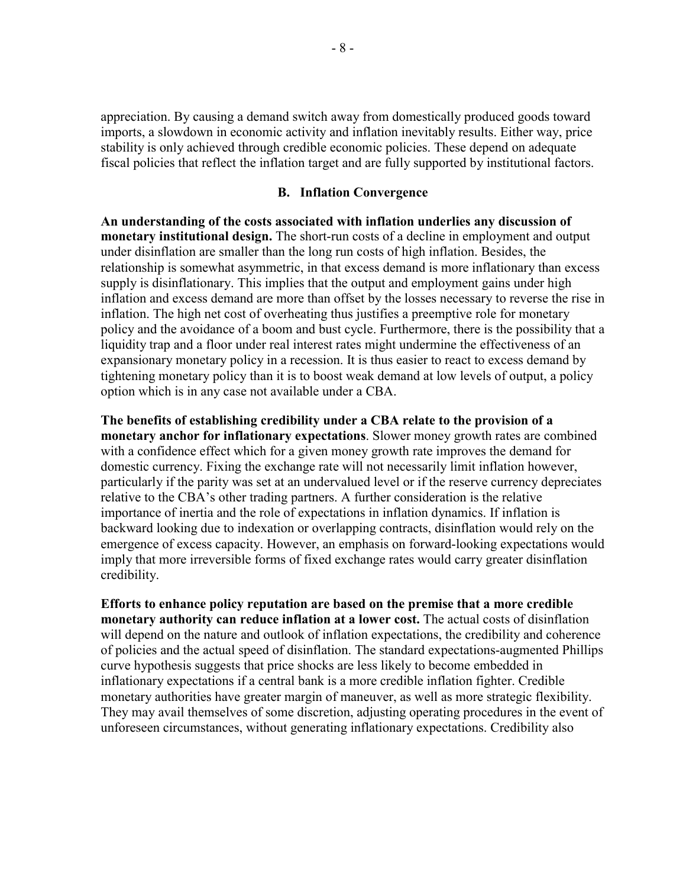appreciation. By causing a demand switch away from domestically produced goods toward imports, a slowdown in economic activity and inflation inevitably results. Either way, price stability is only achieved through credible economic policies. These depend on adequate fiscal policies that reflect the inflation target and are fully supported by institutional factors.

### B. Inflation Convergence

**An understanding of the costs associated with inflation underlies any discussion of monetary institutional design.** The short-run costs of a decline in employment and output under disinflation are smaller than the long run costs of high inflation. Besides, the relationship is somewhat asymmetric, in that excess demand is more inflationary than excess supply is disinflationary. This implies that the output and employment gains under high inflation and excess demand are more than offset by the losses necessary to reverse the rise in inflation. The high net cost of overheating thus justifies a preemptive role for monetary policy and the avoidance of a boom and bust cycle. Furthermore, there is the possibility that a liquidity trap and a floor under real interest rates might undermine the effectiveness of an expansionary monetary policy in a recession. It is thus easier to react to excess demand by tightening monetary policy than it is to boost weak demand at low levels of output, a policy option which is in any case not available under a CBA.

**The benefits of establishing credibility under a CBA relate to the provision of a monetary anchor for inflationary expectations**. Slower money growth rates are combined with a confidence effect which for a given money growth rate improves the demand for domestic currency. Fixing the exchange rate will not necessarily limit inflation however, particularly if the parity was set at an undervalued level or if the reserve currency depreciates relative to the CBA's other trading partners. A further consideration is the relative importance of inertia and the role of expectations in inflation dynamics. If inflation is backward looking due to indexation or overlapping contracts, disinflation would rely on the emergence of excess capacity. However, an emphasis on forward-looking expectations would imply that more irreversible forms of fixed exchange rates would carry greater disinflation credibility.

**Efforts to enhance policy reputation are based on the premise that a more credible monetary authority can reduce inflation at a lower cost.** The actual costs of disinflation will depend on the nature and outlook of inflation expectations, the credibility and coherence of policies and the actual speed of disinflation. The standard expectations-augmented Phillips curve hypothesis suggests that price shocks are less likely to become embedded in inflationary expectations if a central bank is a more credible inflation fighter. Credible monetary authorities have greater margin of maneuver, as well as more strategic flexibility. They may avail themselves of some discretion, adjusting operating procedures in the event of unforeseen circumstances, without generating inflationary expectations. Credibility also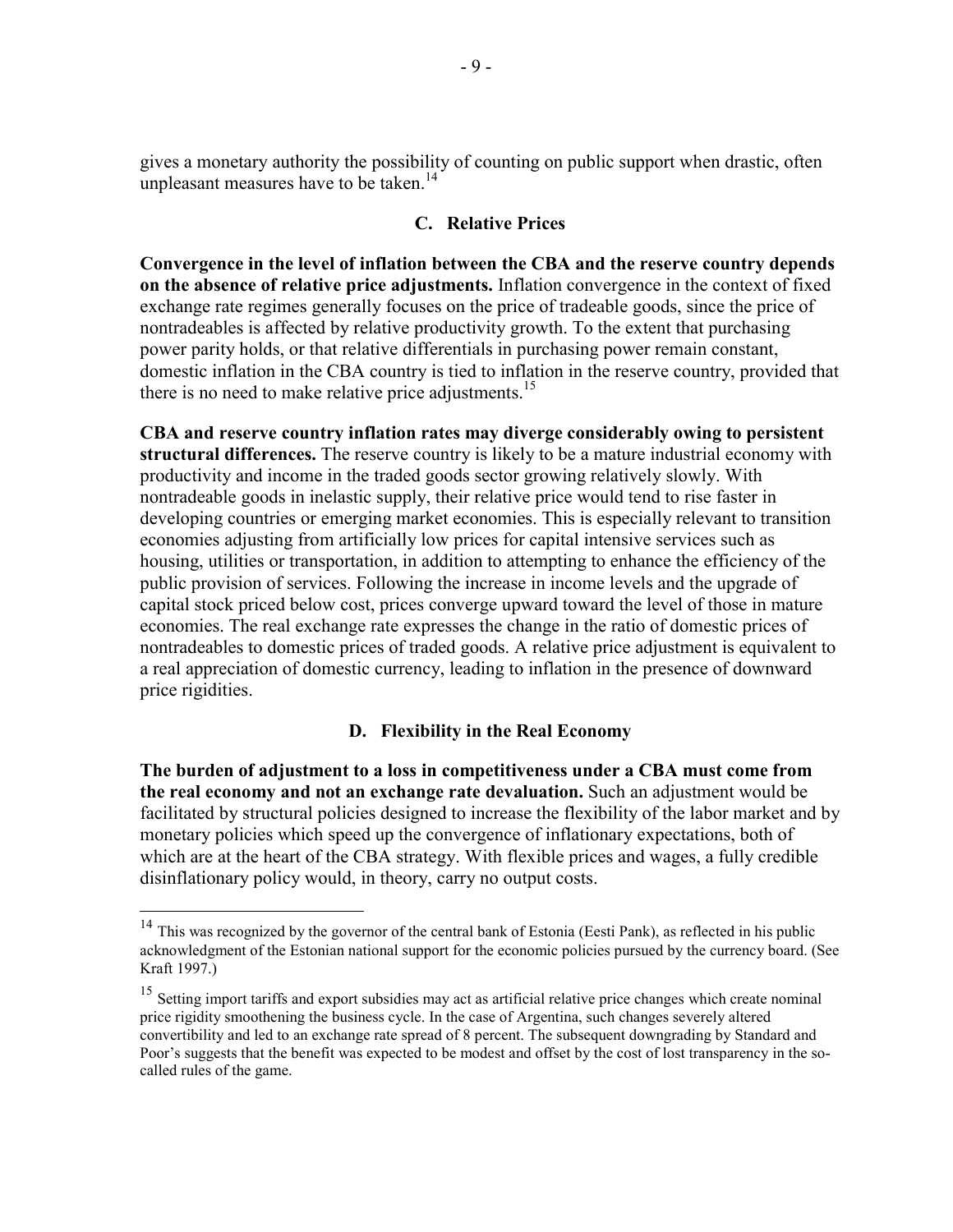gives a monetary authority the possibility of counting on public support when drastic, often unpleasant measures have to be taken.[14]

### C. Relative Prices

**Convergence in the level of inflation between the CBA and the reserve country depends on the absence of relative price adjustments.** Inflation convergence in the context of fixed exchange rate regimes generally focuses on the price of tradeable goods, since the price of nontradeables is affected by relative productivity growth. To the extent that purchasing power parity holds, or that relative differentials in purchasing power remain constant, domestic inflation in the CBA country is tied to inflation in the reserve country, provided that there is no need to make relative price adjustments.[15]

**CBA and reserve country inflation rates may diverge considerably owing to persistent structural differences.** The reserve country is likely to be a mature industrial economy with productivity and income in the traded goods sector growing relatively slowly. With nontradeable goods in inelastic supply, their relative price would tend to rise faster in developing countries or emerging market economies. This is especially relevant to transition economies adjusting from artificially low prices for capital intensive services such as housing, utilities or transportation, in addition to attempting to enhance the efficiency of the public provision of services. Following the increase in income levels and the upgrade of capital stock priced below cost, prices converge upward toward the level of those in mature economies. The real exchange rate expresses the change in the ratio of domestic prices of nontradeables to domestic prices of traded goods. A relative price adjustment is equivalent to a real appreciation of domestic currency, leading to inflation in the presence of downward price rigidities.

### D. Flexibility in the Real Economy

**The burden of adjustment to a loss in competitiveness under a CBA must come from the real economy and not an exchange rate devaluation.** Such an adjustment would be facilitated by structural policies designed to increase the flexibility of the labor market and by monetary policies which speed up the convergence of inflationary expectations, both of which are at the heart of the CBA strategy. With flexible prices and wages, a fully credible disinflationary policy would, in theory, carry no output costs.

---

[14] This was recognized by the governor of the central bank of Estonia (Eesti Pank), as reflected in his public acknowledgment of the Estonian national support for the economic policies pursued by the currency board. (See Kraft 1997.)

[15] Setting import tariffs and export subsidies may act as artificial relative price changes which create nominal price rigidity smoothening the business cycle. In the case of Argentina, such changes severely altered convertibility and led to an exchange rate spread of 8 percent. The subsequent downgrading by Standard and Poor's suggests that the benefit was expected to be modest and offset by the cost of lost transparency in the so-called rules of the game.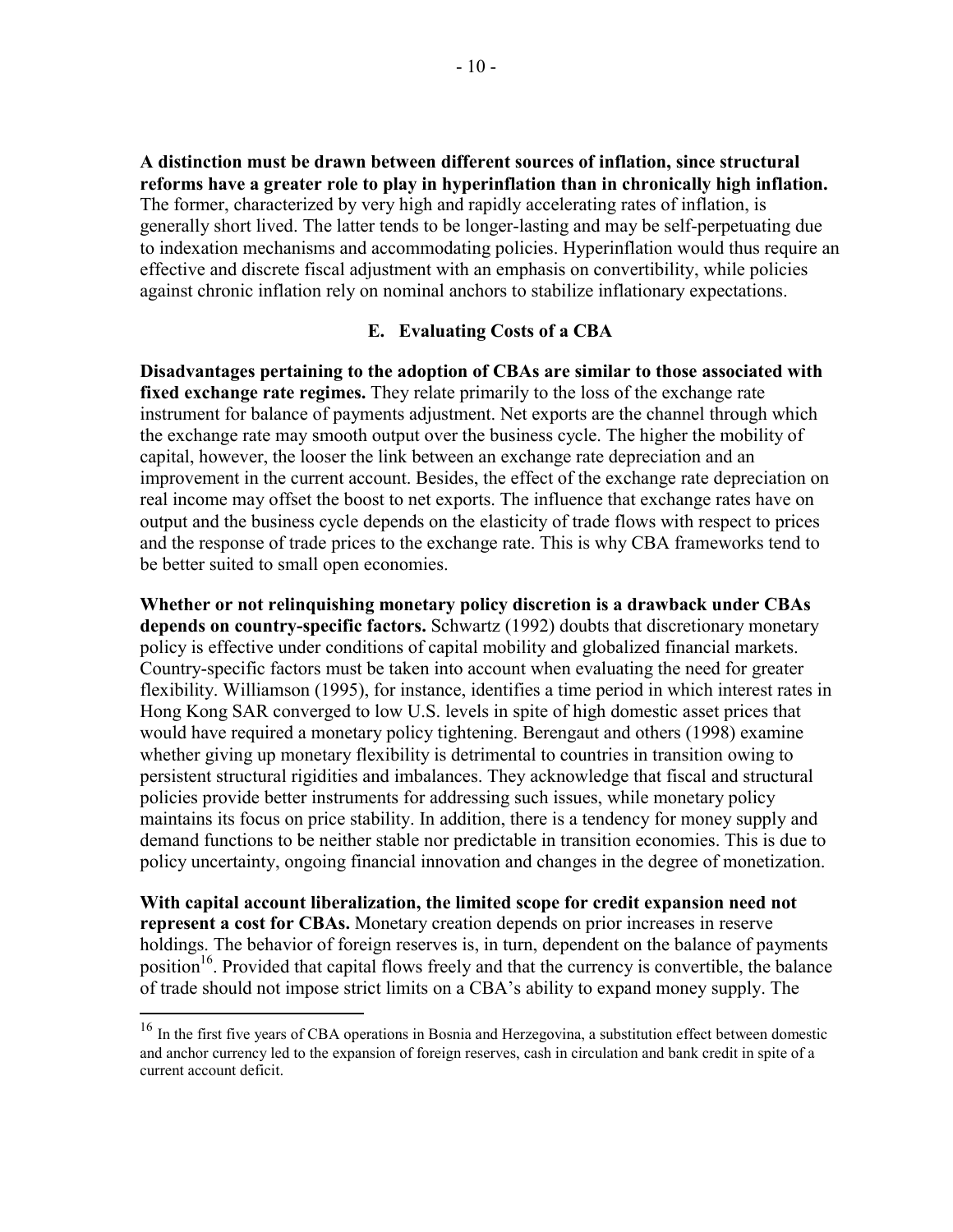**A distinction must be drawn between different sources of inflation, since structural reforms have a greater role to play in hyperinflation than in chronically high inflation.** The former, characterized by very high and rapidly accelerating rates of inflation, is generally short lived. The latter tends to be longer-lasting and may be self-perpetuating due to indexation mechanisms and accommodating policies. Hyperinflation would thus require an effective and discrete fiscal adjustment with an emphasis on convertibility, while policies against chronic inflation rely on nominal anchors to stabilize inflationary expectations.

### E. Evaluating Costs of a CBA

**Disadvantages pertaining to the adoption of CBAs are similar to those associated with fixed exchange rate regimes.** They relate primarily to the loss of the exchange rate instrument for balance of payments adjustment. Net exports are the channel through which the exchange rate may smooth output over the business cycle. The higher the mobility of capital, however, the looser the link between an exchange rate depreciation and an improvement in the current account. Besides, the effect of the exchange rate depreciation on real income may offset the boost to net exports. The influence that exchange rates have on output and the business cycle depends on the elasticity of trade flows with respect to prices and the response of trade prices to the exchange rate. This is why CBA frameworks tend to be better suited to small open economies.

**Whether or not relinquishing monetary policy discretion is a drawback under CBAs depends on country-specific factors.** Schwartz (1992) doubts that discretionary monetary policy is effective under conditions of capital mobility and globalized financial markets. Country-specific factors must be taken into account when evaluating the need for greater flexibility. Williamson (1995), for instance, identifies a time period in which interest rates in Hong Kong SAR converged to low U.S. levels in spite of high domestic asset prices that would have required a monetary policy tightening. Berengaut and others (1998) examine whether giving up monetary flexibility is detrimental to countries in transition owing to persistent structural rigidities and imbalances. They acknowledge that fiscal and structural policies provide better instruments for addressing such issues, while monetary policy maintains its focus on price stability. In addition, there is a tendency for money supply and demand functions to be neither stable nor predictable in transition economies. This is due to policy uncertainty, ongoing financial innovation and changes in the degree of monetization.

**With capital account liberalization, the limited scope for credit expansion need not represent a cost for CBAs.** Monetary creation depends on prior increases in reserve holdings. The behavior of foreign reserves is, in turn, dependent on the balance of payments position[16]. Provided that capital flows freely and that the currency is convertible, the balance of trade should not impose strict limits on a CBA's ability to expand money supply. The

[16] In the first five years of CBA operations in Bosnia and Herzegovina, a substitution effect between domestic and anchor currency led to the expansion of foreign reserves, cash in circulation and bank credit in spite of a current account deficit.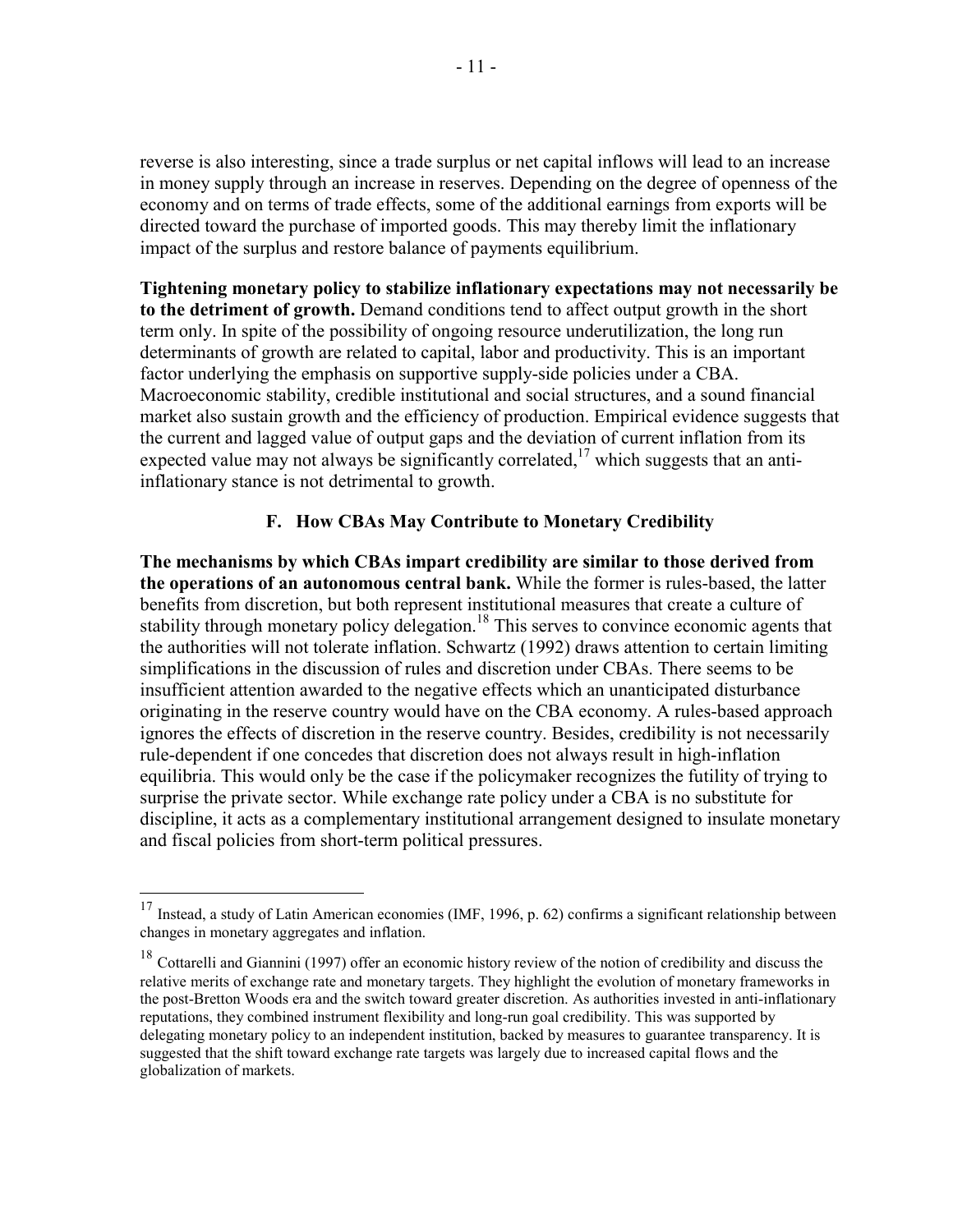reverse is also interesting, since a trade surplus or net capital inflows will lead to an increase in money supply through an increase in reserves. Depending on the degree of openness of the economy and on terms of trade effects, some of the additional earnings from exports will be directed toward the purchase of imported goods. This may thereby limit the inflationary impact of the surplus and restore balance of payments equilibrium.

**Tightening monetary policy to stabilize inflationary expectations may not necessarily be to the detriment of growth.** Demand conditions tend to affect output growth in the short term only. In spite of the possibility of ongoing resource underutilization, the long run determinants of growth are related to capital, labor and productivity. This is an important factor underlying the emphasis on supportive supply-side policies under a CBA. Macroeconomic stability, credible institutional and social structures, and a sound financial market also sustain growth and the efficiency of production. Empirical evidence suggests that the current and lagged value of output gaps and the deviation of current inflation from its expected value may not always be significantly correlated,[17] which suggests that an anti-inflationary stance is not detrimental to growth.

### F. How CBAs May Contribute to Monetary Credibility

**The mechanisms by which CBAs impart credibility are similar to those derived from the operations of an autonomous central bank.** While the former is rules-based, the latter benefits from discretion, but both represent institutional measures that create a culture of stability through monetary policy delegation.[18] This serves to convince economic agents that the authorities will not tolerate inflation. Schwartz (1992) draws attention to certain limiting simplifications in the discussion of rules and discretion under CBAs. There seems to be insufficient attention awarded to the negative effects which an unanticipated disturbance originating in the reserve country would have on the CBA economy. A rules-based approach ignores the effects of discretion in the reserve country. Besides, credibility is not necessarily rule-dependent if one concedes that discretion does not always result in high-inflation equilibria. This would only be the case if the policymaker recognizes the futility of trying to surprise the private sector. While exchange rate policy under a CBA is no substitute for discipline, it acts as a complementary institutional arrangement designed to insulate monetary and fiscal policies from short-term political pressures.

---

[17] Instead, a study of Latin American economies (IMF, 1996, p. 62) confirms a significant relationship between changes in monetary aggregates and inflation.

[18] Cottarelli and Giannini (1997) offer an economic history review of the notion of credibility and discuss the relative merits of exchange rate and monetary targets. They highlight the evolution of monetary frameworks in the post-Bretton Woods era and the switch toward greater discretion. As authorities invested in anti-inflationary reputations, they combined instrument flexibility and long-run goal credibility. This was supported by delegating monetary policy to an independent institution, backed by measures to guarantee transparency. It is suggested that the shift toward exchange rate targets was largely due to increased capital flows and the globalization of markets.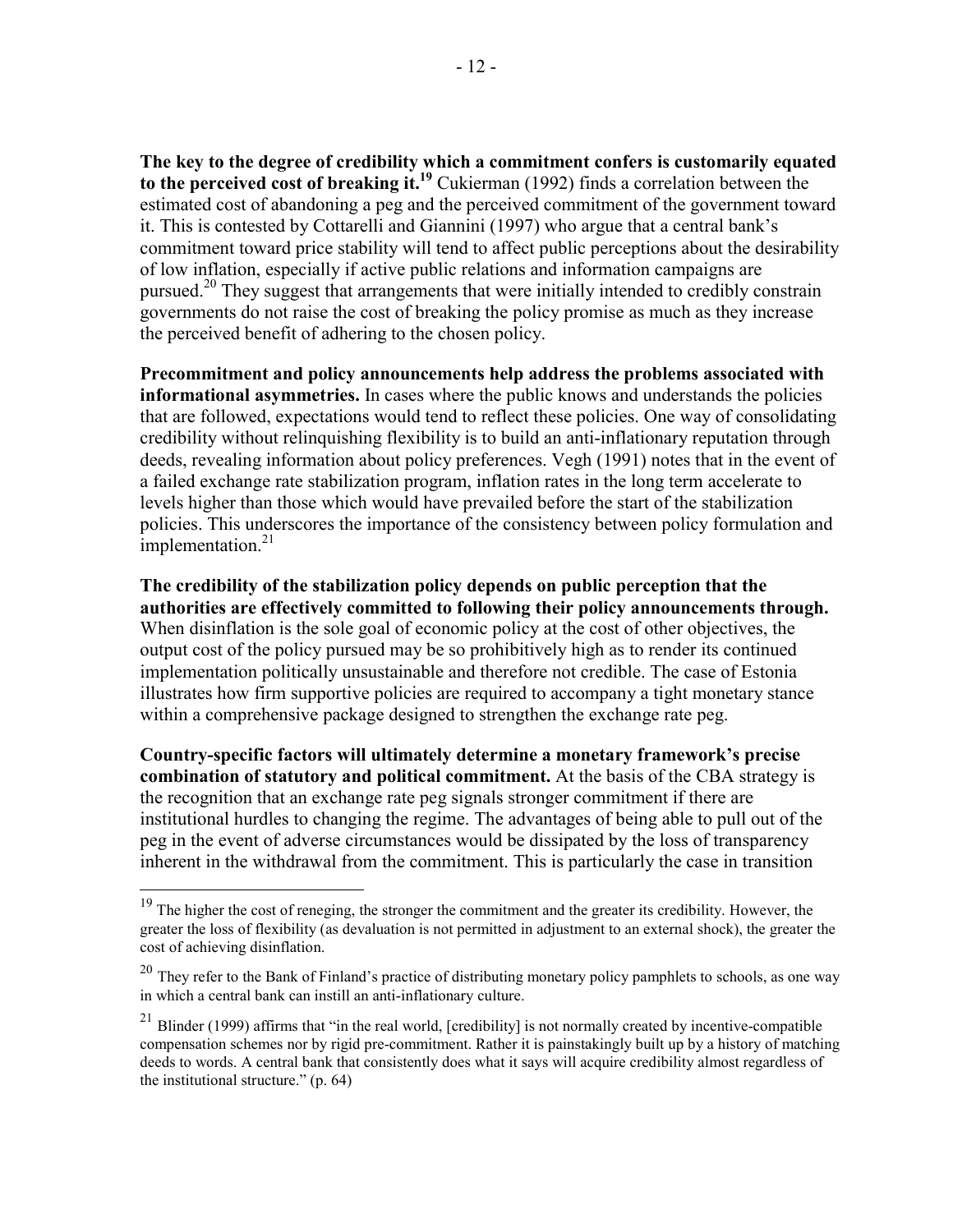**The key to the degree of credibility which a commitment confers is customarily equated to the perceived cost of breaking it.**[19] Cukierman (1992) finds a correlation between the estimated cost of abandoning a peg and the perceived commitment of the government toward it. This is contested by Cottarelli and Giannini (1997) who argue that a central bank's commitment toward price stability will tend to affect public perceptions about the desirability of low inflation, especially if active public relations and information campaigns are pursued.[20] They suggest that arrangements that were initially intended to credibly constrain governments do not raise the cost of breaking the policy promise as much as they increase the perceived benefit of adhering to the chosen policy.

**Precommitment and policy announcements help address the problems associated with informational asymmetries.** In cases where the public knows and understands the policies that are followed, expectations would tend to reflect these policies. One way of consolidating credibility without relinquishing flexibility is to build an anti-inflationary reputation through deeds, revealing information about policy preferences. Vegh (1991) notes that in the event of a failed exchange rate stabilization program, inflation rates in the long term accelerate to levels higher than those which would have prevailed before the start of the stabilization policies. This underscores the importance of the consistency between policy formulation and implementation.[21]

**The credibility of the stabilization policy depends on public perception that the authorities are effectively committed to following their policy announcements through.** When disinflation is the sole goal of economic policy at the cost of other objectives, the output cost of the policy pursued may be so prohibitively high as to render its continued implementation politically unsustainable and therefore not credible. The case of Estonia illustrates how firm supportive policies are required to accompany a tight monetary stance within a comprehensive package designed to strengthen the exchange rate peg.

**Country-specific factors will ultimately determine a monetary framework's precise combination of statutory and political commitment.** At the basis of the CBA strategy is the recognition that an exchange rate peg signals stronger commitment if there are institutional hurdles to changing the regime. The advantages of being able to pull out of the peg in the event of adverse circumstances would be dissipated by the loss of transparency inherent in the withdrawal from the commitment. This is particularly the case in transition

---

[19] The higher the cost of reneging, the stronger the commitment and the greater its credibility. However, the greater the loss of flexibility (as devaluation is not permitted in adjustment to an external shock), the greater the cost of achieving disinflation.

[20] They refer to the Bank of Finland's practice of distributing monetary policy pamphlets to schools, as one way in which a central bank can instill an anti-inflationary culture.

[21] Blinder (1999) affirms that "in the real world, [credibility] is not normally created by incentive-compatible compensation schemes nor by rigid pre-commitment. Rather it is painstakingly built up by a history of matching deeds to words. A central bank that consistently does what it says will acquire credibility almost regardless of the institutional structure." (p. 64)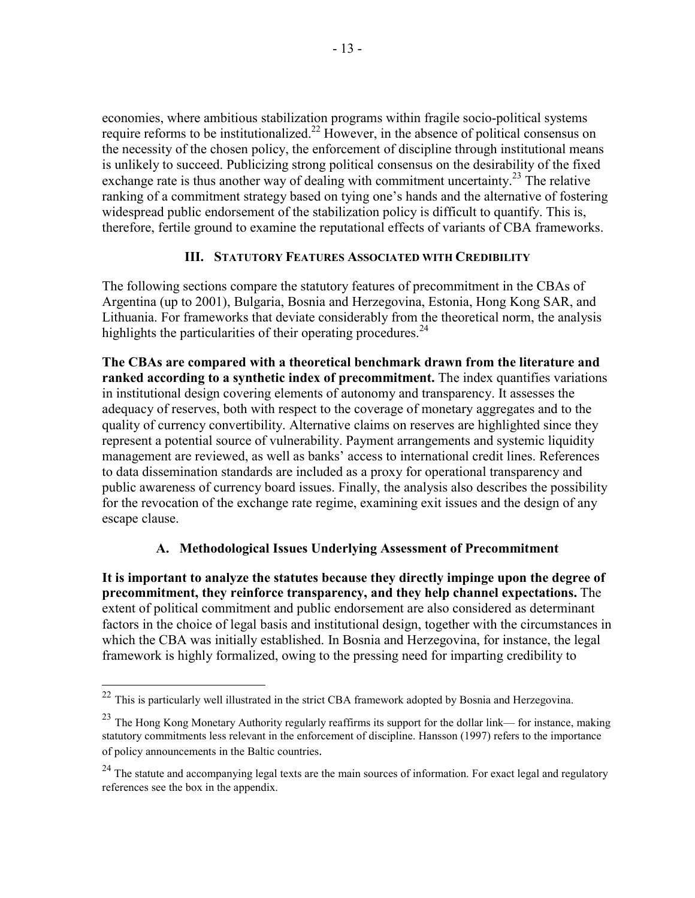economies, where ambitious stabilization programs within fragile socio-political systems require reforms to be institutionalized.[22] However, in the absence of political consensus on the necessity of the chosen policy, the enforcement of discipline through institutional means is unlikely to succeed. Publicizing strong political consensus on the desirability of the fixed exchange rate is thus another way of dealing with commitment uncertainty.[23] The relative ranking of a commitment strategy based on tying one's hands and the alternative of fostering widespread public endorsement of the stabilization policy is difficult to quantify. This is, therefore, fertile ground to examine the reputational effects of variants of CBA frameworks.

## III. Statutory Features Associated with Credibility

The following sections compare the statutory features of precommitment in the CBAs of Argentina (up to 2001), Bulgaria, Bosnia and Herzegovina, Estonia, Hong Kong SAR, and Lithuania. For frameworks that deviate considerably from the theoretical norm, the analysis highlights the particularities of their operating procedures.[24]

**The CBAs are compared with a theoretical benchmark drawn from the literature and ranked according to a synthetic index of precommitment.** The index quantifies variations in institutional design covering elements of autonomy and transparency. It assesses the adequacy of reserves, both with respect to the coverage of monetary aggregates and to the quality of currency convertibility. Alternative claims on reserves are highlighted since they represent a potential source of vulnerability. Payment arrangements and systemic liquidity management are reviewed, as well as banks' access to international credit lines. References to data dissemination standards are included as a proxy for operational transparency and public awareness of currency board issues. Finally, the analysis also describes the possibility for the revocation of the exchange rate regime, examining exit issues and the design of any escape clause.

### A. Methodological Issues Underlying Assessment of Precommitment

**It is important to analyze the statutes because they directly impinge upon the degree of precommitment, they reinforce transparency, and they help channel expectations.** The extent of political commitment and public endorsement are also considered as determinant factors in the choice of legal basis and institutional design, together with the circumstances in which the CBA was initially established. In Bosnia and Herzegovina, for instance, the legal framework is highly formalized, owing to the pressing need for imparting credibility to

---

[22] This is particularly well illustrated in the strict CBA framework adopted by Bosnia and Herzegovina.

[23] The Hong Kong Monetary Authority regularly reaffirms its support for the dollar link— for instance, making statutory commitments less relevant in the enforcement of discipline. Hansson (1997) refers to the importance of policy announcements in the Baltic countries.

[24] The statute and accompanying legal texts are the main sources of information. For exact legal and regulatory references see the box in the appendix.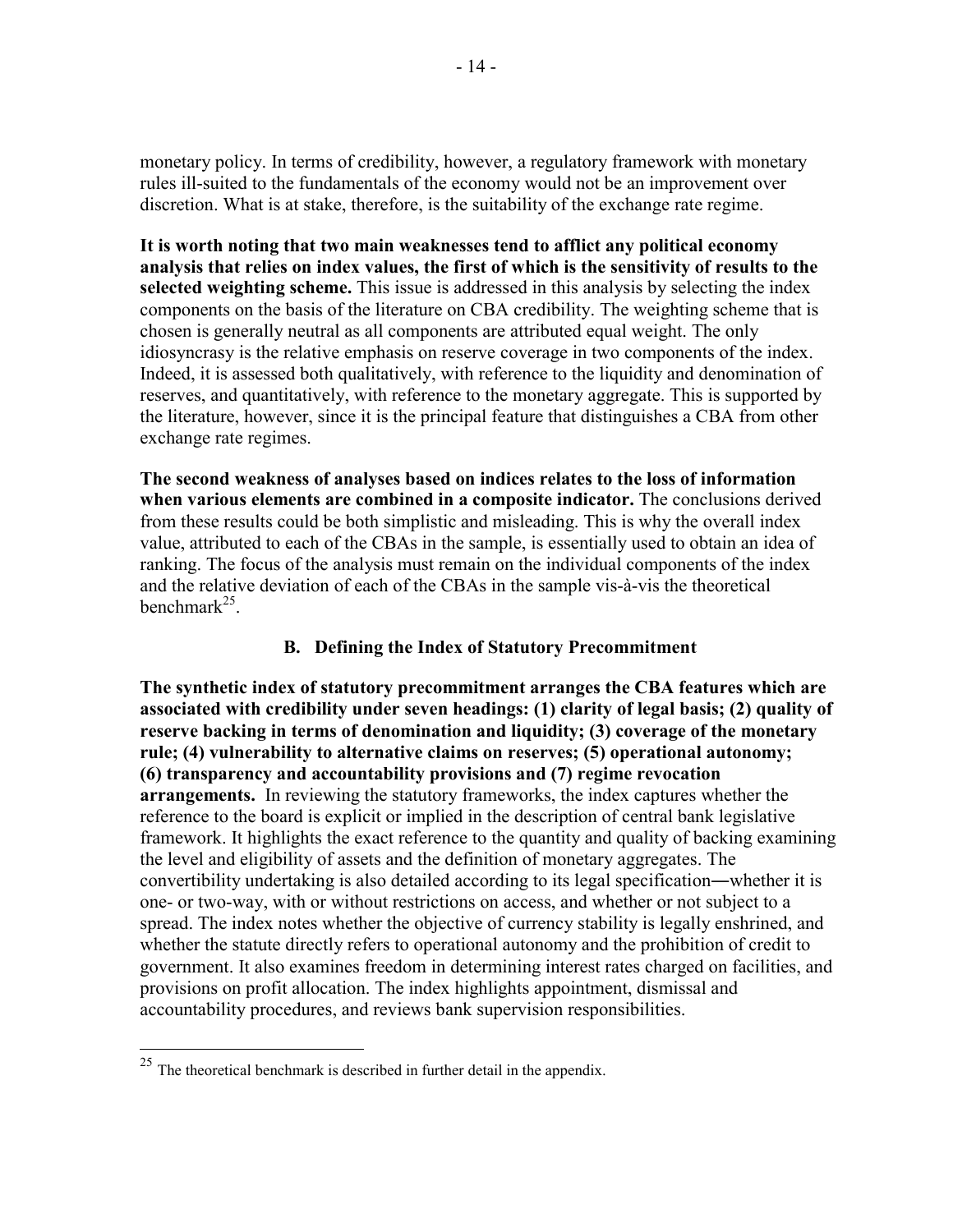monetary policy. In terms of credibility, however, a regulatory framework with monetary rules ill-suited to the fundamentals of the economy would not be an improvement over discretion. What is at stake, therefore, is the suitability of the exchange rate regime.

**It is worth noting that two main weaknesses tend to afflict any political economy analysis that relies on index values, the first of which is the sensitivity of results to the selected weighting scheme.** This issue is addressed in this analysis by selecting the index components on the basis of the literature on CBA credibility. The weighting scheme that is chosen is generally neutral as all components are attributed equal weight. The only idiosyncrasy is the relative emphasis on reserve coverage in two components of the index. Indeed, it is assessed both qualitatively, with reference to the liquidity and denomination of reserves, and quantitatively, with reference to the monetary aggregate. This is supported by the literature, however, since it is the principal feature that distinguishes a CBA from other exchange rate regimes.

**The second weakness of analyses based on indices relates to the loss of information when various elements are combined in a composite indicator.** The conclusions derived from these results could be both simplistic and misleading. This is why the overall index value, attributed to each of the CBAs in the sample, is essentially used to obtain an idea of ranking. The focus of the analysis must remain on the individual components of the index and the relative deviation of each of the CBAs in the sample vis-à-vis the theoretical benchmark[25].

## B. Defining the Index of Statutory Precommitment

**The synthetic index of statutory precommitment arranges the CBA features which are associated with credibility under seven headings: (1) clarity of legal basis; (2) quality of reserve backing in terms of denomination and liquidity; (3) coverage of the monetary rule; (4) vulnerability to alternative claims on reserves; (5) operational autonomy; (6) transparency and accountability provisions and (7) regime revocation arrangements.** In reviewing the statutory frameworks, the index captures whether the reference to the board is explicit or implied in the description of central bank legislative framework. It highlights the exact reference to the quantity and quality of backing examining the level and eligibility of assets and the definition of monetary aggregates. The convertibility undertaking is also detailed according to its legal specification―whether it is one- or two-way, with or without restrictions on access, and whether or not subject to a spread. The index notes whether the objective of currency stability is legally enshrined, and whether the statute directly refers to operational autonomy and the prohibition of credit to government. It also examines freedom in determining interest rates charged on facilities, and provisions on profit allocation. The index highlights appointment, dismissal and accountability procedures, and reviews bank supervision responsibilities.

---

[25] The theoretical benchmark is described in further detail in the appendix.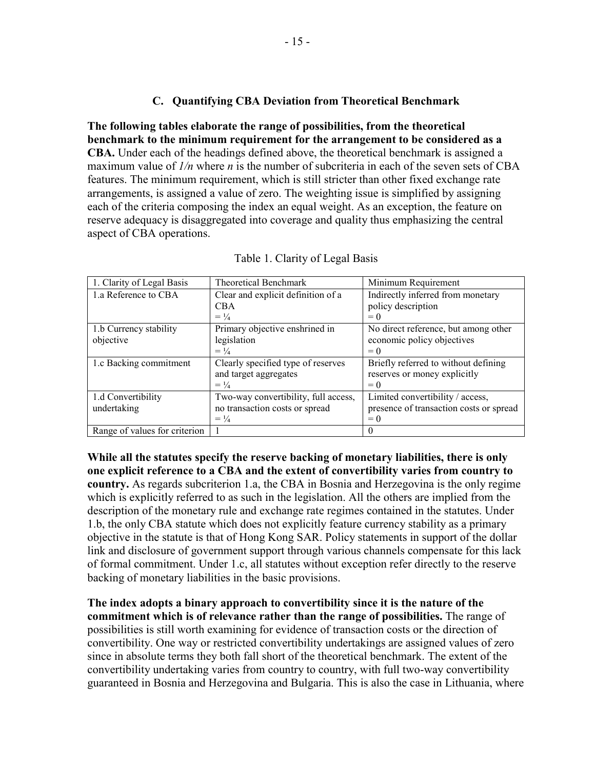### C. Quantifying CBA Deviation from Theoretical Benchmark

**The following tables elaborate the range of possibilities, from the theoretical benchmark to the minimum requirement for the arrangement to be considered as a CBA.** Under each of the headings defined above, the theoretical benchmark is assigned a maximum value of *1/n* where *n* is the number of subcriteria in each of the seven sets of CBA features. The minimum requirement, which is still stricter than other fixed exchange rate arrangements, is assigned a value of zero. The weighting issue is simplified by assigning each of the criteria composing the index an equal weight. As an exception, the feature on reserve adequacy is disaggregated into coverage and quality thus emphasizing the central aspect of CBA operations.

Table 1. Clarity of Legal Basis

| 1. Clarity of Legal Basis | Theoretical Benchmark | Minimum Requirement |
|---|---|---|
| 1.a Reference to CBA | Clear and explicit definition of a CBA = ¼ | Indirectly inferred from monetary policy description = 0 |
| 1.b Currency stability objective | Primary objective enshrined in legislation = ¼ | No direct reference, but among other economic policy objectives = 0 |
| 1.c Backing commitment | Clearly specified type of reserves and target aggregates = ¼ | Briefly referred to without defining reserves or money explicitly = 0 |
| 1.d Convertibility undertaking | Two-way convertibility, full access, no transaction costs or spread = ¼ | Limited convertibility / access, presence of transaction costs or spread = 0 |
| Range of values for criterion | 1 | 0 |

**While all the statutes specify the reserve backing of monetary liabilities, there is only one explicit reference to a CBA and the extent of convertibility varies from country to country.** As regards subcriterion 1.a, the CBA in Bosnia and Herzegovina is the only regime which is explicitly referred to as such in the legislation. All the others are implied from the description of the monetary rule and exchange rate regimes contained in the statutes. Under 1.b, the only CBA statute which does not explicitly feature currency stability as a primary objective in the statute is that of Hong Kong SAR. Policy statements in support of the dollar link and disclosure of government support through various channels compensate for this lack of formal commitment. Under 1.c, all statutes without exception refer directly to the reserve backing of monetary liabilities in the basic provisions.

**The index adopts a binary approach to convertibility since it is the nature of the commitment which is of relevance rather than the range of possibilities.** The range of possibilities is still worth examining for evidence of transaction costs or the direction of convertibility. One way or restricted convertibility undertakings are assigned values of zero since in absolute terms they both fall short of the theoretical benchmark. The extent of the convertibility undertaking varies from country to country, with full two-way convertibility guaranteed in Bosnia and Herzegovina and Bulgaria. This is also the case in Lithuania, where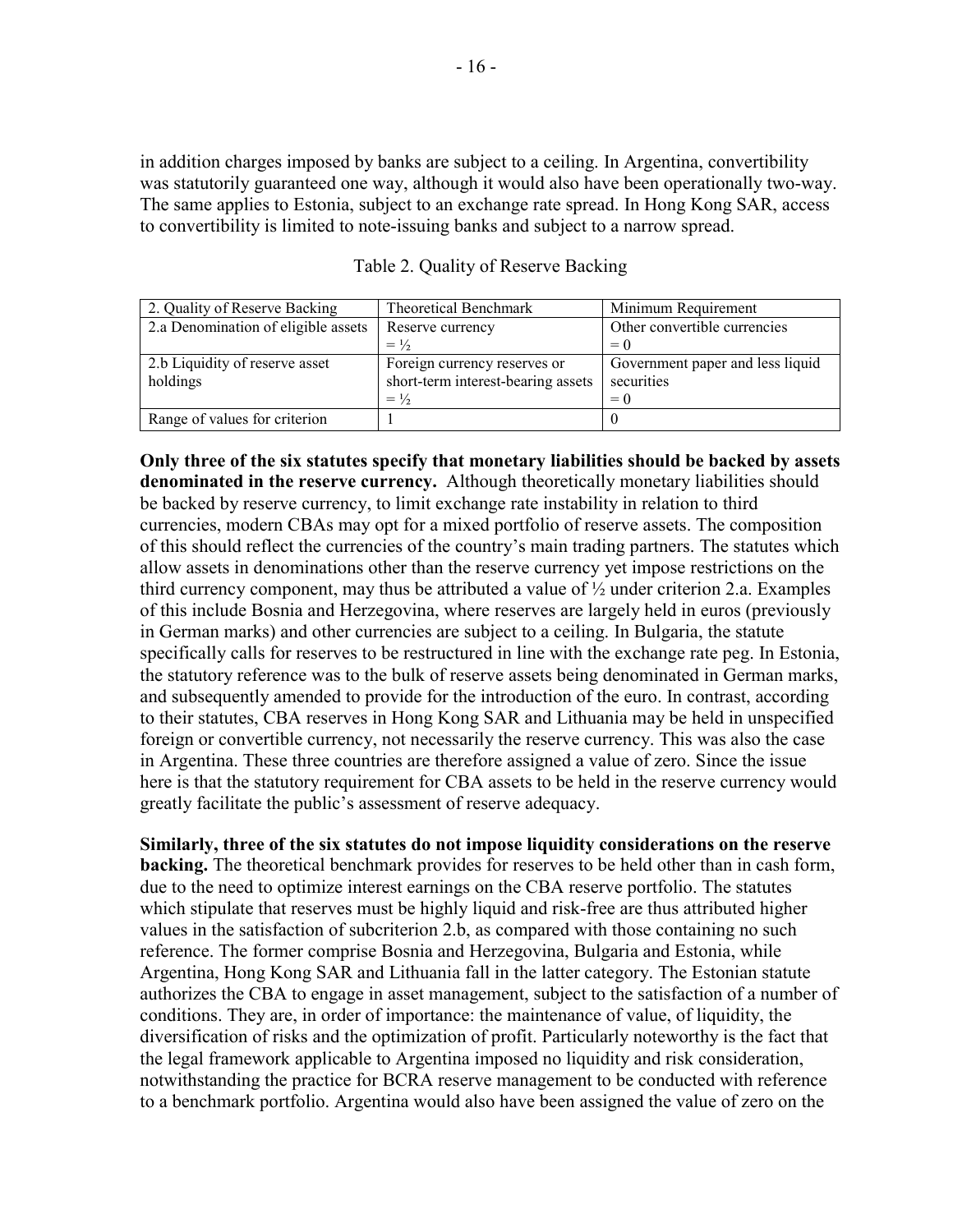in addition charges imposed by banks are subject to a ceiling. In Argentina, convertibility was statutorily guaranteed one way, although it would also have been operationally two-way. The same applies to Estonia, subject to an exchange rate spread. In Hong Kong SAR, access to convertibility is limited to note-issuing banks and subject to a narrow spread.

Table 2. Quality of Reserve Backing

| 2. Quality of Reserve Backing | Theoretical Benchmark | Minimum Requirement |
|---|---|---|
| 2.a Denomination of eligible assets | Reserve currency = ½ | Other convertible currencies = 0 |
| 2.b Liquidity of reserve asset holdings | Foreign currency reserves or short-term interest-bearing assets = ½ | Government paper and less liquid securities = 0 |
| Range of values for criterion | 1 | 0 |

**Only three of the six statutes specify that monetary liabilities should be backed by assets denominated in the reserve currency.** Although theoretically monetary liabilities should be backed by reserve currency, to limit exchange rate instability in relation to third currencies, modern CBAs may opt for a mixed portfolio of reserve assets. The composition of this should reflect the currencies of the country's main trading partners. The statutes which allow assets in denominations other than the reserve currency yet impose restrictions on the third currency component, may thus be attributed a value of ½ under criterion 2.a. Examples of this include Bosnia and Herzegovina, where reserves are largely held in euros (previously in German marks) and other currencies are subject to a ceiling. In Bulgaria, the statute specifically calls for reserves to be restructured in line with the exchange rate peg. In Estonia, the statutory reference was to the bulk of reserve assets being denominated in German marks, and subsequently amended to provide for the introduction of the euro. In contrast, according to their statutes, CBA reserves in Hong Kong SAR and Lithuania may be held in unspecified foreign or convertible currency, not necessarily the reserve currency. This was also the case in Argentina. These three countries are therefore assigned a value of zero. Since the issue here is that the statutory requirement for CBA assets to be held in the reserve currency would greatly facilitate the public's assessment of reserve adequacy.

**Similarly, three of the six statutes do not impose liquidity considerations on the reserve backing.** The theoretical benchmark provides for reserves to be held other than in cash form, due to the need to optimize interest earnings on the CBA reserve portfolio. The statutes which stipulate that reserves must be highly liquid and risk-free are thus attributed higher values in the satisfaction of subcriterion 2.b, as compared with those containing no such reference. The former comprise Bosnia and Herzegovina, Bulgaria and Estonia, while Argentina, Hong Kong SAR and Lithuania fall in the latter category. The Estonian statute authorizes the CBA to engage in asset management, subject to the satisfaction of a number of conditions. They are, in order of importance: the maintenance of value, of liquidity, the diversification of risks and the optimization of profit. Particularly noteworthy is the fact that the legal framework applicable to Argentina imposed no liquidity and risk consideration, notwithstanding the practice for BCRA reserve management to be conducted with reference to a benchmark portfolio. Argentina would also have been assigned the value of zero on the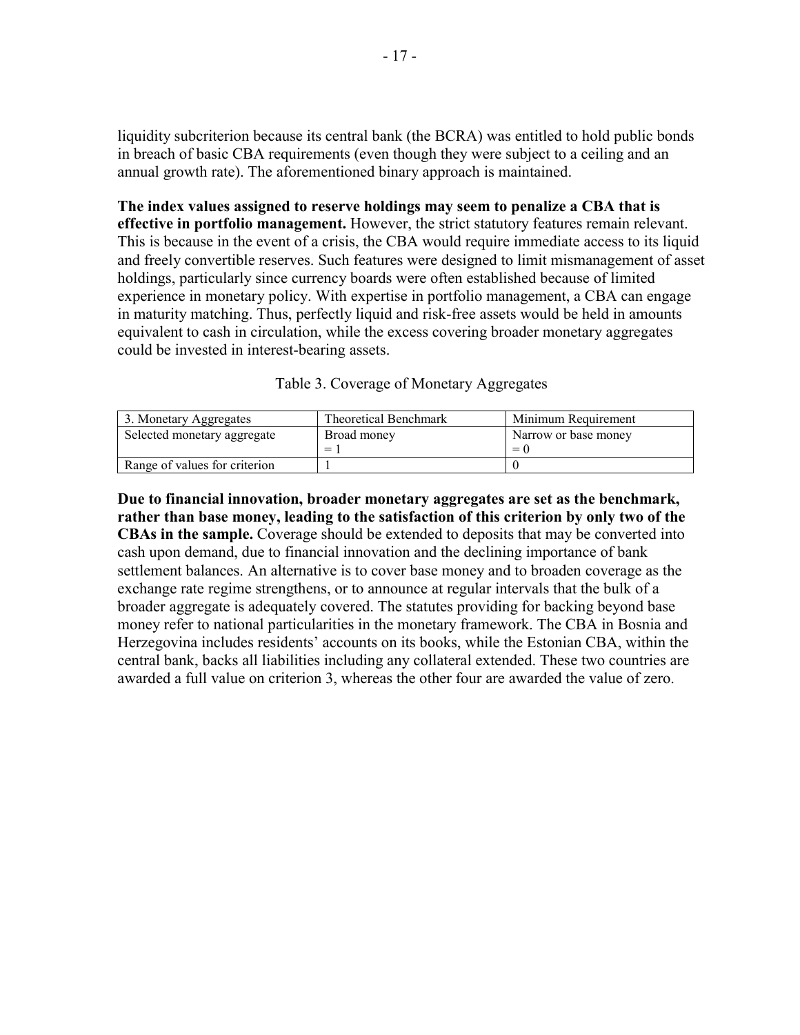liquidity subcriterion because its central bank (the BCRA) was entitled to hold public bonds in breach of basic CBA requirements (even though they were subject to a ceiling and an annual growth rate). The aforementioned binary approach is maintained.

**The index values assigned to reserve holdings may seem to penalize a CBA that is effective in portfolio management.** However, the strict statutory features remain relevant. This is because in the event of a crisis, the CBA would require immediate access to its liquid and freely convertible reserves. Such features were designed to limit mismanagement of asset holdings, particularly since currency boards were often established because of limited experience in monetary policy. With expertise in portfolio management, a CBA can engage in maturity matching. Thus, perfectly liquid and risk-free assets would be held in amounts equivalent to cash in circulation, while the excess covering broader monetary aggregates could be invested in interest-bearing assets.

Table 3. Coverage of Monetary Aggregates

| 3. Monetary Aggregates | Theoretical Benchmark | Minimum Requirement |
|---|---|---|
| Selected monetary aggregate | Broad money<br>= 1 | Narrow or base money<br>= 0 |
| Range of values for criterion | 1 | 0 |

**Due to financial innovation, broader monetary aggregates are set as the benchmark, rather than base money, leading to the satisfaction of this criterion by only two of the CBAs in the sample.** Coverage should be extended to deposits that may be converted into cash upon demand, due to financial innovation and the declining importance of bank settlement balances. An alternative is to cover base money and to broaden coverage as the exchange rate regime strengthens, or to announce at regular intervals that the bulk of a broader aggregate is adequately covered. The statutes providing for backing beyond base money refer to national particularities in the monetary framework. The CBA in Bosnia and Herzegovina includes residents' accounts on its books, while the Estonian CBA, within the central bank, backs all liabilities including any collateral extended. These two countries are awarded a full value on criterion 3, whereas the other four are awarded the value of zero.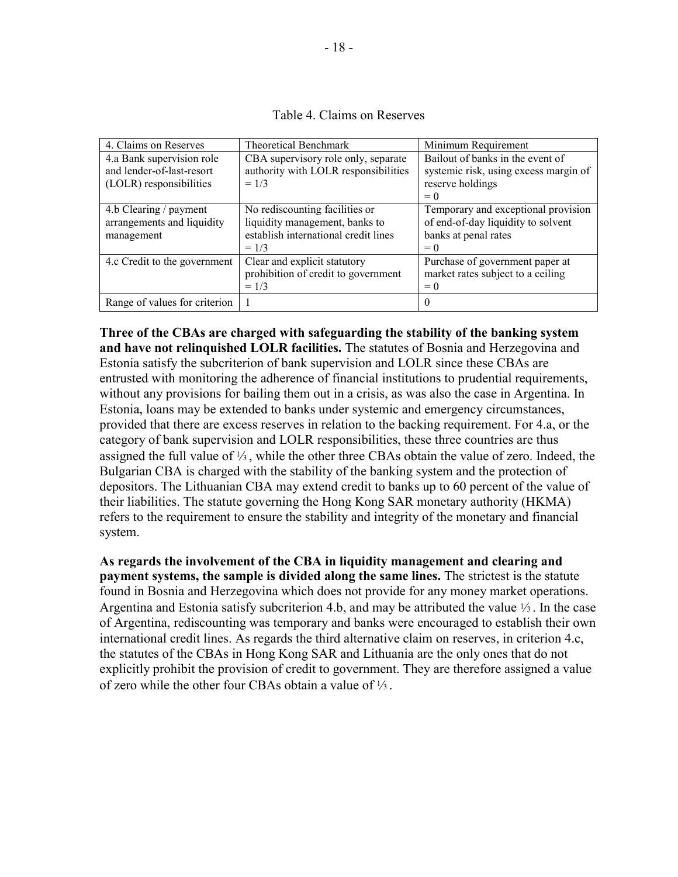Table 4. Claims on Reserves

| 4. Claims on Reserves | Theoretical Benchmark | Minimum Requirement |
| --- | --- | --- |
| 4.a Bank supervision role and lender-of-last-resort (LOLR) responsibilities | CBA supervisory role only, separate authority with LOLR responsibilities = 1/3 | Bailout of banks in the event of systemic risk, using excess margin of reserve holdings = 0 |
| 4.b Clearing / payment arrangements and liquidity management | No rediscounting facilities or liquidity management, banks to establish international credit lines = 1/3 | Temporary and exceptional provision of end-of-day liquidity to solvent banks at penal rates = 0 |
| 4.c Credit to the government | Clear and explicit statutory prohibition of credit to government = 1/3 | Purchase of government paper at market rates subject to a ceiling = 0 |
| Range of values for criterion | 1 | 0 |

**Three of the CBAs are charged with safeguarding the stability of the banking system and have not relinquished LOLR facilities.** The statutes of Bosnia and Herzegovina and Estonia satisfy the subcriterion of bank supervision and LOLR since these CBAs are entrusted with monitoring the adherence of financial institutions to prudential requirements, without any provisions for bailing them out in a crisis, as was also the case in Argentina. In Estonia, loans may be extended to banks under systemic and emergency circumstances, provided that there are excess reserves in relation to the backing requirement. For 4.a, or the category of bank supervision and LOLR responsibilities, these three countries are thus assigned the full value of ⅓, while the other three CBAs obtain the value of zero. Indeed, the Bulgarian CBA is charged with the stability of the banking system and the protection of depositors. The Lithuanian CBA may extend credit to banks up to 60 percent of the value of their liabilities. The statute governing the Hong Kong SAR monetary authority (HKMA) refers to the requirement to ensure the stability and integrity of the monetary and financial system.

**As regards the involvement of the CBA in liquidity management and clearing and payment systems, the sample is divided along the same lines.** The strictest is the statute found in Bosnia and Herzegovina which does not provide for any money market operations. Argentina and Estonia satisfy subcriterion 4.b, and may be attributed the value ⅓. In the case of Argentina, rediscounting was temporary and banks were encouraged to establish their own international credit lines. As regards the third alternative claim on reserves, in criterion 4.c, the statutes of the CBAs in Hong Kong SAR and Lithuania are the only ones that do not explicitly prohibit the provision of credit to government. They are therefore assigned a value of zero while the other four CBAs obtain a value of ⅓.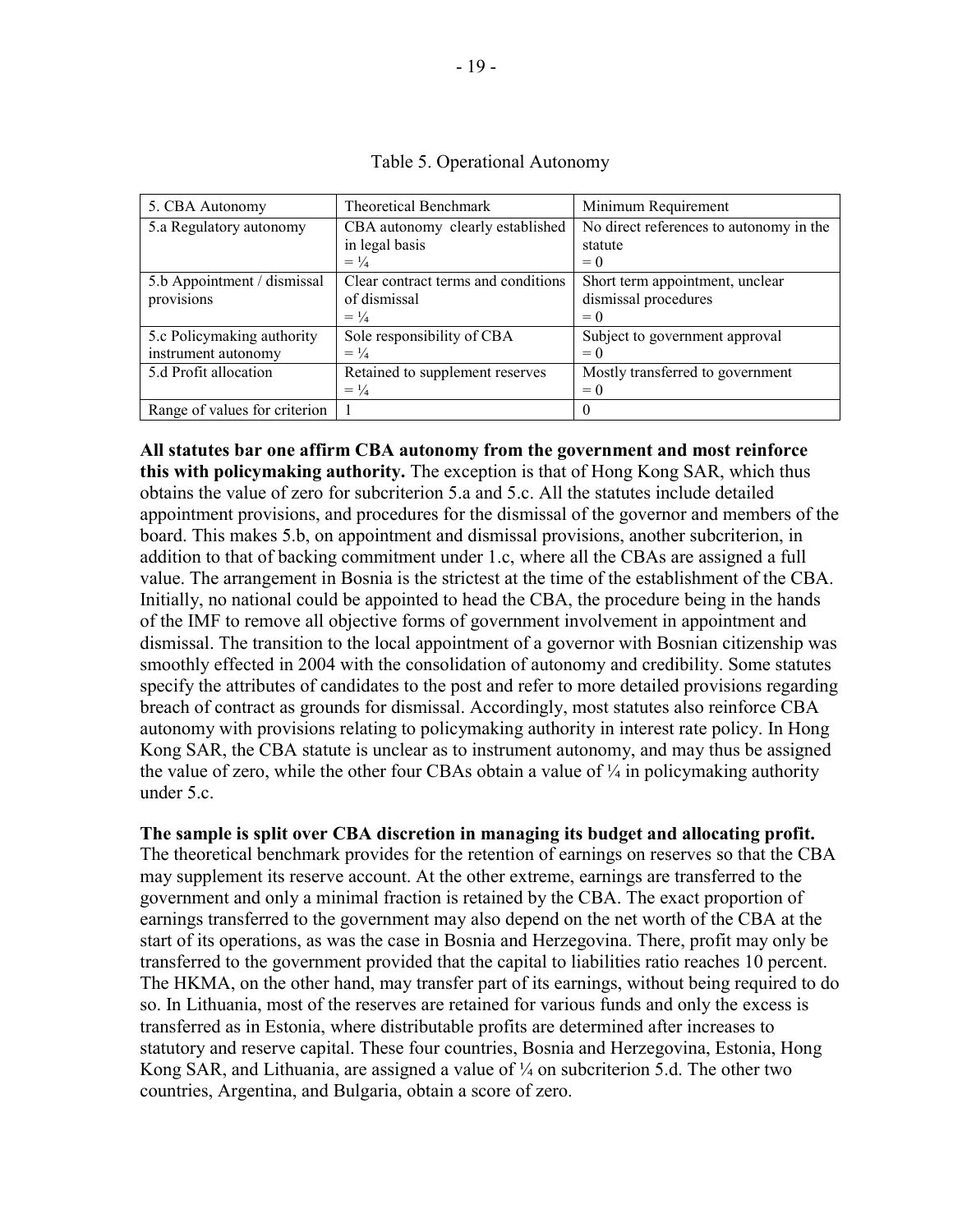Table 5. Operational Autonomy

| 5. CBA Autonomy | Theoretical Benchmark | Minimum Requirement |
| --- | --- | --- |
| 5.a Regulatory autonomy | CBA autonomy clearly established in legal basis = ¼ | No direct references to autonomy in the statute = 0 |
| 5.b Appointment / dismissal provisions | Clear contract terms and conditions of dismissal = ¼ | Short term appointment, unclear dismissal procedures = 0 |
| 5.c Policymaking authority instrument autonomy | Sole responsibility of CBA = ¼ | Subject to government approval = 0 |
| 5.d Profit allocation | Retained to supplement reserves = ¼ | Mostly transferred to government = 0 |
| Range of values for criterion | 1 | 0 |

**All statutes bar one affirm CBA autonomy from the government and most reinforce this with policymaking authority.** The exception is that of Hong Kong SAR, which thus obtains the value of zero for subcriterion 5.a and 5.c. All the statutes include detailed appointment provisions, and procedures for the dismissal of the governor and members of the board. This makes 5.b, on appointment and dismissal provisions, another subcriterion, in addition to that of backing commitment under 1.c, where all the CBAs are assigned a full value. The arrangement in Bosnia is the strictest at the time of the establishment of the CBA. Initially, no national could be appointed to head the CBA, the procedure being in the hands of the IMF to remove all objective forms of government involvement in appointment and dismissal. The transition to the local appointment of a governor with Bosnian citizenship was smoothly effected in 2004 with the consolidation of autonomy and credibility. Some statutes specify the attributes of candidates to the post and refer to more detailed provisions regarding breach of contract as grounds for dismissal. Accordingly, most statutes also reinforce CBA autonomy with provisions relating to policymaking authority in interest rate policy. In Hong Kong SAR, the CBA statute is unclear as to instrument autonomy, and may thus be assigned the value of zero, while the other four CBAs obtain a value of ¼ in policymaking authority under 5.c.

**The sample is split over CBA discretion in managing its budget and allocating profit.** The theoretical benchmark provides for the retention of earnings on reserves so that the CBA may supplement its reserve account. At the other extreme, earnings are transferred to the government and only a minimal fraction is retained by the CBA. The exact proportion of earnings transferred to the government may also depend on the net worth of the CBA at the start of its operations, as was the case in Bosnia and Herzegovina. There, profit may only be transferred to the government provided that the capital to liabilities ratio reaches 10 percent. The HKMA, on the other hand, may transfer part of its earnings, without being required to do so. In Lithuania, most of the reserves are retained for various funds and only the excess is transferred as in Estonia, where distributable profits are determined after increases to statutory and reserve capital. These four countries, Bosnia and Herzegovina, Estonia, Hong Kong SAR, and Lithuania, are assigned a value of ¼ on subcriterion 5.d. The other two countries, Argentina, and Bulgaria, obtain a score of zero.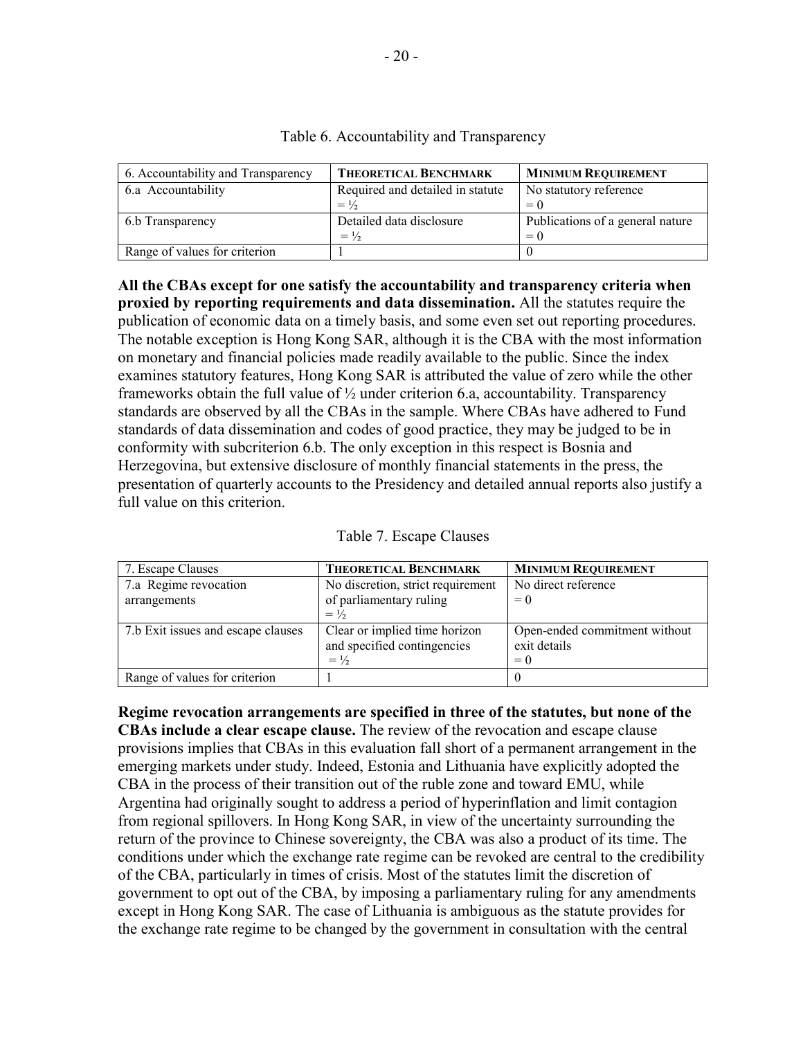Table 6. Accountability and Transparency

| 6. Accountability and Transparency | **THEORETICAL BENCHMARK** | **MINIMUM REQUIREMENT** |
|---|---|---|
| 6.a Accountability | Required and detailed in statute = ½ | No statutory reference = 0 |
| 6.b Transparency | Detailed data disclosure = ½ | Publications of a general nature = 0 |
| Range of values for criterion | 1 | 0 |

**All the CBAs except for one satisfy the accountability and transparency criteria when proxied by reporting requirements and data dissemination.** All the statutes require the publication of economic data on a timely basis, and some even set out reporting procedures. The notable exception is Hong Kong SAR, although it is the CBA with the most information on monetary and financial policies made readily available to the public. Since the index examines statutory features, Hong Kong SAR is attributed the value of zero while the other frameworks obtain the full value of ½ under criterion 6.a, accountability. Transparency standards are observed by all the CBAs in the sample. Where CBAs have adhered to Fund standards of data dissemination and codes of good practice, they may be judged to be in conformity with subcriterion 6.b. The only exception in this respect is Bosnia and Herzegovina, but extensive disclosure of monthly financial statements in the press, the presentation of quarterly accounts to the Presidency and detailed annual reports also justify a full value on this criterion.

Table 7. Escape Clauses

| 7. Escape Clauses | **THEORETICAL BENCHMARK** | **MINIMUM REQUIREMENT** |
|---|---|---|
| 7.a Regime revocation arrangements | No discretion, strict requirement of parliamentary ruling = ½ | No direct reference = 0 |
| 7.b Exit issues and escape clauses | Clear or implied time horizon and specified contingencies = ½ | Open-ended commitment without exit details = 0 |
| Range of values for criterion | 1 | 0 |

**Regime revocation arrangements are specified in three of the statutes, but none of the CBAs include a clear escape clause.** The review of the revocation and escape clause provisions implies that CBAs in this evaluation fall short of a permanent arrangement in the emerging markets under study. Indeed, Estonia and Lithuania have explicitly adopted the CBA in the process of their transition out of the ruble zone and toward EMU, while Argentina had originally sought to address a period of hyperinflation and limit contagion from regional spillovers. In Hong Kong SAR, in view of the uncertainty surrounding the return of the province to Chinese sovereignty, the CBA was also a product of its time. The conditions under which the exchange rate regime can be revoked are central to the credibility of the CBA, particularly in times of crisis. Most of the statutes limit the discretion of government to opt out of the CBA, by imposing a parliamentary ruling for any amendments except in Hong Kong SAR. The case of Lithuania is ambiguous as the statute provides for the exchange rate regime to be changed by the government in consultation with the central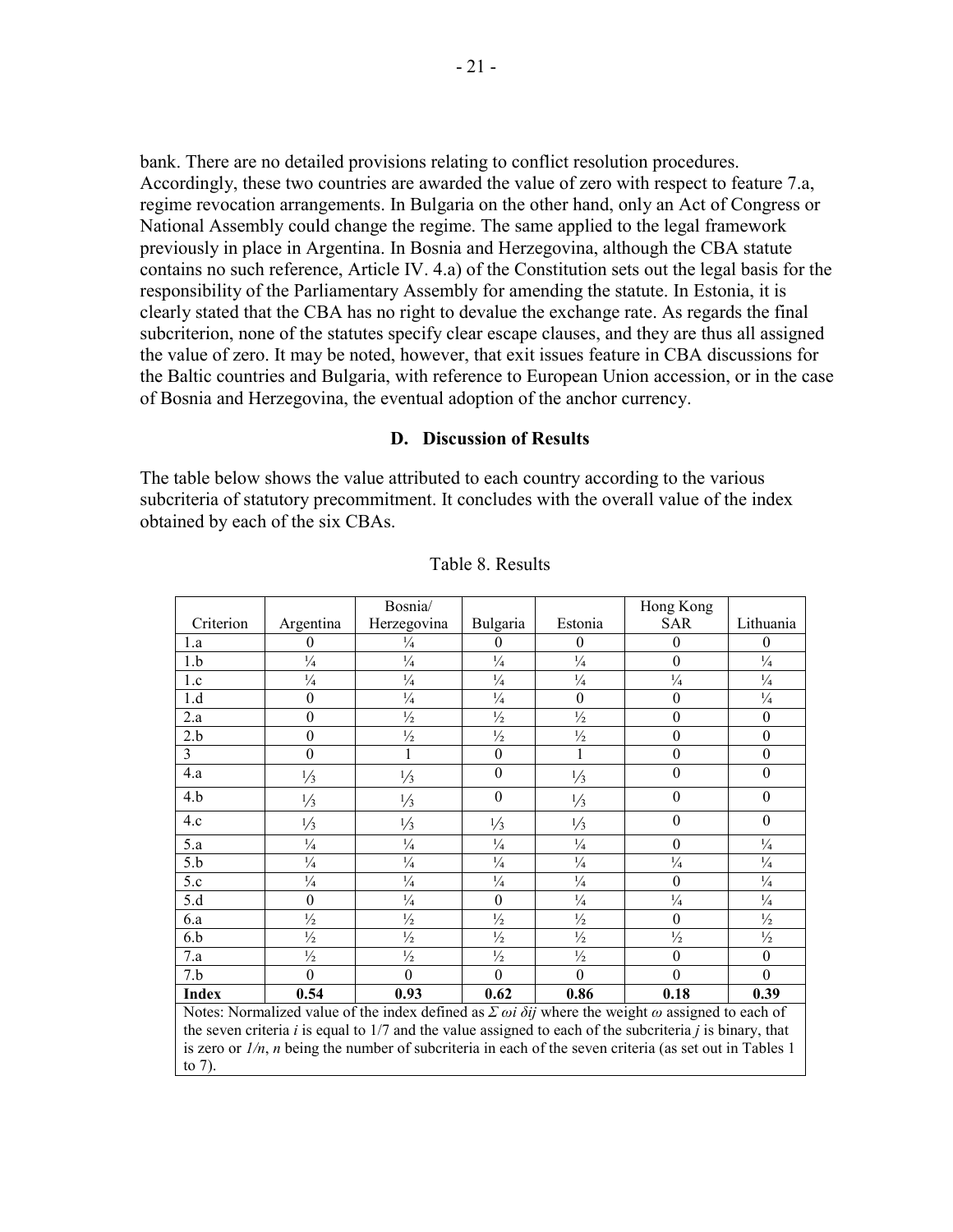bank. There are no detailed provisions relating to conflict resolution procedures. Accordingly, these two countries are awarded the value of zero with respect to feature 7.a, regime revocation arrangements. In Bulgaria on the other hand, only an Act of Congress or National Assembly could change the regime. The same applied to the legal framework previously in place in Argentina. In Bosnia and Herzegovina, although the CBA statute contains no such reference, Article IV. 4.a) of the Constitution sets out the legal basis for the responsibility of the Parliamentary Assembly for amending the statute. In Estonia, it is clearly stated that the CBA has no right to devalue the exchange rate. As regards the final subcriterion, none of the statutes specify clear escape clauses, and they are thus all assigned the value of zero. It may be noted, however, that exit issues feature in CBA discussions for the Baltic countries and Bulgaria, with reference to European Union accession, or in the case of Bosnia and Herzegovina, the eventual adoption of the anchor currency.

### D. Discussion of Results

The table below shows the value attributed to each country according to the various subcriteria of statutory precommitment. It concludes with the overall value of the index obtained by each of the six CBAs.

Table 8. Results

| Criterion | Argentina | Bosnia/ Herzegovina | Bulgaria | Estonia | Hong Kong SAR | Lithuania |
|---|---|---|---|---|---|---|
| 1.a | 0 | ¼ | 0 | 0 | 0 | 0 |
| 1.b | ¼ | ¼ | ¼ | ¼ | 0 | ¼ |
| 1.c | ¼ | ¼ | ¼ | ¼ | ¼ | ¼ |
| 1.d | 0 | ¼ | ¼ | 0 | 0 | ¼ |
| 2.a | 0 | ½ | ½ | ½ | 0 | 0 |
| 2.b | 0 | ½ | ½ | ½ | 0 | 0 |
| 3 | 0 | 1 | 0 | 1 | 0 | 0 |
| 4.a | ⅓ | ⅓ | 0 | ⅓ | 0 | 0 |
| 4.b | ⅓ | ⅓ | 0 | ⅓ | 0 | 0 |
| 4.c | ⅓ | ⅓ | ⅓ | ⅓ | 0 | 0 |
| 5.a | ¼ | ¼ | ¼ | ¼ | 0 | ¼ |
| 5.b | ¼ | ¼ | ¼ | ¼ | ¼ | ¼ |
| 5.c | ¼ | ¼ | ¼ | ¼ | 0 | ¼ |
| 5.d | 0 | ¼ | 0 | ¼ | ¼ | ¼ |
| 6.a | ½ | ½ | ½ | ½ | 0 | ½ |
| 6.b | ½ | ½ | ½ | ½ | ½ | ½ |
| 7.a | ½ | ½ | ½ | ½ | 0 | 0 |
| 7.b | 0 | 0 | 0 | 0 | 0 | 0 |
| **Index** | **0.54** | **0.93** | **0.62** | **0.86** | **0.18** | **0.39** |

Notes: Normalized value of the index defined as $\Sigma\, \omega i\, \delta ij$ where the weight $\omega$ assigned to each of the seven criteria $i$ is equal to 1/7 and the value assigned to each of the subcriteria $j$ is binary, that is zero or $1/n$, $n$ being the number of subcriteria in each of the seven criteria (as set out in Tables 1 to 7).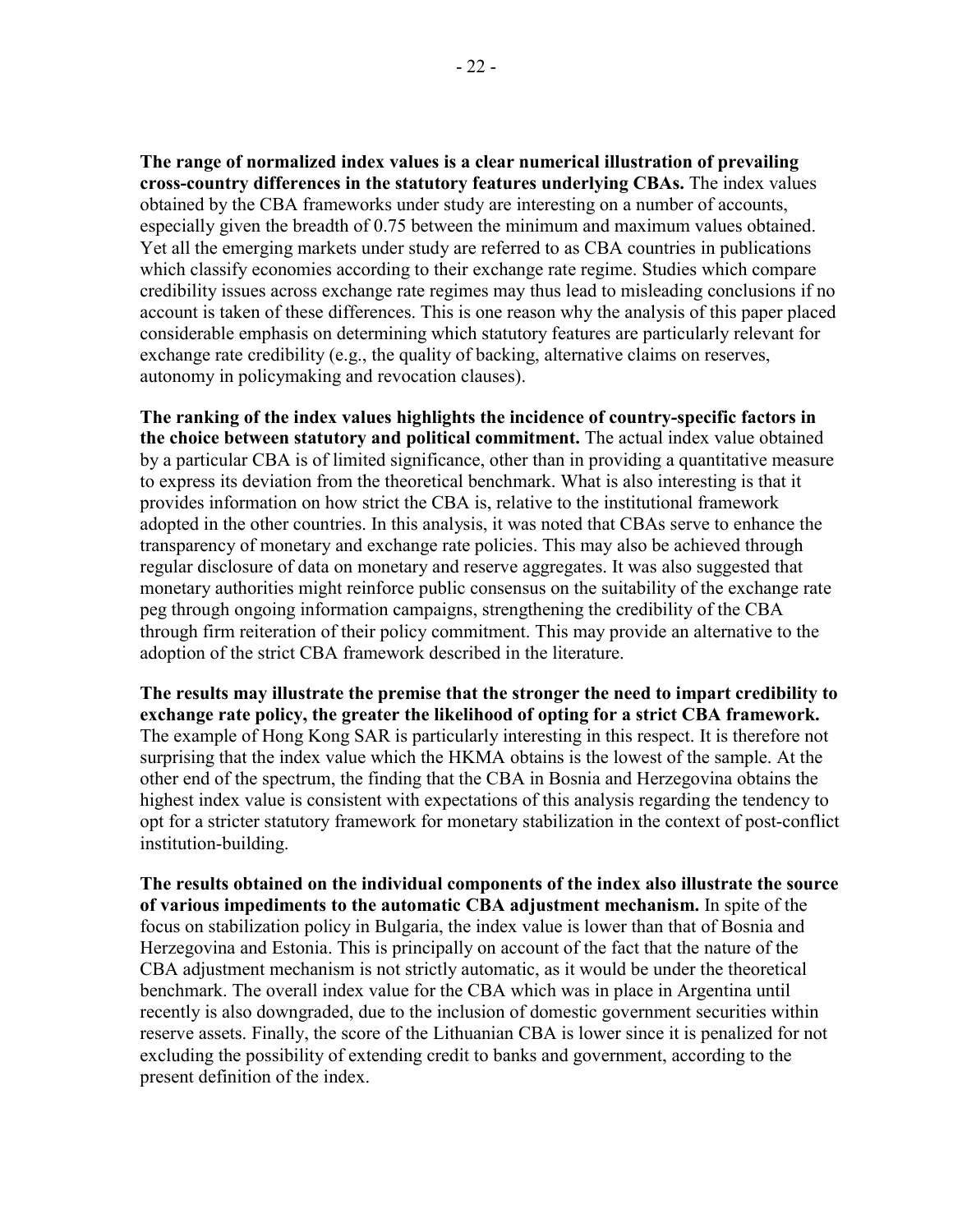**The range of normalized index values is a clear numerical illustration of prevailing cross-country differences in the statutory features underlying CBAs.** The index values obtained by the CBA frameworks under study are interesting on a number of accounts, especially given the breadth of 0.75 between the minimum and maximum values obtained. Yet all the emerging markets under study are referred to as CBA countries in publications which classify economies according to their exchange rate regime. Studies which compare credibility issues across exchange rate regimes may thus lead to misleading conclusions if no account is taken of these differences. This is one reason why the analysis of this paper placed considerable emphasis on determining which statutory features are particularly relevant for exchange rate credibility (e.g., the quality of backing, alternative claims on reserves, autonomy in policymaking and revocation clauses).

**The ranking of the index values highlights the incidence of country-specific factors in the choice between statutory and political commitment.** The actual index value obtained by a particular CBA is of limited significance, other than in providing a quantitative measure to express its deviation from the theoretical benchmark. What is also interesting is that it provides information on how strict the CBA is, relative to the institutional framework adopted in the other countries. In this analysis, it was noted that CBAs serve to enhance the transparency of monetary and exchange rate policies. This may also be achieved through regular disclosure of data on monetary and reserve aggregates. It was also suggested that monetary authorities might reinforce public consensus on the suitability of the exchange rate peg through ongoing information campaigns, strengthening the credibility of the CBA through firm reiteration of their policy commitment. This may provide an alternative to the adoption of the strict CBA framework described in the literature.

**The results may illustrate the premise that the stronger the need to impart credibility to exchange rate policy, the greater the likelihood of opting for a strict CBA framework.** The example of Hong Kong SAR is particularly interesting in this respect. It is therefore not surprising that the index value which the HKMA obtains is the lowest of the sample. At the other end of the spectrum, the finding that the CBA in Bosnia and Herzegovina obtains the highest index value is consistent with expectations of this analysis regarding the tendency to opt for a stricter statutory framework for monetary stabilization in the context of post-conflict institution-building.

**The results obtained on the individual components of the index also illustrate the source of various impediments to the automatic CBA adjustment mechanism.** In spite of the focus on stabilization policy in Bulgaria, the index value is lower than that of Bosnia and Herzegovina and Estonia. This is principally on account of the fact that the nature of the CBA adjustment mechanism is not strictly automatic, as it would be under the theoretical benchmark. The overall index value for the CBA which was in place in Argentina until recently is also downgraded, due to the inclusion of domestic government securities within reserve assets. Finally, the score of the Lithuanian CBA is lower since it is penalized for not excluding the possibility of extending credit to banks and government, according to the present definition of the index.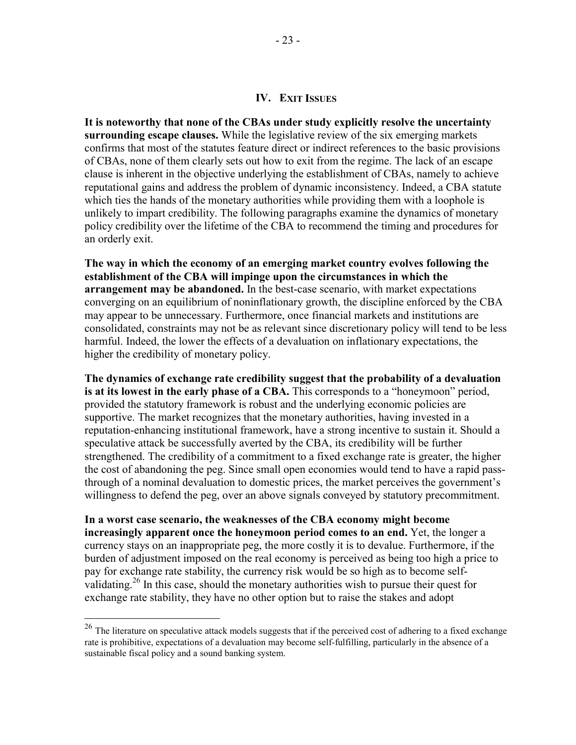## IV. Exit Issues

**It is noteworthy that none of the CBAs under study explicitly resolve the uncertainty surrounding escape clauses.** While the legislative review of the six emerging markets confirms that most of the statutes feature direct or indirect references to the basic provisions of CBAs, none of them clearly sets out how to exit from the regime. The lack of an escape clause is inherent in the objective underlying the establishment of CBAs, namely to achieve reputational gains and address the problem of dynamic inconsistency. Indeed, a CBA statute which ties the hands of the monetary authorities while providing them with a loophole is unlikely to impart credibility. The following paragraphs examine the dynamics of monetary policy credibility over the lifetime of the CBA to recommend the timing and procedures for an orderly exit.

**The way in which the economy of an emerging market country evolves following the establishment of the CBA will impinge upon the circumstances in which the arrangement may be abandoned.** In the best-case scenario, with market expectations converging on an equilibrium of noninflationary growth, the discipline enforced by the CBA may appear to be unnecessary. Furthermore, once financial markets and institutions are consolidated, constraints may not be as relevant since discretionary policy will tend to be less harmful. Indeed, the lower the effects of a devaluation on inflationary expectations, the higher the credibility of monetary policy.

**The dynamics of exchange rate credibility suggest that the probability of a devaluation is at its lowest in the early phase of a CBA.** This corresponds to a "honeymoon" period, provided the statutory framework is robust and the underlying economic policies are supportive. The market recognizes that the monetary authorities, having invested in a reputation-enhancing institutional framework, have a strong incentive to sustain it. Should a speculative attack be successfully averted by the CBA, its credibility will be further strengthened. The credibility of a commitment to a fixed exchange rate is greater, the higher the cost of abandoning the peg. Since small open economies would tend to have a rapid pass-through of a nominal devaluation to domestic prices, the market perceives the government's willingness to defend the peg, over an above signals conveyed by statutory precommitment.

**In a worst case scenario, the weaknesses of the CBA economy might become increasingly apparent once the honeymoon period comes to an end.** Yet, the longer a currency stays on an inappropriate peg, the more costly it is to devalue. Furthermore, if the burden of adjustment imposed on the real economy is perceived as being too high a price to pay for exchange rate stability, the currency risk would be so high as to become self-validating.[26] In this case, should the monetary authorities wish to pursue their quest for exchange rate stability, they have no other option but to raise the stakes and adopt

[26] The literature on speculative attack models suggests that if the perceived cost of adhering to a fixed exchange rate is prohibitive, expectations of a devaluation may become self-fulfilling, particularly in the absence of a sustainable fiscal policy and a sound banking system.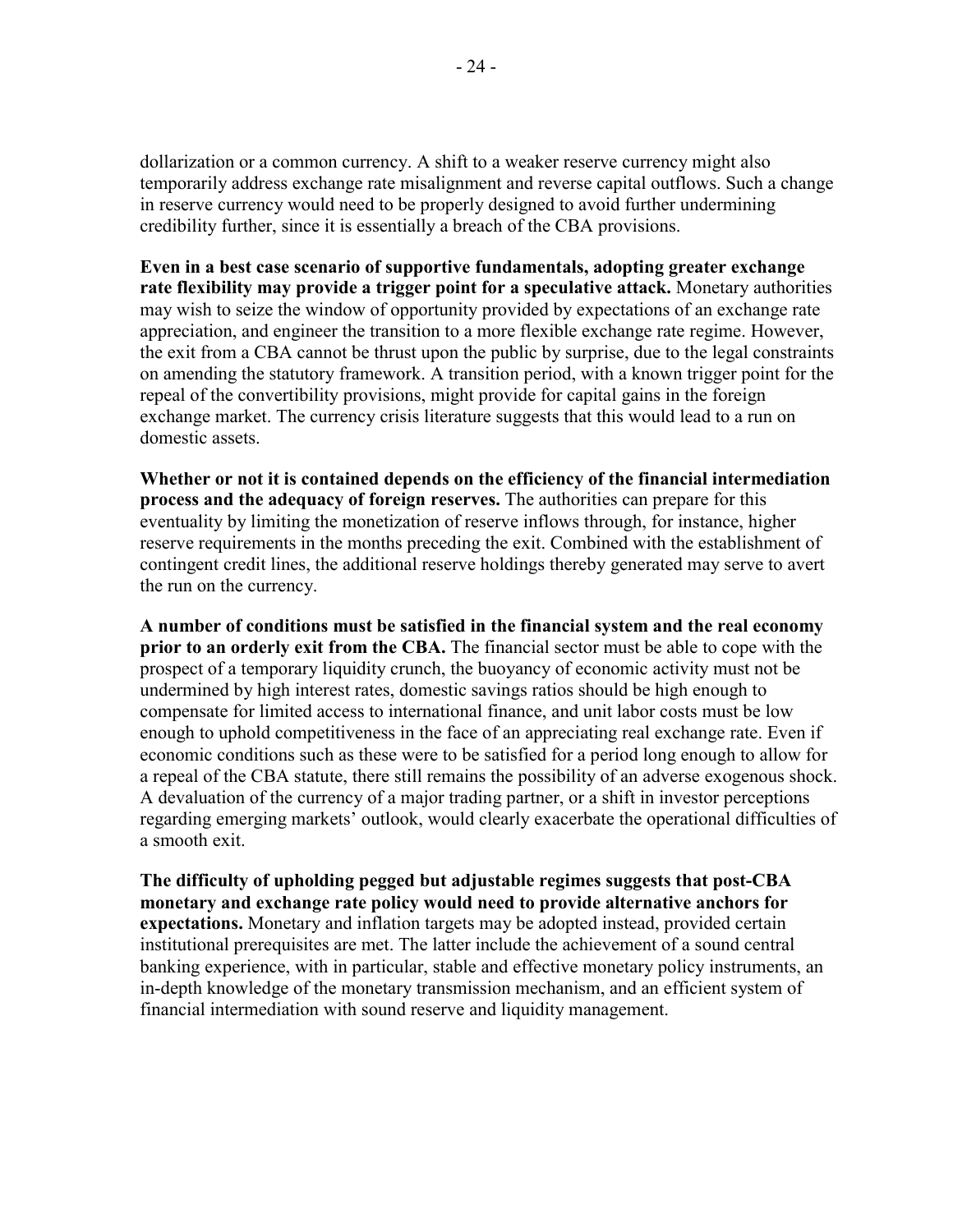dollarization or a common currency. A shift to a weaker reserve currency might also temporarily address exchange rate misalignment and reverse capital outflows. Such a change in reserve currency would need to be properly designed to avoid further undermining credibility further, since it is essentially a breach of the CBA provisions.

**Even in a best case scenario of supportive fundamentals, adopting greater exchange rate flexibility may provide a trigger point for a speculative attack.** Monetary authorities may wish to seize the window of opportunity provided by expectations of an exchange rate appreciation, and engineer the transition to a more flexible exchange rate regime. However, the exit from a CBA cannot be thrust upon the public by surprise, due to the legal constraints on amending the statutory framework. A transition period, with a known trigger point for the repeal of the convertibility provisions, might provide for capital gains in the foreign exchange market. The currency crisis literature suggests that this would lead to a run on domestic assets.

**Whether or not it is contained depends on the efficiency of the financial intermediation process and the adequacy of foreign reserves.** The authorities can prepare for this eventuality by limiting the monetization of reserve inflows through, for instance, higher reserve requirements in the months preceding the exit. Combined with the establishment of contingent credit lines, the additional reserve holdings thereby generated may serve to avert the run on the currency.

**A number of conditions must be satisfied in the financial system and the real economy prior to an orderly exit from the CBA.** The financial sector must be able to cope with the prospect of a temporary liquidity crunch, the buoyancy of economic activity must not be undermined by high interest rates, domestic savings ratios should be high enough to compensate for limited access to international finance, and unit labor costs must be low enough to uphold competitiveness in the face of an appreciating real exchange rate. Even if economic conditions such as these were to be satisfied for a period long enough to allow for a repeal of the CBA statute, there still remains the possibility of an adverse exogenous shock. A devaluation of the currency of a major trading partner, or a shift in investor perceptions regarding emerging markets' outlook, would clearly exacerbate the operational difficulties of a smooth exit.

**The difficulty of upholding pegged but adjustable regimes suggests that post-CBA monetary and exchange rate policy would need to provide alternative anchors for expectations.** Monetary and inflation targets may be adopted instead, provided certain institutional prerequisites are met. The latter include the achievement of a sound central banking experience, with in particular, stable and effective monetary policy instruments, an in-depth knowledge of the monetary transmission mechanism, and an efficient system of financial intermediation with sound reserve and liquidity management.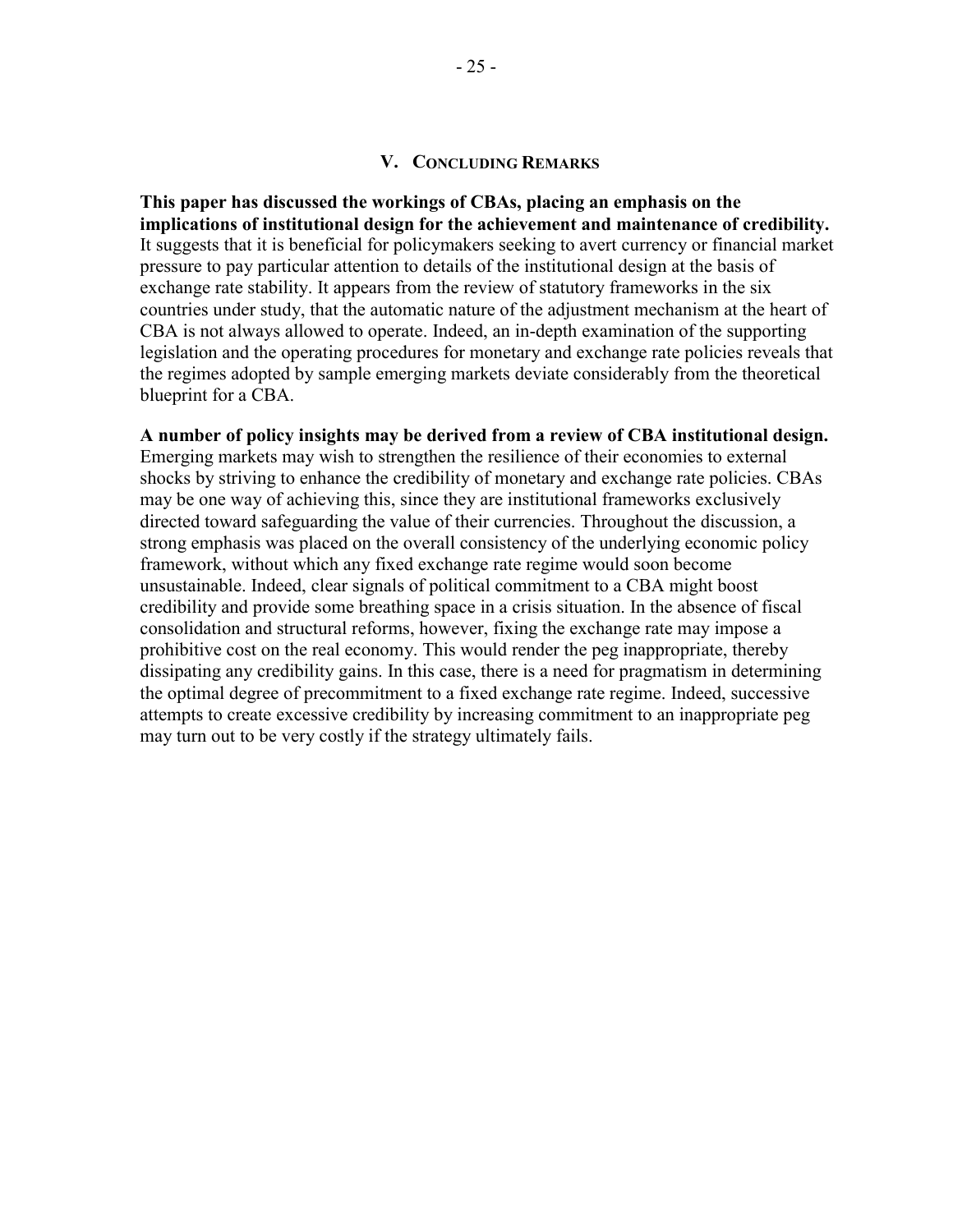## V. Concluding Remarks

**This paper has discussed the workings of CBAs, placing an emphasis on the implications of institutional design for the achievement and maintenance of credibility.** It suggests that it is beneficial for policymakers seeking to avert currency or financial market pressure to pay particular attention to details of the institutional design at the basis of exchange rate stability. It appears from the review of statutory frameworks in the six countries under study, that the automatic nature of the adjustment mechanism at the heart of CBA is not always allowed to operate. Indeed, an in-depth examination of the supporting legislation and the operating procedures for monetary and exchange rate policies reveals that the regimes adopted by sample emerging markets deviate considerably from the theoretical blueprint for a CBA.

**A number of policy insights may be derived from a review of CBA institutional design.** Emerging markets may wish to strengthen the resilience of their economies to external shocks by striving to enhance the credibility of monetary and exchange rate policies. CBAs may be one way of achieving this, since they are institutional frameworks exclusively directed toward safeguarding the value of their currencies. Throughout the discussion, a strong emphasis was placed on the overall consistency of the underlying economic policy framework, without which any fixed exchange rate regime would soon become unsustainable. Indeed, clear signals of political commitment to a CBA might boost credibility and provide some breathing space in a crisis situation. In the absence of fiscal consolidation and structural reforms, however, fixing the exchange rate may impose a prohibitive cost on the real economy. This would render the peg inappropriate, thereby dissipating any credibility gains. In this case, there is a need for pragmatism in determining the optimal degree of precommitment to a fixed exchange rate regime. Indeed, successive attempts to create excessive credibility by increasing commitment to an inappropriate peg may turn out to be very costly if the strategy ultimately fails.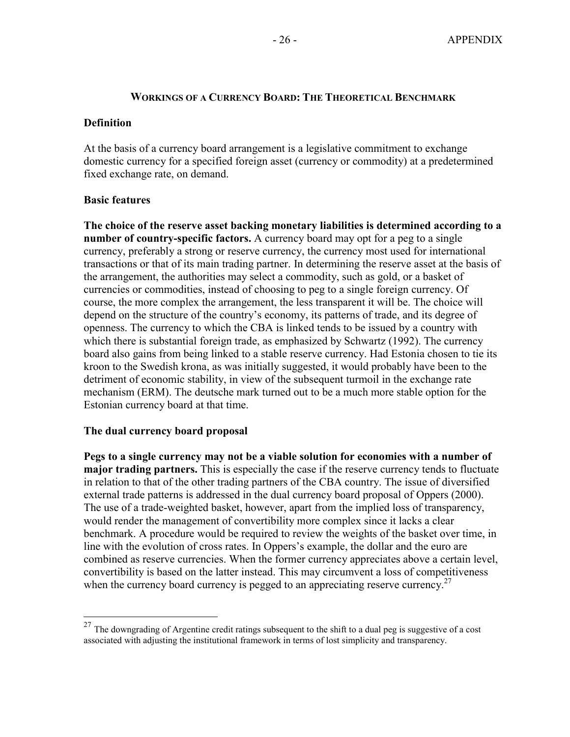## WORKINGS OF A CURRENCY BOARD: THE THEORETICAL BENCHMARK

### Definition

At the basis of a currency board arrangement is a legislative commitment to exchange domestic currency for a specified foreign asset (currency or commodity) at a predetermined fixed exchange rate, on demand.

### Basic features

**The choice of the reserve asset backing monetary liabilities is determined according to a number of country-specific factors.** A currency board may opt for a peg to a single currency, preferably a strong or reserve currency, the currency most used for international transactions or that of its main trading partner. In determining the reserve asset at the basis of the arrangement, the authorities may select a commodity, such as gold, or a basket of currencies or commodities, instead of choosing to peg to a single foreign currency. Of course, the more complex the arrangement, the less transparent it will be. The choice will depend on the structure of the country's economy, its patterns of trade, and its degree of openness. The currency to which the CBA is linked tends to be issued by a country with which there is substantial foreign trade, as emphasized by Schwartz (1992). The currency board also gains from being linked to a stable reserve currency. Had Estonia chosen to tie its kroon to the Swedish krona, as was initially suggested, it would probably have been to the detriment of economic stability, in view of the subsequent turmoil in the exchange rate mechanism (ERM). The deutsche mark turned out to be a much more stable option for the Estonian currency board at that time.

### The dual currency board proposal

**Pegs to a single currency may not be a viable solution for economies with a number of major trading partners.** This is especially the case if the reserve currency tends to fluctuate in relation to that of the other trading partners of the CBA country. The issue of diversified external trade patterns is addressed in the dual currency board proposal of Oppers (2000). The use of a trade-weighted basket, however, apart from the implied loss of transparency, would render the management of convertibility more complex since it lacks a clear benchmark. A procedure would be required to review the weights of the basket over time, in line with the evolution of cross rates. In Oppers's example, the dollar and the euro are combined as reserve currencies. When the former currency appreciates above a certain level, convertibility is based on the latter instead. This may circumvent a loss of competitiveness when the currency board currency is pegged to an appreciating reserve currency.[27]

---

[27] The downgrading of Argentine credit ratings subsequent to the shift to a dual peg is suggestive of a cost associated with adjusting the institutional framework in terms of lost simplicity and transparency.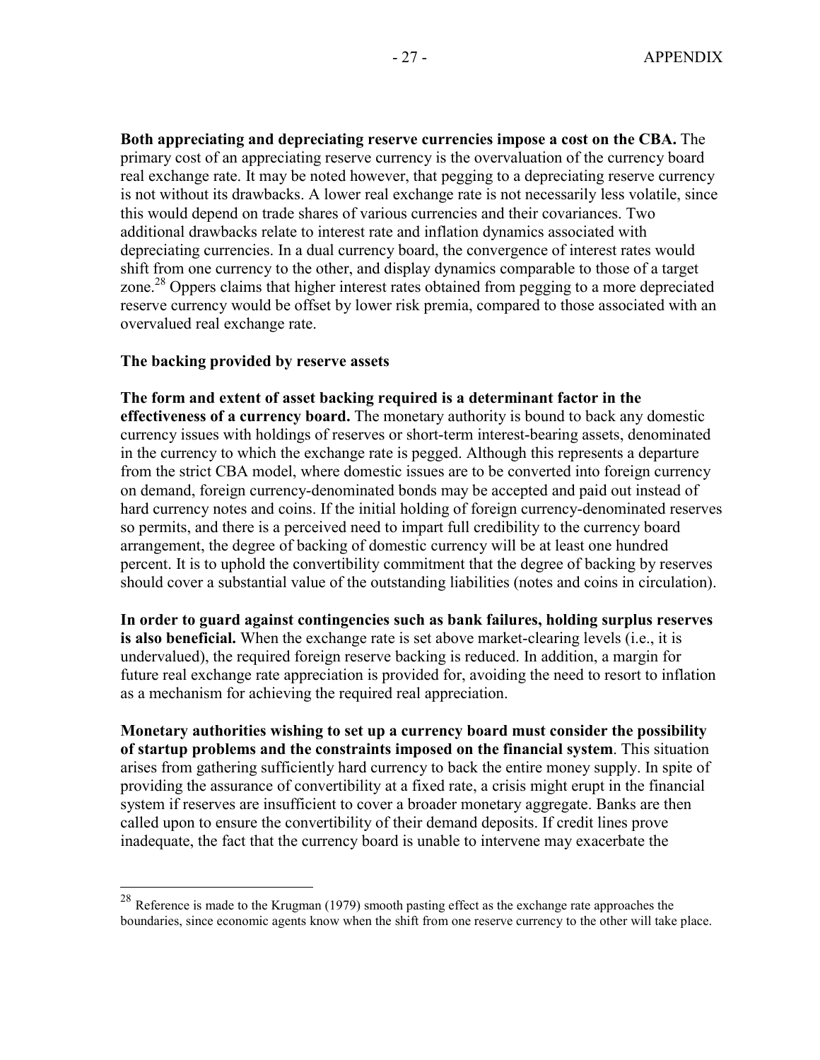**Both appreciating and depreciating reserve currencies impose a cost on the CBA.** The primary cost of an appreciating reserve currency is the overvaluation of the currency board real exchange rate. It may be noted however, that pegging to a depreciating reserve currency is not without its drawbacks. A lower real exchange rate is not necessarily less volatile, since this would depend on trade shares of various currencies and their covariances. Two additional drawbacks relate to interest rate and inflation dynamics associated with depreciating currencies. In a dual currency board, the convergence of interest rates would shift from one currency to the other, and display dynamics comparable to those of a target zone.[28] Oppers claims that higher interest rates obtained from pegging to a more depreciated reserve currency would be offset by lower risk premia, compared to those associated with an overvalued real exchange rate.

**The backing provided by reserve assets**

**The form and extent of asset backing required is a determinant factor in the effectiveness of a currency board.** The monetary authority is bound to back any domestic currency issues with holdings of reserves or short-term interest-bearing assets, denominated in the currency to which the exchange rate is pegged. Although this represents a departure from the strict CBA model, where domestic issues are to be converted into foreign currency on demand, foreign currency-denominated bonds may be accepted and paid out instead of hard currency notes and coins. If the initial holding of foreign currency-denominated reserves so permits, and there is a perceived need to impart full credibility to the currency board arrangement, the degree of backing of domestic currency will be at least one hundred percent. It is to uphold the convertibility commitment that the degree of backing by reserves should cover a substantial value of the outstanding liabilities (notes and coins in circulation).

**In order to guard against contingencies such as bank failures, holding surplus reserves is also beneficial.** When the exchange rate is set above market-clearing levels (i.e., it is undervalued), the required foreign reserve backing is reduced. In addition, a margin for future real exchange rate appreciation is provided for, avoiding the need to resort to inflation as a mechanism for achieving the required real appreciation.

**Monetary authorities wishing to set up a currency board must consider the possibility of startup problems and the constraints imposed on the financial system**. This situation arises from gathering sufficiently hard currency to back the entire money supply. In spite of providing the assurance of convertibility at a fixed rate, a crisis might erupt in the financial system if reserves are insufficient to cover a broader monetary aggregate. Banks are then called upon to ensure the convertibility of their demand deposits. If credit lines prove inadequate, the fact that the currency board is unable to intervene may exacerbate the

[28] Reference is made to the Krugman (1979) smooth pasting effect as the exchange rate approaches the boundaries, since economic agents know when the shift from one reserve currency to the other will take place.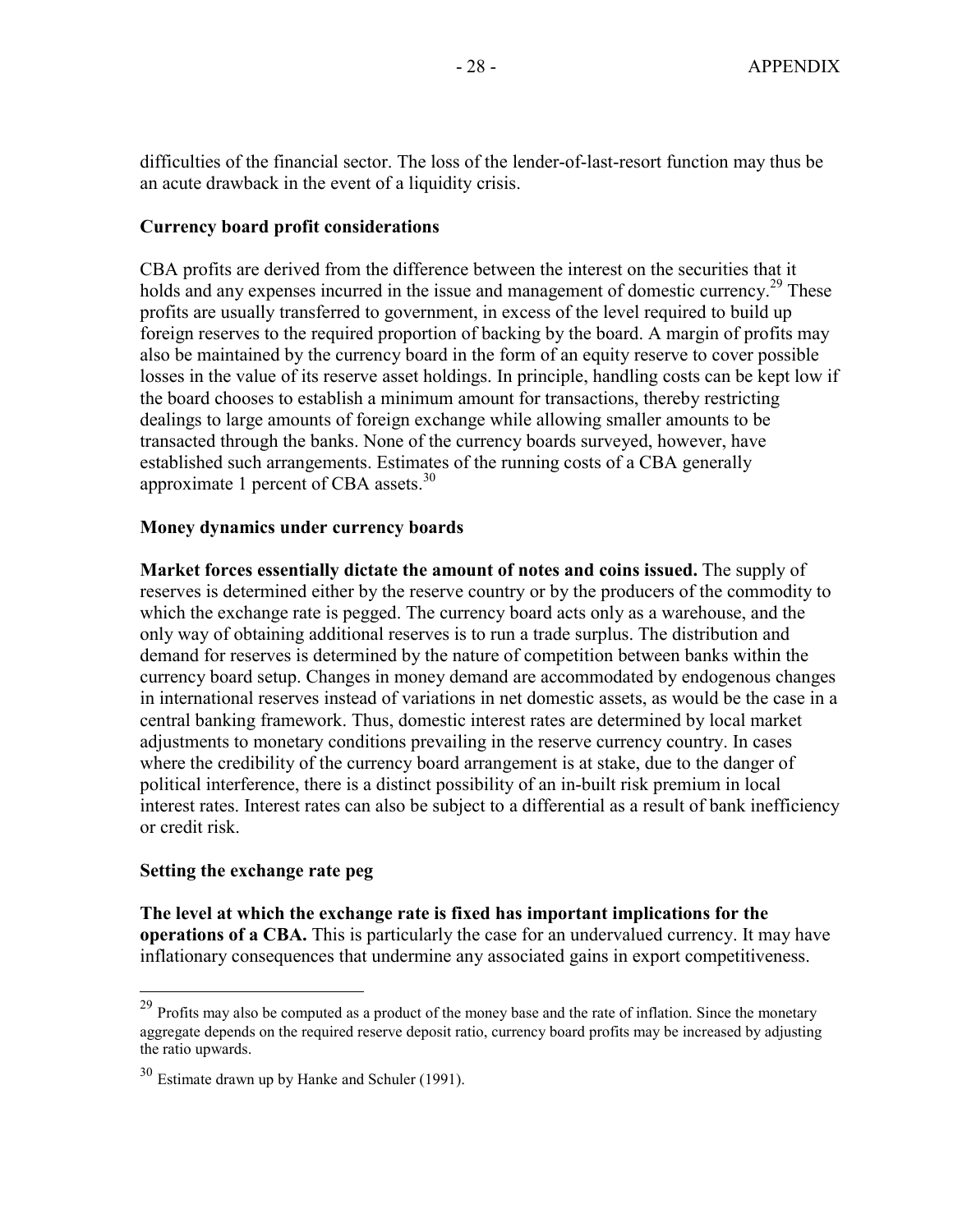difficulties of the financial sector. The loss of the lender-of-last-resort function may thus be an acute drawback in the event of a liquidity crisis.

**Currency board profit considerations**

CBA profits are derived from the difference between the interest on the securities that it holds and any expenses incurred in the issue and management of domestic currency.[29] These profits are usually transferred to government, in excess of the level required to build up foreign reserves to the required proportion of backing by the board. A margin of profits may also be maintained by the currency board in the form of an equity reserve to cover possible losses in the value of its reserve asset holdings. In principle, handling costs can be kept low if the board chooses to establish a minimum amount for transactions, thereby restricting dealings to large amounts of foreign exchange while allowing smaller amounts to be transacted through the banks. None of the currency boards surveyed, however, have established such arrangements. Estimates of the running costs of a CBA generally approximate 1 percent of CBA assets.[30]

**Money dynamics under currency boards**

**Market forces essentially dictate the amount of notes and coins issued.** The supply of reserves is determined either by the reserve country or by the producers of the commodity to which the exchange rate is pegged. The currency board acts only as a warehouse, and the only way of obtaining additional reserves is to run a trade surplus. The distribution and demand for reserves is determined by the nature of competition between banks within the currency board setup. Changes in money demand are accommodated by endogenous changes in international reserves instead of variations in net domestic assets, as would be the case in a central banking framework. Thus, domestic interest rates are determined by local market adjustments to monetary conditions prevailing in the reserve currency country. In cases where the credibility of the currency board arrangement is at stake, due to the danger of political interference, there is a distinct possibility of an in-built risk premium in local interest rates. Interest rates can also be subject to a differential as a result of bank inefficiency or credit risk.

**Setting the exchange rate peg**

**The level at which the exchange rate is fixed has important implications for the operations of a CBA.** This is particularly the case for an undervalued currency. It may have inflationary consequences that undermine any associated gains in export competitiveness.

---

[29] Profits may also be computed as a product of the money base and the rate of inflation. Since the monetary aggregate depends on the required reserve deposit ratio, currency board profits may be increased by adjusting the ratio upwards.

[30] Estimate drawn up by Hanke and Schuler (1991).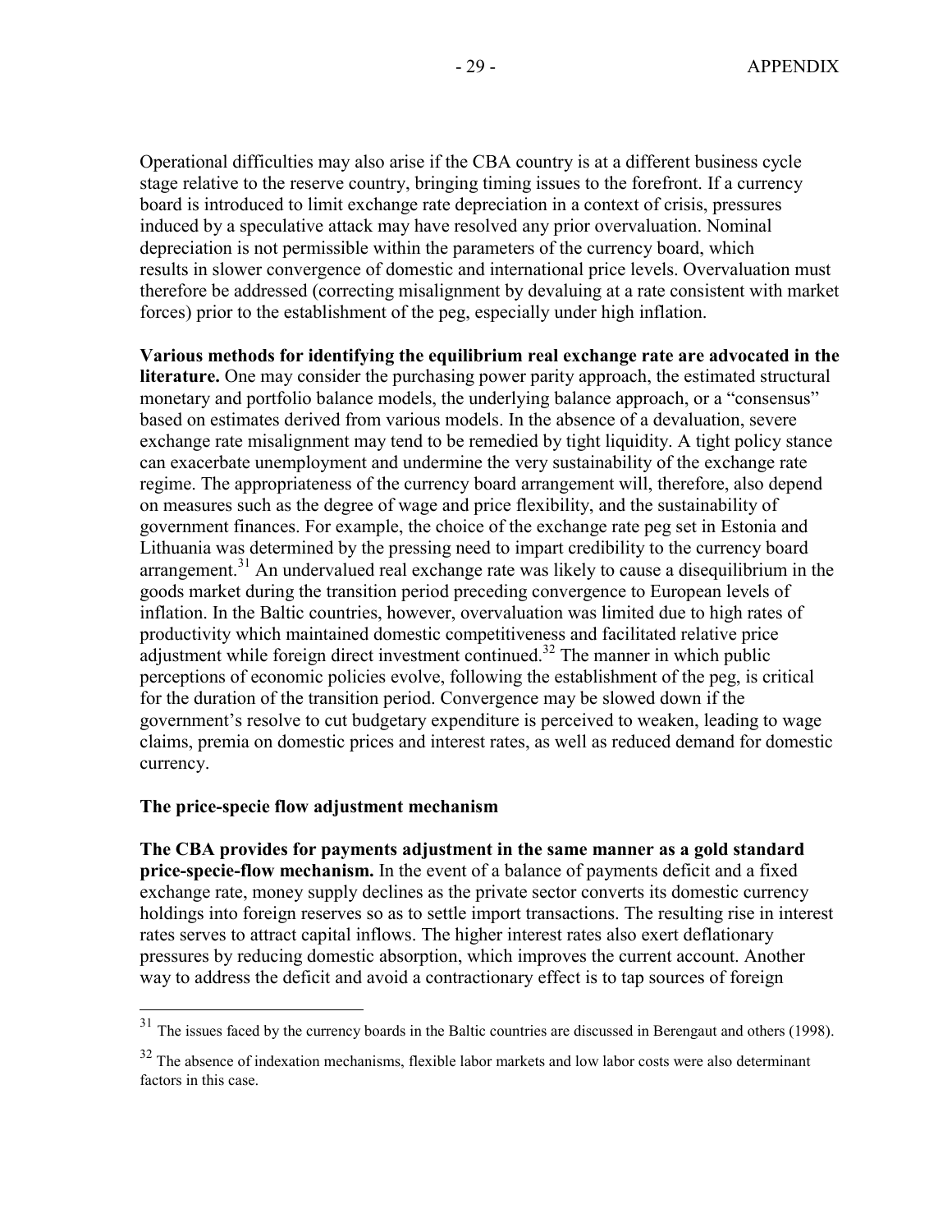Operational difficulties may also arise if the CBA country is at a different business cycle stage relative to the reserve country, bringing timing issues to the forefront. If a currency board is introduced to limit exchange rate depreciation in a context of crisis, pressures induced by a speculative attack may have resolved any prior overvaluation. Nominal depreciation is not permissible within the parameters of the currency board, which results in slower convergence of domestic and international price levels. Overvaluation must therefore be addressed (correcting misalignment by devaluing at a rate consistent with market forces) prior to the establishment of the peg, especially under high inflation.

**Various methods for identifying the equilibrium real exchange rate are advocated in the literature.** One may consider the purchasing power parity approach, the estimated structural monetary and portfolio balance models, the underlying balance approach, or a "consensus" based on estimates derived from various models. In the absence of a devaluation, severe exchange rate misalignment may tend to be remedied by tight liquidity. A tight policy stance can exacerbate unemployment and undermine the very sustainability of the exchange rate regime. The appropriateness of the currency board arrangement will, therefore, also depend on measures such as the degree of wage and price flexibility, and the sustainability of government finances. For example, the choice of the exchange rate peg set in Estonia and Lithuania was determined by the pressing need to impart credibility to the currency board arrangement.[31] An undervalued real exchange rate was likely to cause a disequilibrium in the goods market during the transition period preceding convergence to European levels of inflation. In the Baltic countries, however, overvaluation was limited due to high rates of productivity which maintained domestic competitiveness and facilitated relative price adjustment while foreign direct investment continued.[32] The manner in which public perceptions of economic policies evolve, following the establishment of the peg, is critical for the duration of the transition period. Convergence may be slowed down if the government's resolve to cut budgetary expenditure is perceived to weaken, leading to wage claims, premia on domestic prices and interest rates, as well as reduced demand for domestic currency.

**The price-specie flow adjustment mechanism**

**The CBA provides for payments adjustment in the same manner as a gold standard price-specie-flow mechanism.** In the event of a balance of payments deficit and a fixed exchange rate, money supply declines as the private sector converts its domestic currency holdings into foreign reserves so as to settle import transactions. The resulting rise in interest rates serves to attract capital inflows. The higher interest rates also exert deflationary pressures by reducing domestic absorption, which improves the current account. Another way to address the deficit and avoid a contractionary effect is to tap sources of foreign

---

[31] The issues faced by the currency boards in the Baltic countries are discussed in Berengaut and others (1998).

[32] The absence of indexation mechanisms, flexible labor markets and low labor costs were also determinant factors in this case.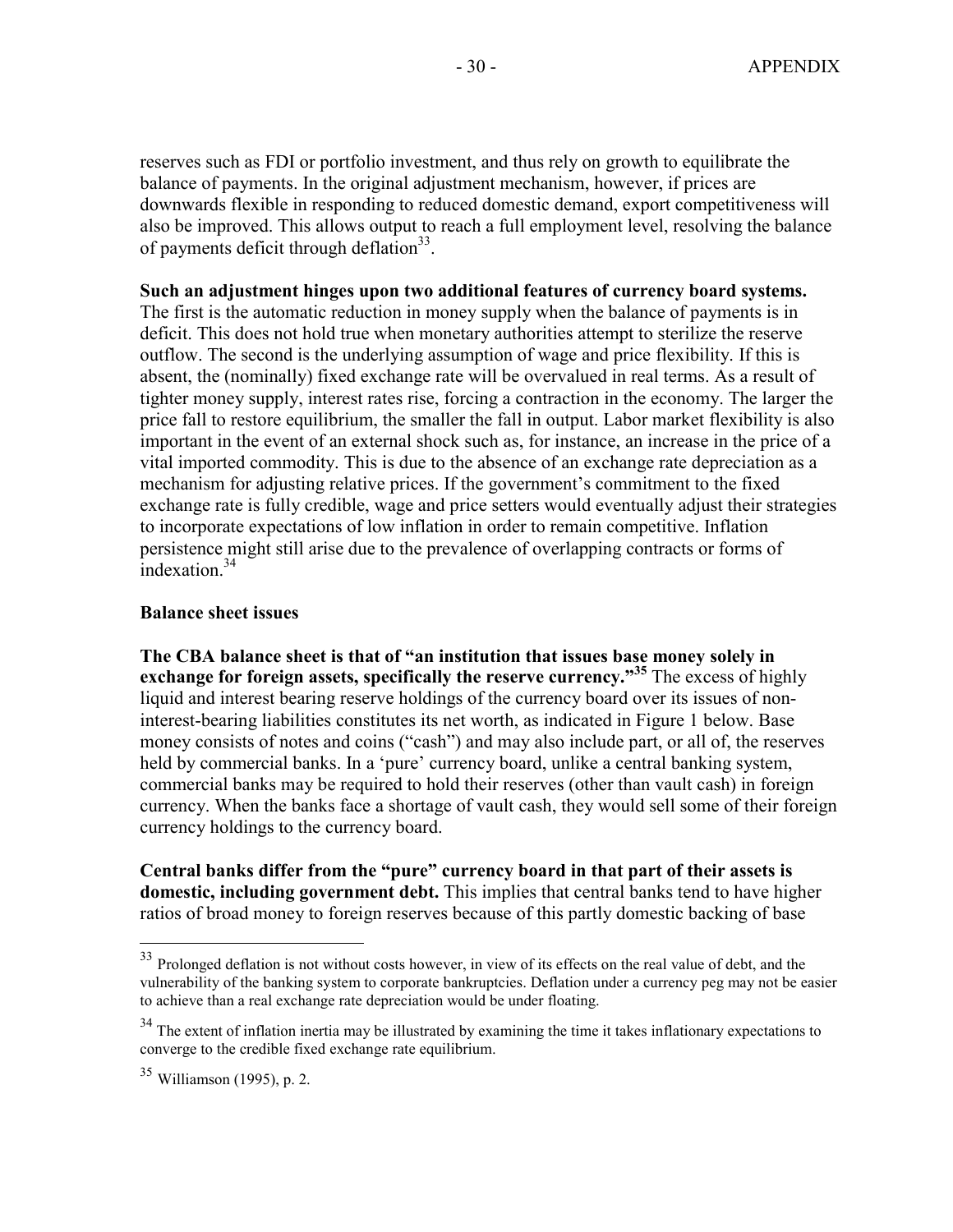reserves such as FDI or portfolio investment, and thus rely on growth to equilibrate the balance of payments. In the original adjustment mechanism, however, if prices are downwards flexible in responding to reduced domestic demand, export competitiveness will also be improved. This allows output to reach a full employment level, resolving the balance of payments deficit through deflation[33].

**Such an adjustment hinges upon two additional features of currency board systems.** The first is the automatic reduction in money supply when the balance of payments is in deficit. This does not hold true when monetary authorities attempt to sterilize the reserve outflow. The second is the underlying assumption of wage and price flexibility. If this is absent, the (nominally) fixed exchange rate will be overvalued in real terms. As a result of tighter money supply, interest rates rise, forcing a contraction in the economy. The larger the price fall to restore equilibrium, the smaller the fall in output. Labor market flexibility is also important in the event of an external shock such as, for instance, an increase in the price of a vital imported commodity. This is due to the absence of an exchange rate depreciation as a mechanism for adjusting relative prices. If the government's commitment to the fixed exchange rate is fully credible, wage and price setters would eventually adjust their strategies to incorporate expectations of low inflation in order to remain competitive. Inflation persistence might still arise due to the prevalence of overlapping contracts or forms of indexation.[34]

### Balance sheet issues

**The CBA balance sheet is that of "an institution that issues base money solely in exchange for foreign assets, specifically the reserve currency."[35]** The excess of highly liquid and interest bearing reserve holdings of the currency board over its issues of non-interest-bearing liabilities constitutes its net worth, as indicated in Figure 1 below. Base money consists of notes and coins ("cash") and may also include part, or all of, the reserves held by commercial banks. In a 'pure' currency board, unlike a central banking system, commercial banks may be required to hold their reserves (other than vault cash) in foreign currency. When the banks face a shortage of vault cash, they would sell some of their foreign currency holdings to the currency board.

**Central banks differ from the "pure" currency board in that part of their assets is domestic, including government debt.** This implies that central banks tend to have higher ratios of broad money to foreign reserves because of this partly domestic backing of base

---

[33] Prolonged deflation is not without costs however, in view of its effects on the real value of debt, and the vulnerability of the banking system to corporate bankruptcies. Deflation under a currency peg may not be easier to achieve than a real exchange rate depreciation would be under floating.

[34] The extent of inflation inertia may be illustrated by examining the time it takes inflationary expectations to converge to the credible fixed exchange rate equilibrium.

[35] Williamson (1995), p. 2.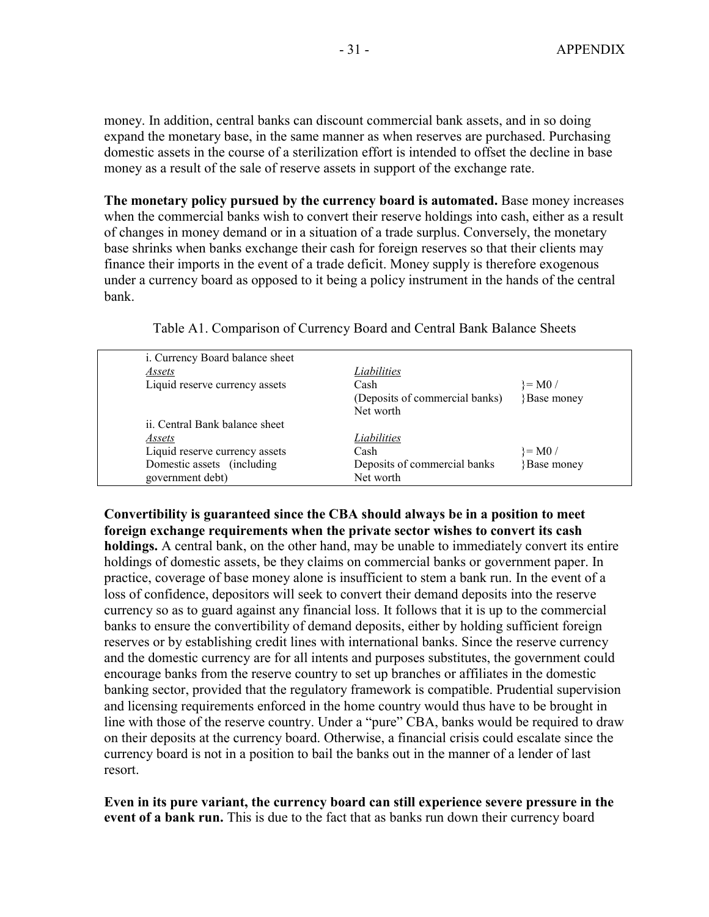money. In addition, central banks can discount commercial bank assets, and in so doing expand the monetary base, in the same manner as when reserves are purchased. Purchasing domestic assets in the course of a sterilization effort is intended to offset the decline in base money as a result of the sale of reserve assets in support of the exchange rate.

**The monetary policy pursued by the currency board is automated.** Base money increases when the commercial banks wish to convert their reserve holdings into cash, either as a result of changes in money demand or in a situation of a trade surplus. Conversely, the monetary base shrinks when banks exchange their cash for foreign reserves so that their clients may finance their imports in the event of a trade deficit. Money supply is therefore exogenous under a currency board as opposed to it being a policy instrument in the hands of the central bank.

Table A1. Comparison of Currency Board and Central Bank Balance Sheets

| | | |
|---|---|---|
| i. Currency Board balance sheet | | |
| *Assets* | *Liabilities* | |
| Liquid reserve currency assets | Cash | }= M0 / |
| | (Deposits of commercial banks) | }Base money |
| | Net worth | |
| ii. Central Bank balance sheet | | |
| *Assets* | *Liabilities* | |
| Liquid reserve currency assets | Cash | }= M0 / |
| Domestic assets (including government debt) | Deposits of commercial banks | }Base money |
| | Net worth | |

**Convertibility is guaranteed since the CBA should always be in a position to meet foreign exchange requirements when the private sector wishes to convert its cash holdings.** A central bank, on the other hand, may be unable to immediately convert its entire holdings of domestic assets, be they claims on commercial banks or government paper. In practice, coverage of base money alone is insufficient to stem a bank run. In the event of a loss of confidence, depositors will seek to convert their demand deposits into the reserve currency so as to guard against any financial loss. It follows that it is up to the commercial banks to ensure the convertibility of demand deposits, either by holding sufficient foreign reserves or by establishing credit lines with international banks. Since the reserve currency and the domestic currency are for all intents and purposes substitutes, the government could encourage banks from the reserve country to set up branches or affiliates in the domestic banking sector, provided that the regulatory framework is compatible. Prudential supervision and licensing requirements enforced in the home country would thus have to be brought in line with those of the reserve country. Under a "pure" CBA, banks would be required to draw on their deposits at the currency board. Otherwise, a financial crisis could escalate since the currency board is not in a position to bail the banks out in the manner of a lender of last resort.

**Even in its pure variant, the currency board can still experience severe pressure in the event of a bank run.** This is due to the fact that as banks run down their currency board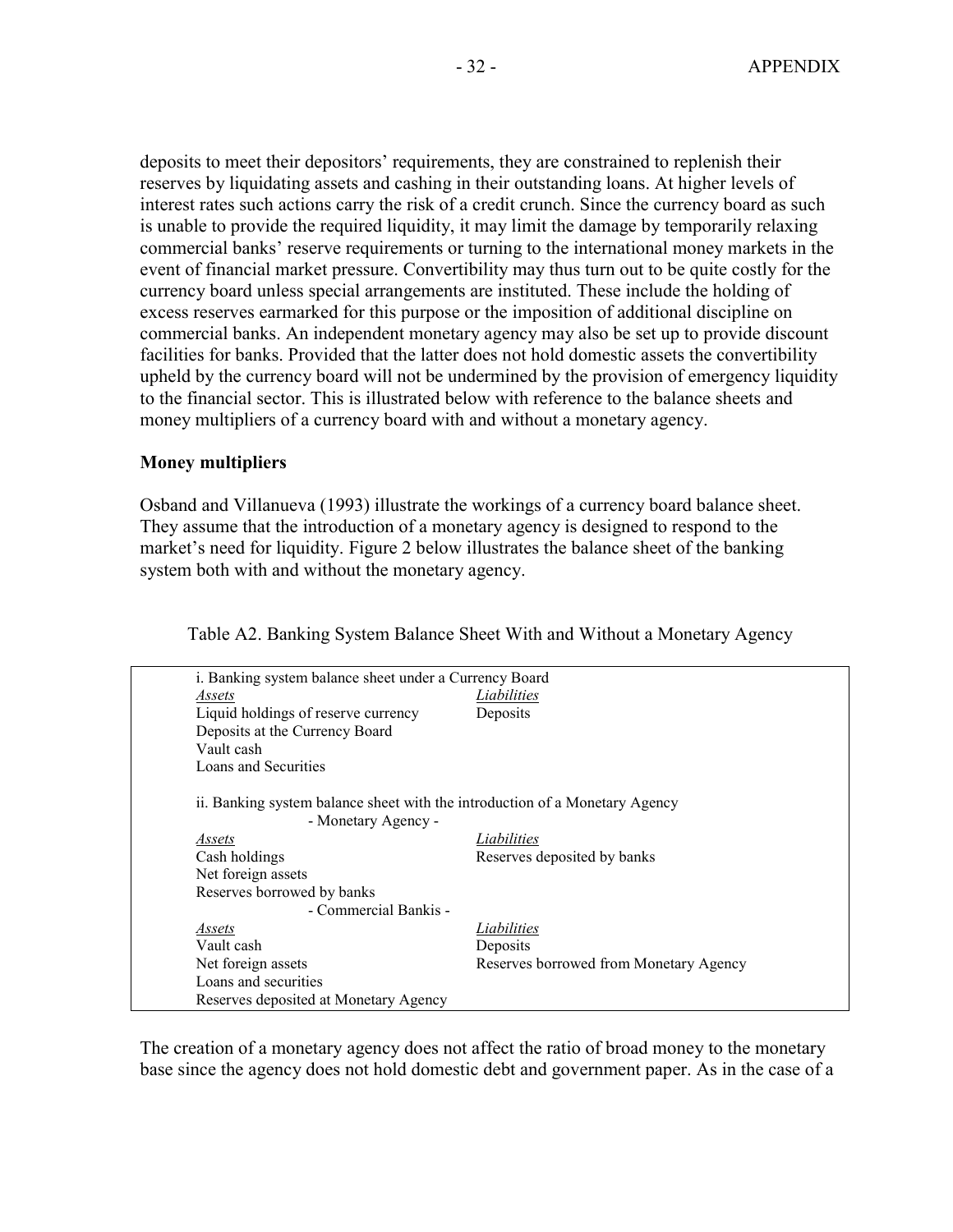deposits to meet their depositors' requirements, they are constrained to replenish their reserves by liquidating assets and cashing in their outstanding loans. At higher levels of interest rates such actions carry the risk of a credit crunch. Since the currency board as such is unable to provide the required liquidity, it may limit the damage by temporarily relaxing commercial banks' reserve requirements or turning to the international money markets in the event of financial market pressure. Convertibility may thus turn out to be quite costly for the currency board unless special arrangements are instituted. These include the holding of excess reserves earmarked for this purpose or the imposition of additional discipline on commercial banks. An independent monetary agency may also be set up to provide discount facilities for banks. Provided that the latter does not hold domestic assets the convertibility upheld by the currency board will not be undermined by the provision of emergency liquidity to the financial sector. This is illustrated below with reference to the balance sheets and money multipliers of a currency board with and without a monetary agency.

**Money multipliers**

Osband and Villanueva (1993) illustrate the workings of a currency board balance sheet. They assume that the introduction of a monetary agency is designed to respond to the market's need for liquidity. Figure 2 below illustrates the balance sheet of the banking system both with and without the monetary agency.

Table A2. Banking System Balance Sheet With and Without a Monetary Agency

| i. Banking system balance sheet under a Currency Board | |
|---|---|
| *Assets* | *Liabilities* |
| Liquid holdings of reserve currency | Deposits |
| Deposits at the Currency Board | |
| Vault cash | |
| Loans and Securities | |
| | |
| ii. Banking system balance sheet with the introduction of a Monetary Agency | |
| - Monetary Agency - | |
| *Assets* | *Liabilities* |
| Cash holdings | Reserves deposited by banks |
| Net foreign assets | |
| Reserves borrowed by banks | |
| - Commercial Bankis - | |
| *Assets* | *Liabilities* |
| Vault cash | Deposits |
| Net foreign assets | Reserves borrowed from Monetary Agency |
| Loans and securities | |
| Reserves deposited at Monetary Agency | |

The creation of a monetary agency does not affect the ratio of broad money to the monetary base since the agency does not hold domestic debt and government paper. As in the case of a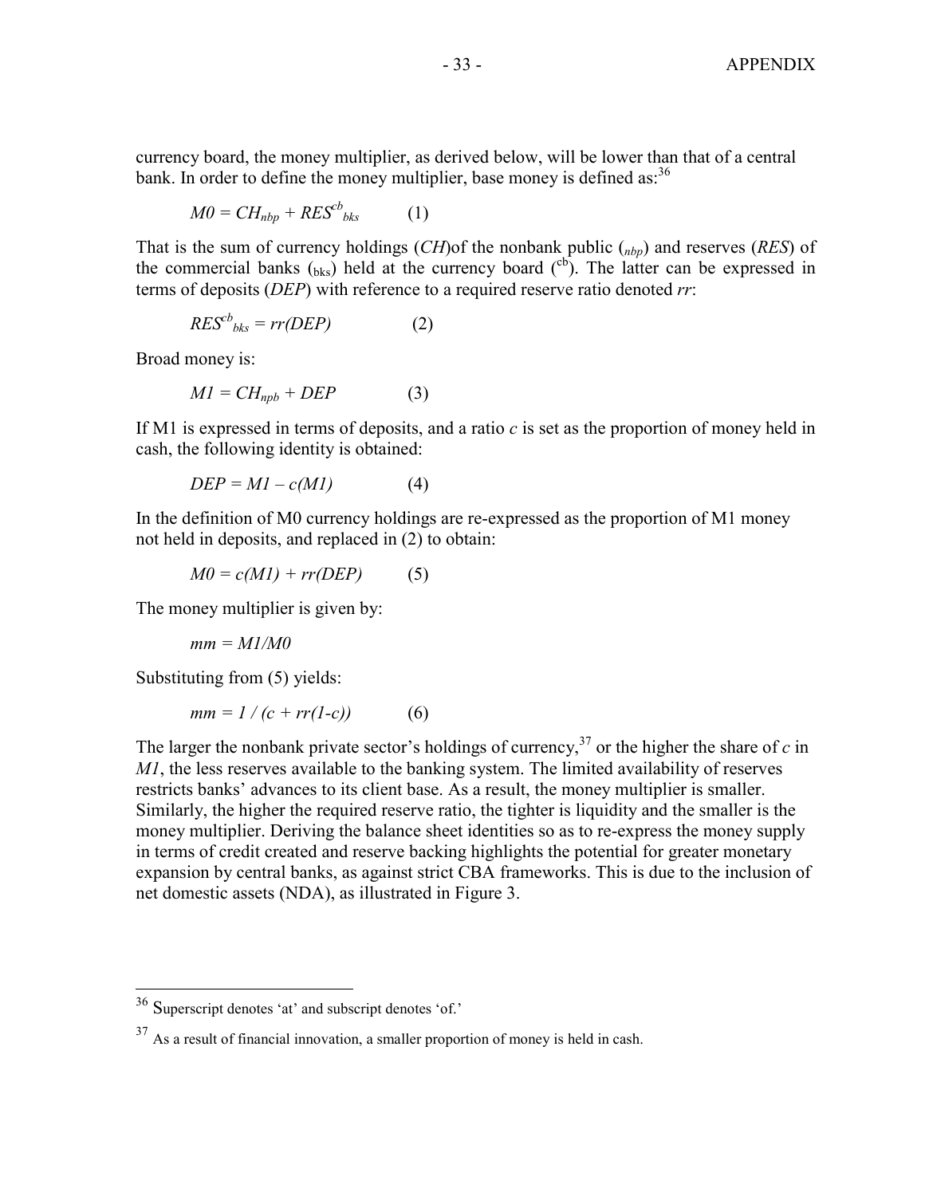currency board, the money multiplier, as derived below, will be lower than that of a central bank. In order to define the money multiplier, base money is defined as:[36]

$$M0 = CH_{nbp} + RES^{cb}_{bks} \qquad (1)$$

That is the sum of currency holdings (*CH*)of the nonbank public ($_{nbp}$) and reserves (*RES*) of the commercial banks ($_{bks}$) held at the currency board ($^{cb}$). The latter can be expressed in terms of deposits (*DEP*) with reference to a required reserve ratio denoted *rr*:

$$RES^{cb}_{bks} = rr(DEP) \qquad (2)$$

Broad money is:

$$M1 = CH_{npb} + DEP \qquad (3)$$

If M1 is expressed in terms of deposits, and a ratio *c* is set as the proportion of money held in cash, the following identity is obtained:

$$DEP = M1 - c(M1) \qquad (4)$$

In the definition of M0 currency holdings are re-expressed as the proportion of M1 money not held in deposits, and replaced in (2) to obtain:

$$M0 = c(M1) + rr(DEP) \qquad (5)$$

The money multiplier is given by:

$$mm = M1/M0$$

Substituting from (5) yields:

$$mm = 1 / (c + rr(1-c)) \qquad (6)$$

The larger the nonbank private sector's holdings of currency,[37] or the higher the share of *c* in *M1*, the less reserves available to the banking system. The limited availability of reserves restricts banks' advances to its client base. As a result, the money multiplier is smaller. Similarly, the higher the required reserve ratio, the tighter is liquidity and the smaller is the money multiplier. Deriving the balance sheet identities so as to re-express the money supply in terms of credit created and reserve backing highlights the potential for greater monetary expansion by central banks, as against strict CBA frameworks. This is due to the inclusion of net domestic assets (NDA), as illustrated in Figure 3.

---

[36] Superscript denotes 'at' and subscript denotes 'of.'

[37] As a result of financial innovation, a smaller proportion of money is held in cash.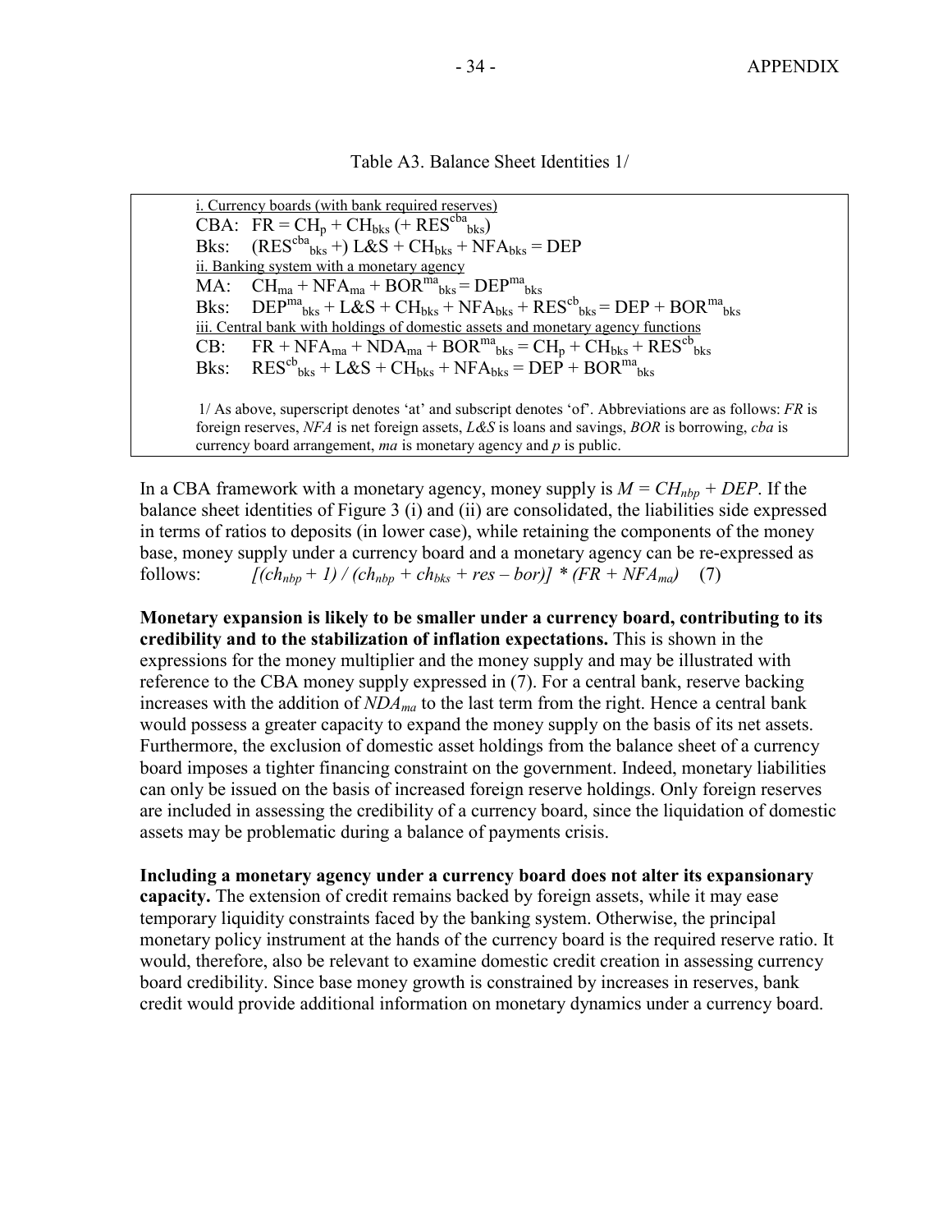Table A3. Balance Sheet Identities 1/

i. Currency boards (with bank required reserves)

CBA: $FR = CH_p + CH_{bks}$ ($+ RES^{cba}_{bks}$)

Bks: ($RES^{cba}_{bks}$ +) $L\&S + CH_{bks} + NFA_{bks} = DEP$

ii. Banking system with a monetary agency

MA: $CH_{ma} + NFA_{ma} + BOR^{ma}_{bks} = DEP^{ma}_{bks}$

Bks: $DEP^{ma}_{bks} + L\&S + CH_{bks} + NFA_{bks} + RES^{cb}_{bks} = DEP + BOR^{ma}_{bks}$

iii. Central bank with holdings of domestic assets and monetary agency functions

CB: $FR + NFA_{ma} + NDA_{ma} + BOR^{ma}_{bks} = CH_p + CH_{bks} + RES^{cb}_{bks}$

Bks: $RES^{cb}_{bks} + L\&S + CH_{bks} + NFA_{bks} = DEP + BOR^{ma}_{bks}$

1/ As above, superscript denotes 'at' and subscript denotes 'of'. Abbreviations are as follows: *FR* is foreign reserves, *NFA* is net foreign assets, *L&S* is loans and savings, *BOR* is borrowing, *cba* is currency board arrangement, *ma* is monetary agency and *p* is public.

In a CBA framework with a monetary agency, money supply is $M = CH_{nbp} + DEP$. If the balance sheet identities of Figure 3 (i) and (ii) are consolidated, the liabilities side expressed in terms of ratios to deposits (in lower case), while retaining the components of the money base, money supply under a currency board and a monetary agency can be re-expressed as follows:

$$[(ch_{nbp} + 1) / (ch_{nbp} + ch_{bks} + res - bor)] * (FR + NFA_{ma}) \quad (7)$$

**Monetary expansion is likely to be smaller under a currency board, contributing to its credibility and to the stabilization of inflation expectations.** This is shown in the expressions for the money multiplier and the money supply and may be illustrated with reference to the CBA money supply expressed in (7). For a central bank, reserve backing increases with the addition of $NDA_{ma}$ to the last term from the right. Hence a central bank would possess a greater capacity to expand the money supply on the basis of its net assets. Furthermore, the exclusion of domestic asset holdings from the balance sheet of a currency board imposes a tighter financing constraint on the government. Indeed, monetary liabilities can only be issued on the basis of increased foreign reserve holdings. Only foreign reserves are included in assessing the credibility of a currency board, since the liquidation of domestic assets may be problematic during a balance of payments crisis.

**Including a monetary agency under a currency board does not alter its expansionary capacity.** The extension of credit remains backed by foreign assets, while it may ease temporary liquidity constraints faced by the banking system. Otherwise, the principal monetary policy instrument at the hands of the currency board is the required reserve ratio. It would, therefore, also be relevant to examine domestic credit creation in assessing currency board credibility. Since base money growth is constrained by increases in reserves, bank credit would provide additional information on monetary dynamics under a currency board.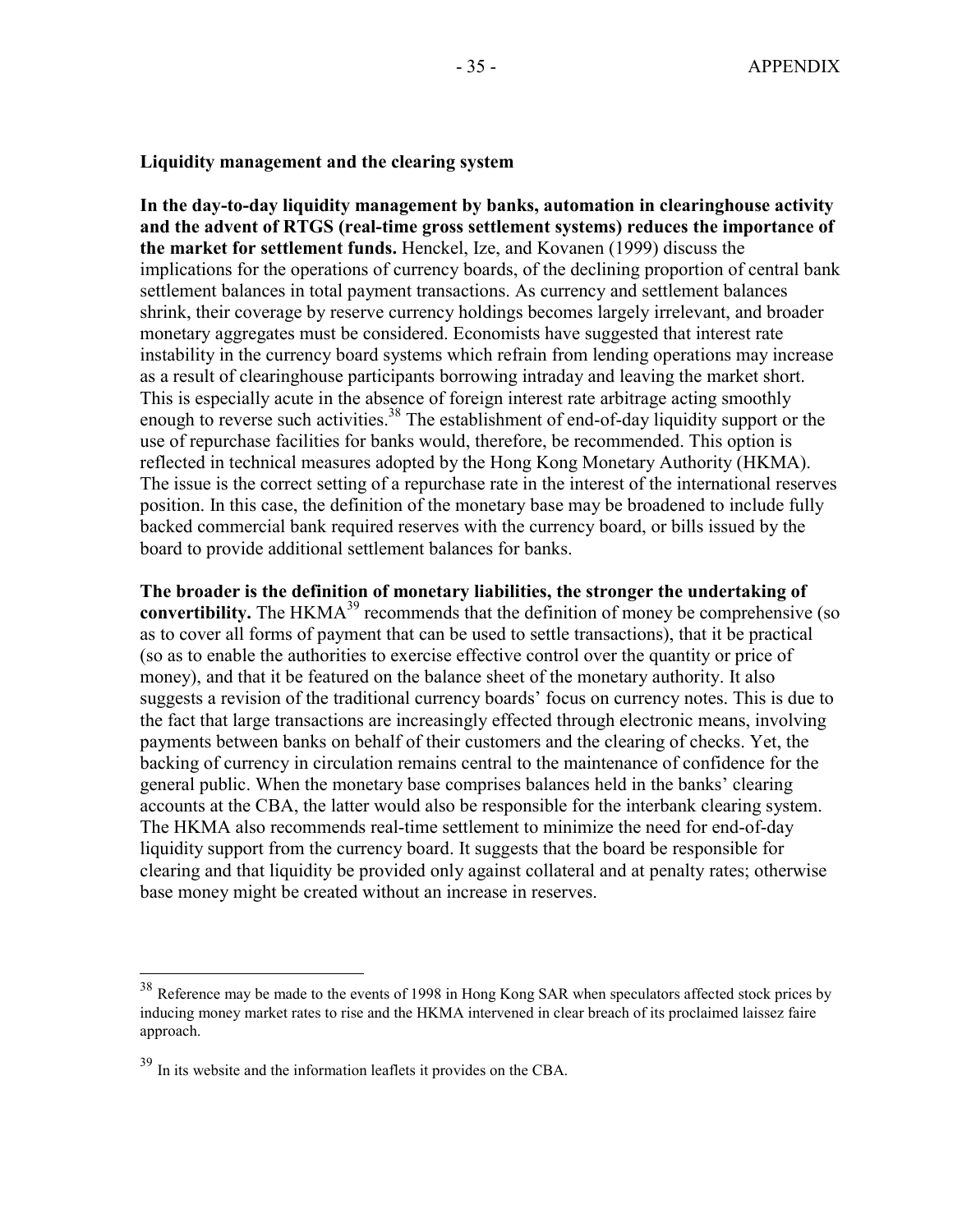**Liquidity management and the clearing system**

**In the day-to-day liquidity management by banks, automation in clearinghouse activity and the advent of RTGS (real-time gross settlement systems) reduces the importance of the market for settlement funds.** Henckel, Ize, and Kovanen (1999) discuss the implications for the operations of currency boards, of the declining proportion of central bank settlement balances in total payment transactions. As currency and settlement balances shrink, their coverage by reserve currency holdings becomes largely irrelevant, and broader monetary aggregates must be considered. Economists have suggested that interest rate instability in the currency board systems which refrain from lending operations may increase as a result of clearinghouse participants borrowing intraday and leaving the market short. This is especially acute in the absence of foreign interest rate arbitrage acting smoothly enough to reverse such activities.[38] The establishment of end-of-day liquidity support or the use of repurchase facilities for banks would, therefore, be recommended. This option is reflected in technical measures adopted by the Hong Kong Monetary Authority (HKMA). The issue is the correct setting of a repurchase rate in the interest of the international reserves position. In this case, the definition of the monetary base may be broadened to include fully backed commercial bank required reserves with the currency board, or bills issued by the board to provide additional settlement balances for banks.

**The broader is the definition of monetary liabilities, the stronger the undertaking of convertibility.** The HKMA[39] recommends that the definition of money be comprehensive (so as to cover all forms of payment that can be used to settle transactions), that it be practical (so as to enable the authorities to exercise effective control over the quantity or price of money), and that it be featured on the balance sheet of the monetary authority. It also suggests a revision of the traditional currency boards' focus on currency notes. This is due to the fact that large transactions are increasingly effected through electronic means, involving payments between banks on behalf of their customers and the clearing of checks. Yet, the backing of currency in circulation remains central to the maintenance of confidence for the general public. When the monetary base comprises balances held in the banks' clearing accounts at the CBA, the latter would also be responsible for the interbank clearing system. The HKMA also recommends real-time settlement to minimize the need for end-of-day liquidity support from the currency board. It suggests that the board be responsible for clearing and that liquidity be provided only against collateral and at penalty rates; otherwise base money might be created without an increase in reserves.

---

[38] Reference may be made to the events of 1998 in Hong Kong SAR when speculators affected stock prices by inducing money market rates to rise and the HKMA intervened in clear breach of its proclaimed laissez faire approach.

[39] In its website and the information leaflets it provides on the CBA.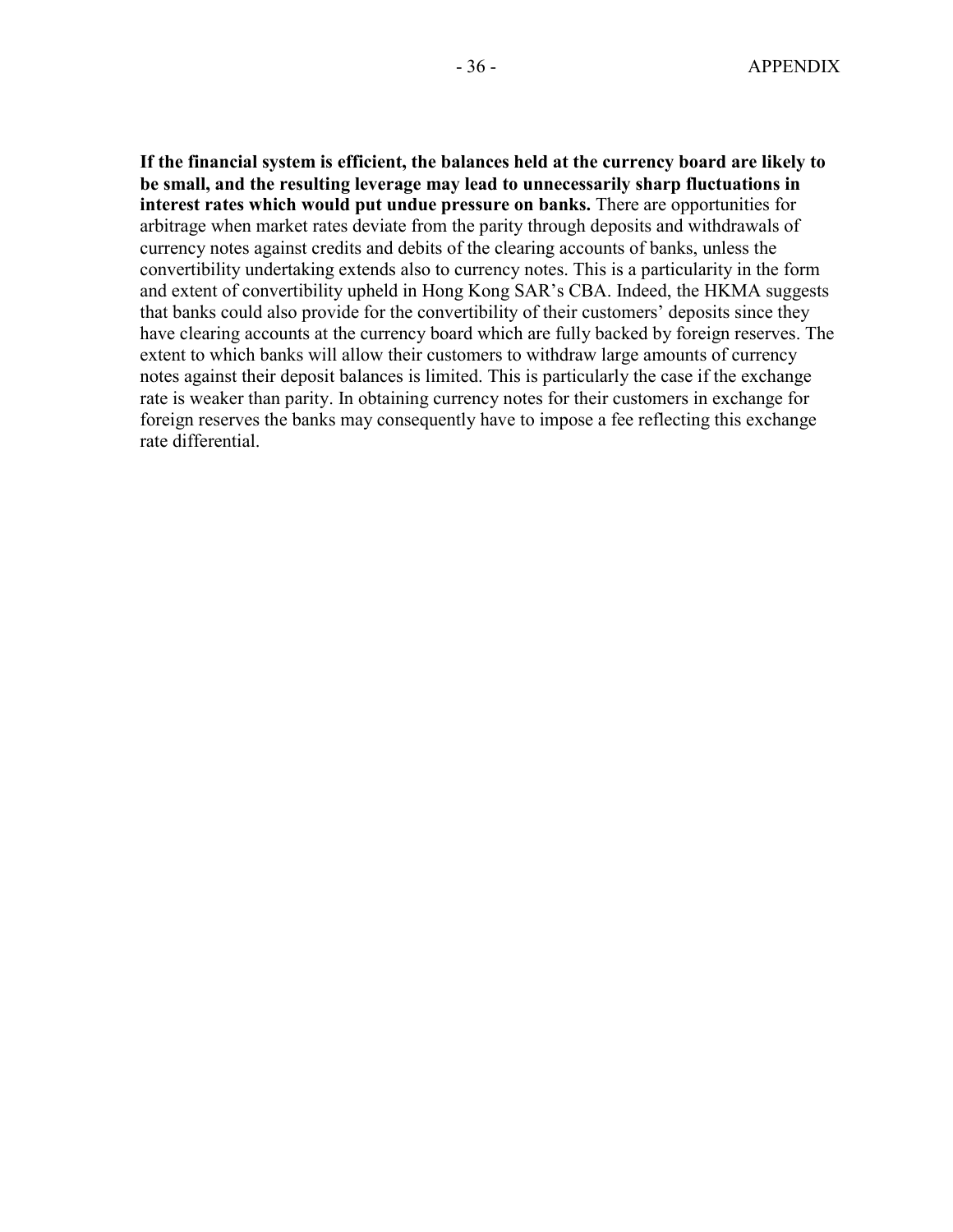**If the financial system is efficient, the balances held at the currency board are likely to be small, and the resulting leverage may lead to unnecessarily sharp fluctuations in interest rates which would put undue pressure on banks.** There are opportunities for arbitrage when market rates deviate from the parity through deposits and withdrawals of currency notes against credits and debits of the clearing accounts of banks, unless the convertibility undertaking extends also to currency notes. This is a particularity in the form and extent of convertibility upheld in Hong Kong SAR's CBA. Indeed, the HKMA suggests that banks could also provide for the convertibility of their customers' deposits since they have clearing accounts at the currency board which are fully backed by foreign reserves. The extent to which banks will allow their customers to withdraw large amounts of currency notes against their deposit balances is limited. This is particularly the case if the exchange rate is weaker than parity. In obtaining currency notes for their customers in exchange for foreign reserves the banks may consequently have to impose a fee reflecting this exchange rate differential.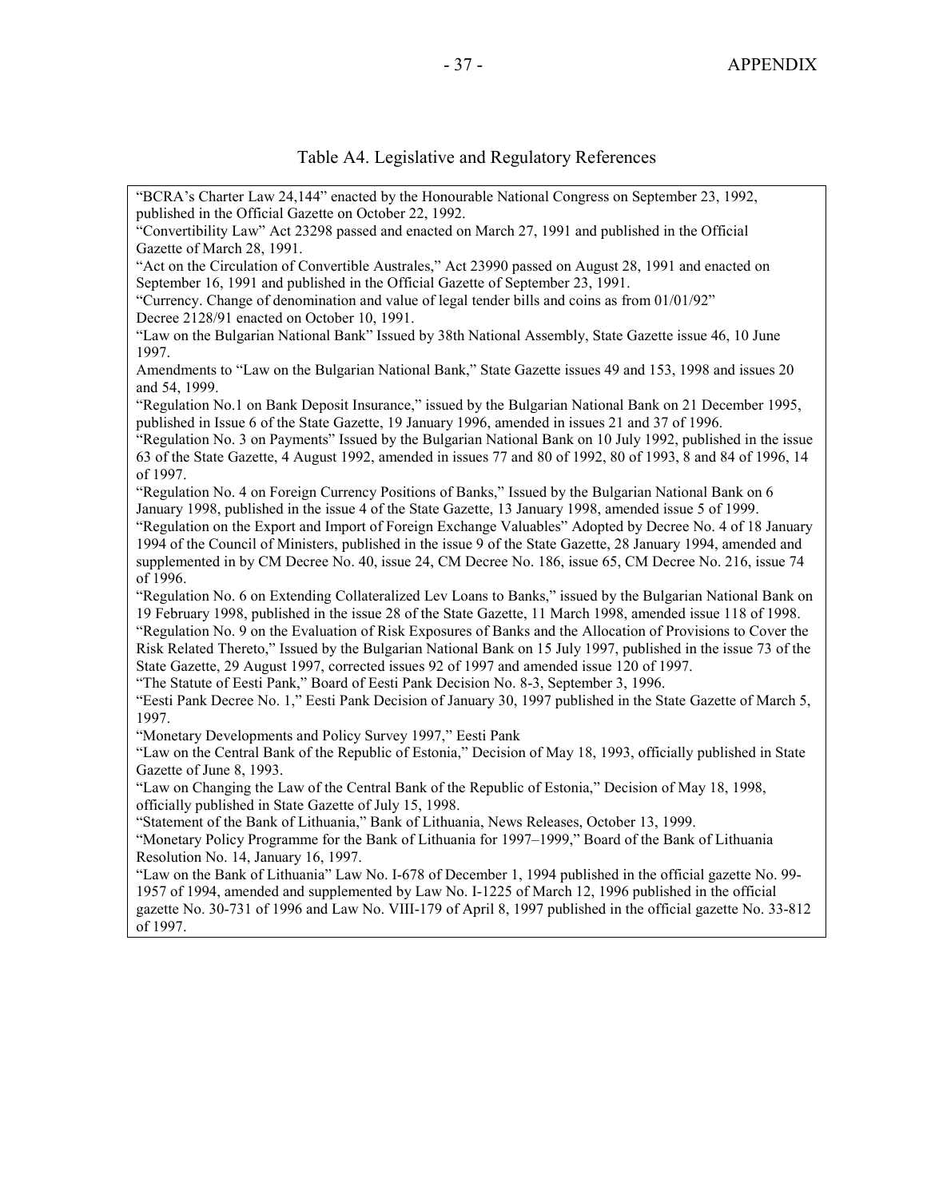## Table A4. Legislative and Regulatory References

"BCRA's Charter Law 24,144" enacted by the Honourable National Congress on September 23, 1992, published in the Official Gazette on October 22, 1992.

"Convertibility Law" Act 23298 passed and enacted on March 27, 1991 and published in the Official Gazette of March 28, 1991.

"Act on the Circulation of Convertible Australes," Act 23990 passed on August 28, 1991 and enacted on September 16, 1991 and published in the Official Gazette of September 23, 1991.

"Currency. Change of denomination and value of legal tender bills and coins as from 01/01/92" Decree 2128/91 enacted on October 10, 1991.

"Law on the Bulgarian National Bank" Issued by 38th National Assembly, State Gazette issue 46, 10 June 1997.

Amendments to "Law on the Bulgarian National Bank," State Gazette issues 49 and 153, 1998 and issues 20 and 54, 1999.

"Regulation No.1 on Bank Deposit Insurance," issued by the Bulgarian National Bank on 21 December 1995, published in Issue 6 of the State Gazette, 19 January 1996, amended in issues 21 and 37 of 1996.

"Regulation No. 3 on Payments" Issued by the Bulgarian National Bank on 10 July 1992, published in the issue 63 of the State Gazette, 4 August 1992, amended in issues 77 and 80 of 1992, 80 of 1993, 8 and 84 of 1996, 14 of 1997.

"Regulation No. 4 on Foreign Currency Positions of Banks," Issued by the Bulgarian National Bank on 6 January 1998, published in the issue 4 of the State Gazette, 13 January 1998, amended issue 5 of 1999.

"Regulation on the Export and Import of Foreign Exchange Valuables" Adopted by Decree No. 4 of 18 January 1994 of the Council of Ministers, published in the issue 9 of the State Gazette, 28 January 1994, amended and supplemented in by CM Decree No. 40, issue 24, CM Decree No. 186, issue 65, CM Decree No. 216, issue 74 of 1996.

"Regulation No. 6 on Extending Collateralized Lev Loans to Banks," issued by the Bulgarian National Bank on 19 February 1998, published in the issue 28 of the State Gazette, 11 March 1998, amended issue 118 of 1998.

"Regulation No. 9 on the Evaluation of Risk Exposures of Banks and the Allocation of Provisions to Cover the Risk Related Thereto," Issued by the Bulgarian National Bank on 15 July 1997, published in the issue 73 of the State Gazette, 29 August 1997, corrected issues 92 of 1997 and amended issue 120 of 1997.

"The Statute of Eesti Pank," Board of Eesti Pank Decision No. 8-3, September 3, 1996.

"Eesti Pank Decree No. 1," Eesti Pank Decision of January 30, 1997 published in the State Gazette of March 5, 1997.

"Monetary Developments and Policy Survey 1997," Eesti Pank

"Law on the Central Bank of the Republic of Estonia," Decision of May 18, 1993, officially published in State Gazette of June 8, 1993.

"Law on Changing the Law of the Central Bank of the Republic of Estonia," Decision of May 18, 1998, officially published in State Gazette of July 15, 1998.

"Statement of the Bank of Lithuania," Bank of Lithuania, News Releases, October 13, 1999.

"Monetary Policy Programme for the Bank of Lithuania for 1997–1999," Board of the Bank of Lithuania Resolution No. 14, January 16, 1997.

"Law on the Bank of Lithuania" Law No. I-678 of December 1, 1994 published in the official gazette No. 99-1957 of 1994, amended and supplemented by Law No. I-1225 of March 12, 1996 published in the official gazette No. 30-731 of 1996 and Law No. VIII-179 of April 8, 1997 published in the official gazette No. 33-812 of 1997.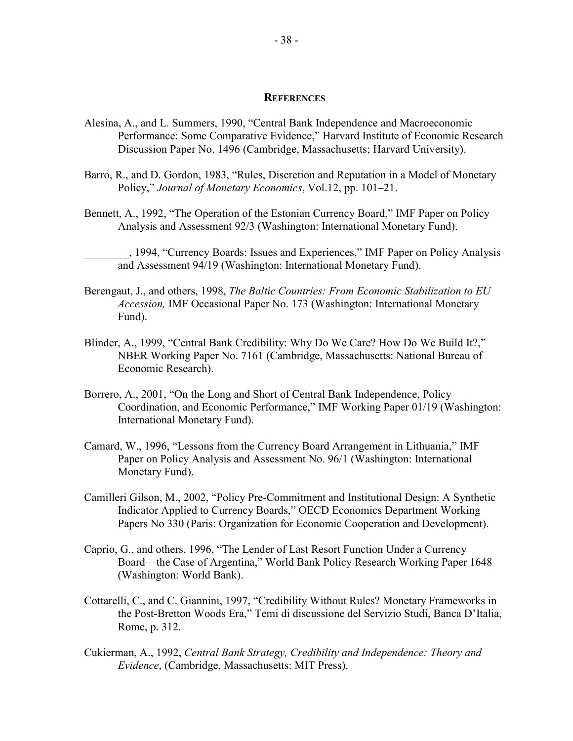## REFERENCES

Alesina, A., and L. Summers, 1990, "Central Bank Independence and Macroeconomic Performance: Some Comparative Evidence," Harvard Institute of Economic Research Discussion Paper No. 1496 (Cambridge, Massachusetts; Harvard University).

Barro, R., and D. Gordon, 1983, "Rules, Discretion and Reputation in a Model of Monetary Policy," *Journal of Monetary Economics*, Vol.12, pp. 101–21.

Bennett, A., 1992, "The Operation of the Estonian Currency Board," IMF Paper on Policy Analysis and Assessment 92/3 (Washington: International Monetary Fund).

________, 1994, "Currency Boards: Issues and Experiences," IMF Paper on Policy Analysis and Assessment 94/19 (Washington: International Monetary Fund).

Berengaut, J., and others, 1998, *The Baltic Countries: From Economic Stabilization to EU Accession,* IMF Occasional Paper No. 173 (Washington: International Monetary Fund).

Blinder, A., 1999, "Central Bank Credibility: Why Do We Care? How Do We Build It?," NBER Working Paper No. 7161 (Cambridge, Massachusetts: National Bureau of Economic Research).

Borrero, A., 2001, "On the Long and Short of Central Bank Independence, Policy Coordination, and Economic Performance," IMF Working Paper 01/19 (Washington: International Monetary Fund).

Camard, W., 1996, "Lessons from the Currency Board Arrangement in Lithuania," IMF Paper on Policy Analysis and Assessment No. 96/1 (Washington: International Monetary Fund).

Camilleri Gilson, M., 2002, "Policy Pre-Commitment and Institutional Design: A Synthetic Indicator Applied to Currency Boards," OECD Economics Department Working Papers No 330 (Paris: Organization for Economic Cooperation and Development).

Caprio, G., and others, 1996, "The Lender of Last Resort Function Under a Currency Board—the Case of Argentina," World Bank Policy Research Working Paper 1648 (Washington: World Bank).

Cottarelli, C., and C. Giannini, 1997, "Credibility Without Rules? Monetary Frameworks in the Post-Bretton Woods Era," Temi di discussione del Servizio Studi, Banca D'Italia, Rome, p. 312.

Cukierman, A., 1992, *Central Bank Strategy, Credibility and Independence: Theory and Evidence*, (Cambridge, Massachusetts: MIT Press).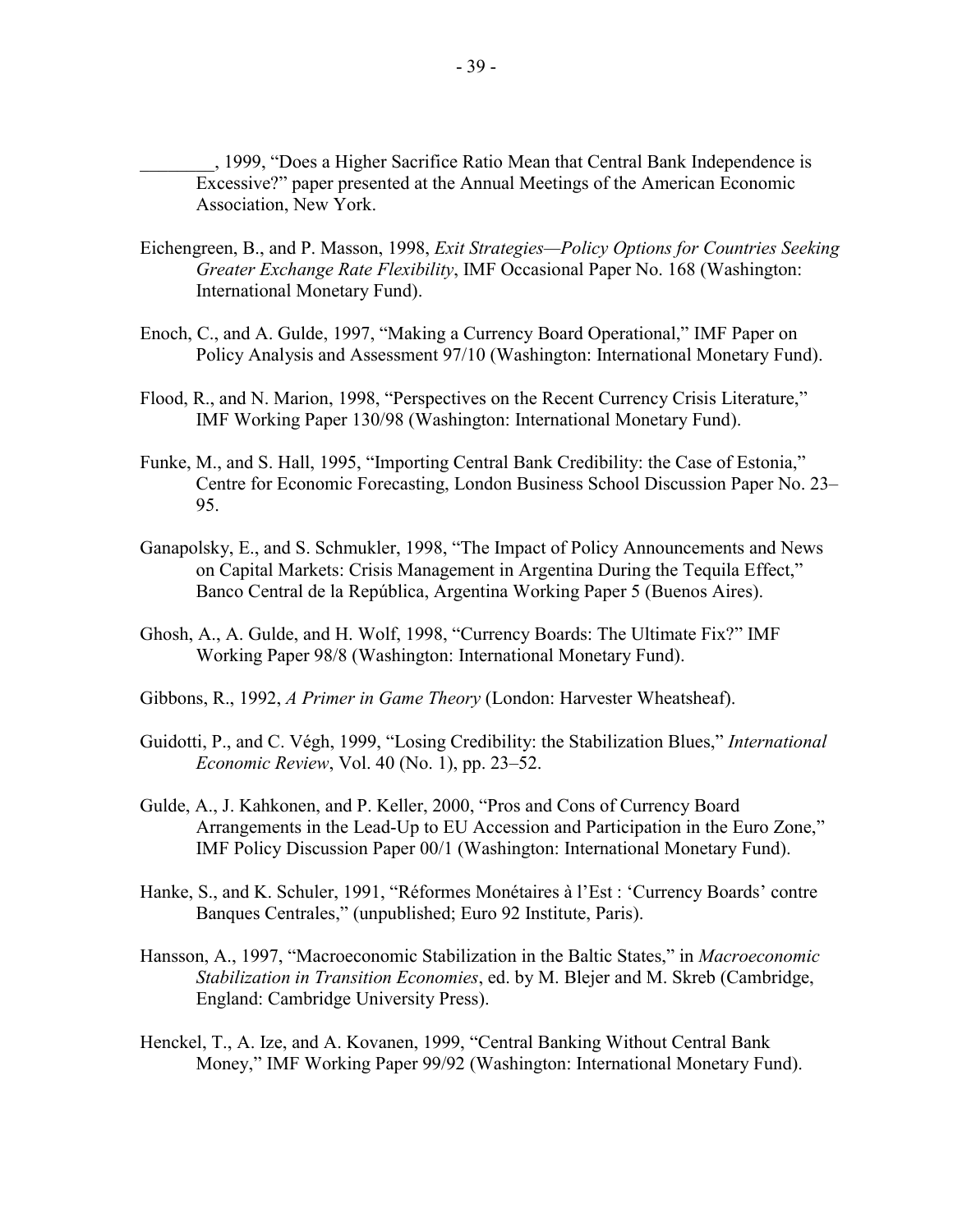________, 1999, "Does a Higher Sacrifice Ratio Mean that Central Bank Independence is Excessive?" paper presented at the Annual Meetings of the American Economic Association, New York.

Eichengreen, B., and P. Masson, 1998, *Exit Strategies—Policy Options for Countries Seeking Greater Exchange Rate Flexibility*, IMF Occasional Paper No. 168 (Washington: International Monetary Fund).

Enoch, C., and A. Gulde, 1997, "Making a Currency Board Operational," IMF Paper on Policy Analysis and Assessment 97/10 (Washington: International Monetary Fund).

Flood, R., and N. Marion, 1998, "Perspectives on the Recent Currency Crisis Literature," IMF Working Paper 130/98 (Washington: International Monetary Fund).

Funke, M., and S. Hall, 1995, "Importing Central Bank Credibility: the Case of Estonia," Centre for Economic Forecasting, London Business School Discussion Paper No. 23–95.

Ganapolsky, E., and S. Schmukler, 1998, "The Impact of Policy Announcements and News on Capital Markets: Crisis Management in Argentina During the Tequila Effect," Banco Central de la República, Argentina Working Paper 5 (Buenos Aires).

Ghosh, A., A. Gulde, and H. Wolf, 1998, "Currency Boards: The Ultimate Fix?" IMF Working Paper 98/8 (Washington: International Monetary Fund).

Gibbons, R., 1992, *A Primer in Game Theory* (London: Harvester Wheatsheaf).

Guidotti, P., and C. Végh, 1999, "Losing Credibility: the Stabilization Blues," *International Economic Review*, Vol. 40 (No. 1), pp. 23–52.

Gulde, A., J. Kahkonen, and P. Keller, 2000, "Pros and Cons of Currency Board Arrangements in the Lead-Up to EU Accession and Participation in the Euro Zone," IMF Policy Discussion Paper 00/1 (Washington: International Monetary Fund).

Hanke, S., and K. Schuler, 1991, "Réformes Monétaires à l'Est : 'Currency Boards' contre Banques Centrales," (unpublished; Euro 92 Institute, Paris).

Hansson, A., 1997, "Macroeconomic Stabilization in the Baltic States," in *Macroeconomic Stabilization in Transition Economies*, ed. by M. Blejer and M. Skreb (Cambridge, England: Cambridge University Press).

Henckel, T., A. Ize, and A. Kovanen, 1999, "Central Banking Without Central Bank Money," IMF Working Paper 99/92 (Washington: International Monetary Fund).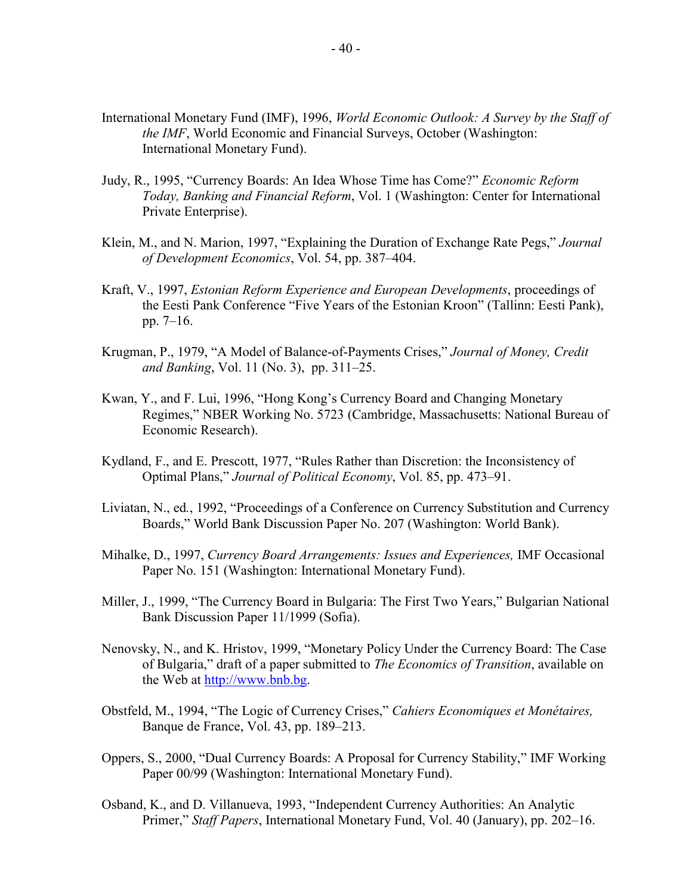International Monetary Fund (IMF), 1996, *World Economic Outlook: A Survey by the Staff of the IMF*, World Economic and Financial Surveys, October (Washington: International Monetary Fund).

Judy, R., 1995, "Currency Boards: An Idea Whose Time has Come?" *Economic Reform Today, Banking and Financial Reform*, Vol. 1 (Washington: Center for International Private Enterprise).

Klein, M., and N. Marion, 1997, "Explaining the Duration of Exchange Rate Pegs," *Journal of Development Economics*, Vol. 54, pp. 387–404.

Kraft, V., 1997, *Estonian Reform Experience and European Developments*, proceedings of the Eesti Pank Conference "Five Years of the Estonian Kroon" (Tallinn: Eesti Pank), pp. 7–16.

Krugman, P., 1979, "A Model of Balance-of-Payments Crises," *Journal of Money, Credit and Banking*, Vol. 11 (No. 3), pp. 311–25.

Kwan, Y., and F. Lui, 1996, "Hong Kong's Currency Board and Changing Monetary Regimes," NBER Working No. 5723 (Cambridge, Massachusetts: National Bureau of Economic Research).

Kydland, F., and E. Prescott, 1977, "Rules Rather than Discretion: the Inconsistency of Optimal Plans," *Journal of Political Economy*, Vol. 85, pp. 473–91.

Liviatan, N., ed., 1992, "Proceedings of a Conference on Currency Substitution and Currency Boards," World Bank Discussion Paper No. 207 (Washington: World Bank).

Mihalke, D., 1997, *Currency Board Arrangements: Issues and Experiences,* IMF Occasional Paper No. 151 (Washington: International Monetary Fund).

Miller, J., 1999, "The Currency Board in Bulgaria: The First Two Years," Bulgarian National Bank Discussion Paper 11/1999 (Sofia).

Nenovsky, N., and K. Hristov, 1999, "Monetary Policy Under the Currency Board: The Case of Bulgaria," draft of a paper submitted to *The Economics of Transition*, available on the Web at http://www.bnb.bg.

Obstfeld, M., 1994, "The Logic of Currency Crises," *Cahiers Economiques et Monétaires,* Banque de France, Vol. 43, pp. 189–213.

Oppers, S., 2000, "Dual Currency Boards: A Proposal for Currency Stability," IMF Working Paper 00/99 (Washington: International Monetary Fund).

Osband, K., and D. Villanueva, 1993, "Independent Currency Authorities: An Analytic Primer," *Staff Papers*, International Monetary Fund, Vol. 40 (January), pp. 202–16.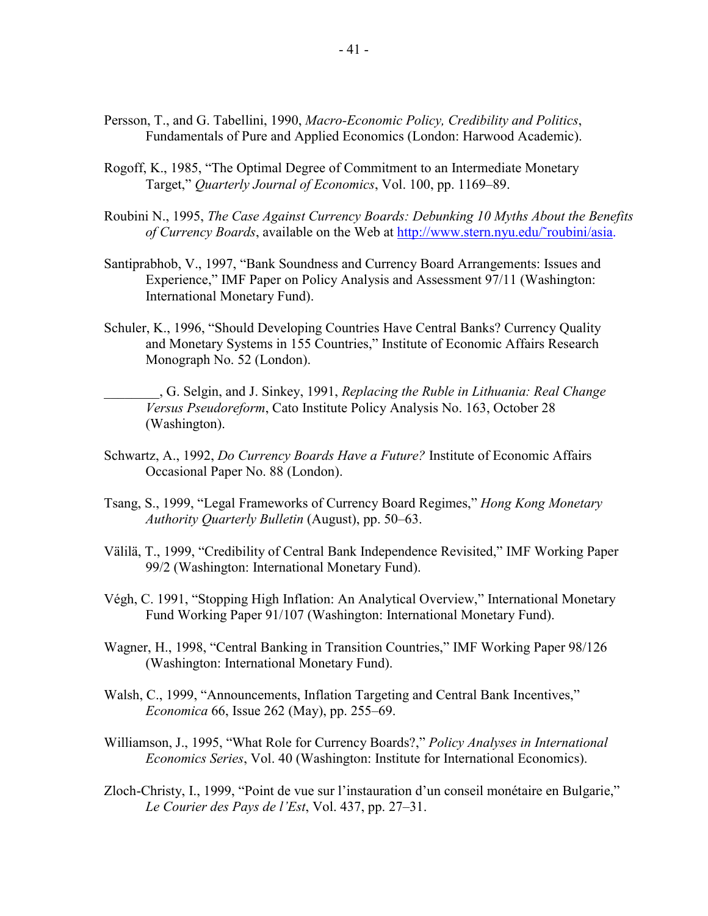Persson, T., and G. Tabellini, 1990, *Macro-Economic Policy, Credibility and Politics*, Fundamentals of Pure and Applied Economics (London: Harwood Academic).

Rogoff, K., 1985, "The Optimal Degree of Commitment to an Intermediate Monetary Target," *Quarterly Journal of Economics*, Vol. 100, pp. 1169–89.

Roubini N., 1995, *The Case Against Currency Boards: Debunking 10 Myths About the Benefits of Currency Boards*, available on the Web at http://www.stern.nyu.edu/~roubini/asia.

Santiprabhob, V., 1997, "Bank Soundness and Currency Board Arrangements: Issues and Experience," IMF Paper on Policy Analysis and Assessment 97/11 (Washington: International Monetary Fund).

Schuler, K., 1996, "Should Developing Countries Have Central Banks? Currency Quality and Monetary Systems in 155 Countries," Institute of Economic Affairs Research Monograph No. 52 (London).

________, G. Selgin, and J. Sinkey, 1991, *Replacing the Ruble in Lithuania: Real Change Versus Pseudoreform*, Cato Institute Policy Analysis No. 163, October 28 (Washington).

Schwartz, A., 1992, *Do Currency Boards Have a Future?* Institute of Economic Affairs Occasional Paper No. 88 (London).

Tsang, S., 1999, "Legal Frameworks of Currency Board Regimes," *Hong Kong Monetary Authority Quarterly Bulletin* (August), pp. 50–63.

Välilä, T., 1999, "Credibility of Central Bank Independence Revisited," IMF Working Paper 99/2 (Washington: International Monetary Fund).

Végh, C. 1991, "Stopping High Inflation: An Analytical Overview," International Monetary Fund Working Paper 91/107 (Washington: International Monetary Fund).

Wagner, H., 1998, "Central Banking in Transition Countries," IMF Working Paper 98/126 (Washington: International Monetary Fund).

Walsh, C., 1999, "Announcements, Inflation Targeting and Central Bank Incentives," *Economica* 66, Issue 262 (May), pp. 255–69.

Williamson, J., 1995, "What Role for Currency Boards?," *Policy Analyses in International Economics Series*, Vol. 40 (Washington: Institute for International Economics).

Zloch-Christy, I., 1999, "Point de vue sur l'instauration d'un conseil monétaire en Bulgarie," *Le Courier des Pays de l'Est*, Vol. 437, pp. 27–31.